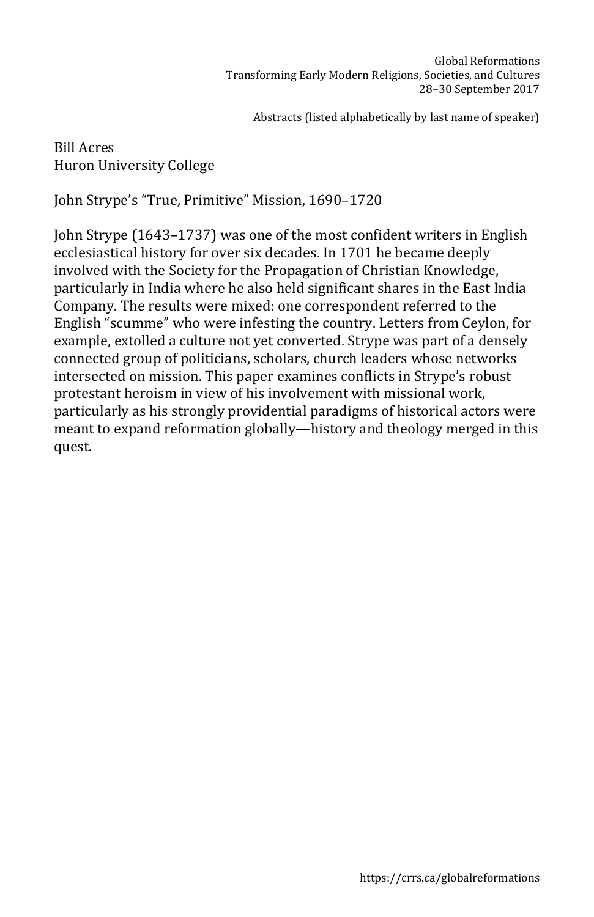Global Reformations
Transforming Early Modern Religions, Societies, and Cultures
28–30 September 2017

Abstracts (listed alphabetically by last name of speaker)

Bill Acres
Huron University College

John Strype's "True, Primitive" Mission, 1690–1720

John Strype (1643–1737) was one of the most confident writers in English ecclesiastical history for over six decades. In 1701 he became deeply involved with the Society for the Propagation of Christian Knowledge, particularly in India where he also held significant shares in the East India Company. The results were mixed: one correspondent referred to the English "scumme" who were infesting the country. Letters from Ceylon, for example, extolled a culture not yet converted. Strype was part of a densely connected group of politicians, scholars, church leaders whose networks intersected on mission. This paper examines conflicts in Strype's robust protestant heroism in view of his involvement with missional work, particularly as his strongly providential paradigms of historical actors were meant to expand reformation globally—history and theology merged in this quest.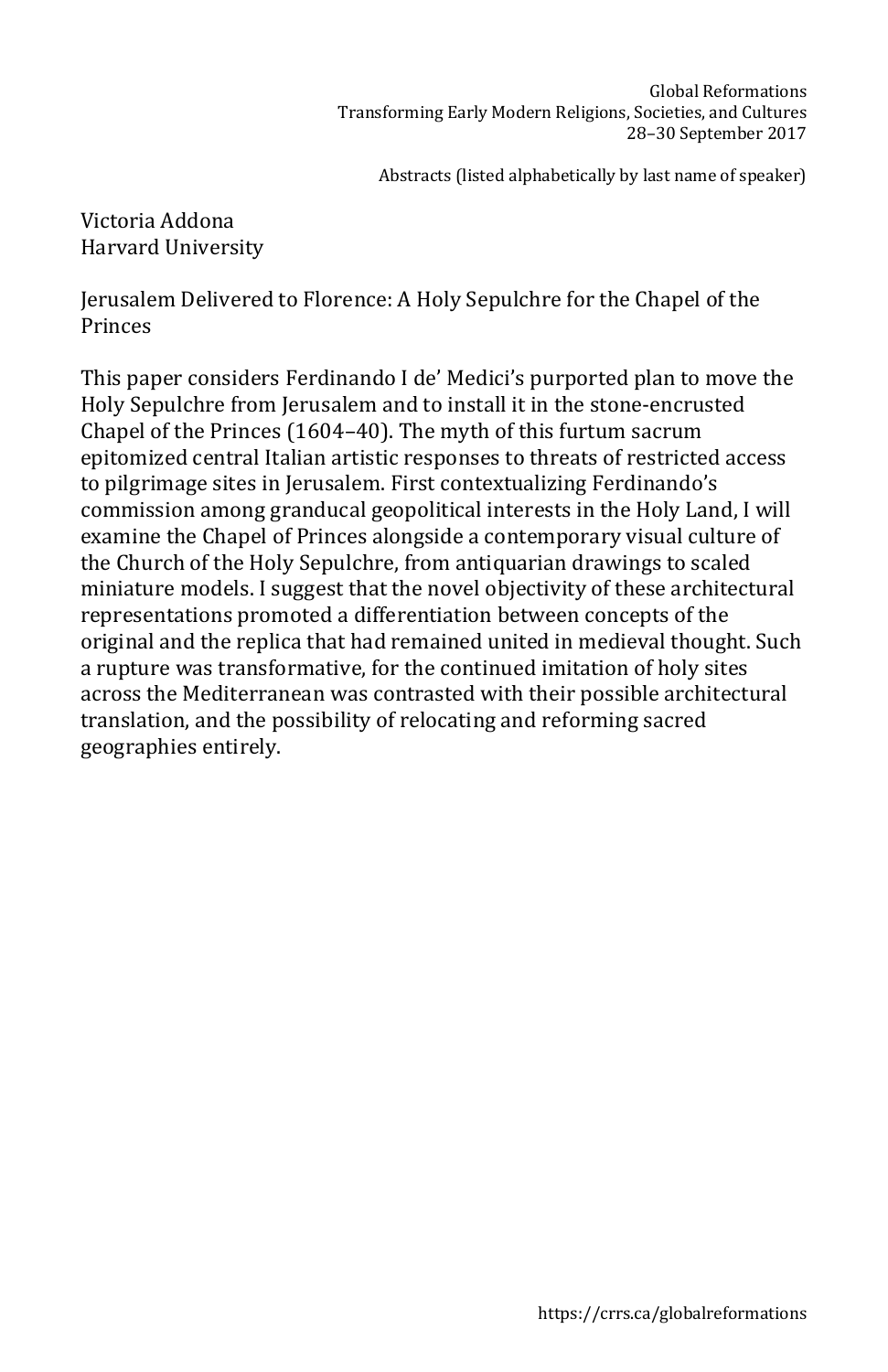Victoria Addona
Harvard University

## Jerusalem Delivered to Florence: A Holy Sepulchre for the Chapel of the Princes

This paper considers Ferdinando I de' Medici's purported plan to move the Holy Sepulchre from Jerusalem and to install it in the stone-encrusted Chapel of the Princes (1604–40). The myth of this furtum sacrum epitomized central Italian artistic responses to threats of restricted access to pilgrimage sites in Jerusalem. First contextualizing Ferdinando's commission among granducal geopolitical interests in the Holy Land, I will examine the Chapel of Princes alongside a contemporary visual culture of the Church of the Holy Sepulchre, from antiquarian drawings to scaled miniature models. I suggest that the novel objectivity of these architectural representations promoted a differentiation between concepts of the original and the replica that had remained united in medieval thought. Such a rupture was transformative, for the continued imitation of holy sites across the Mediterranean was contrasted with their possible architectural translation, and the possibility of relocating and reforming sacred geographies entirely.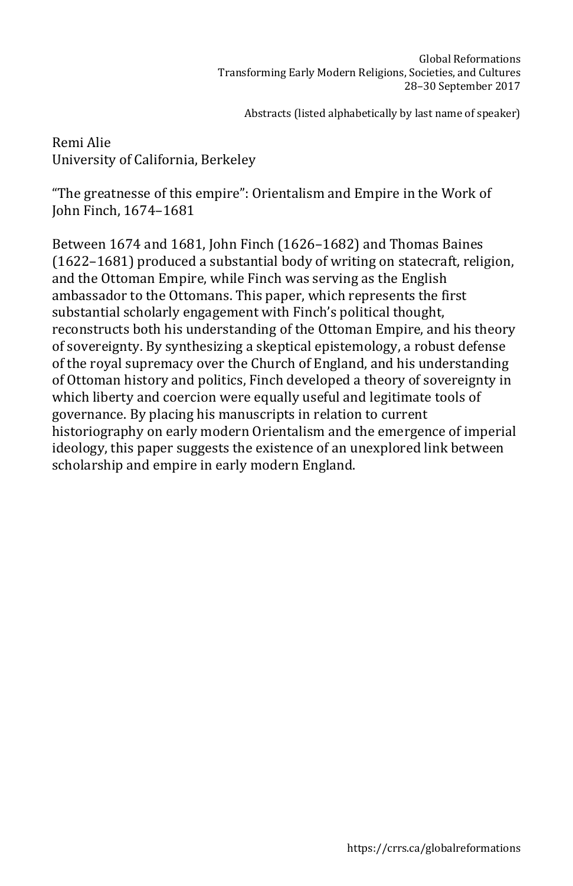Remi Alie
University of California, Berkeley

"The greatnesse of this empire": Orientalism and Empire in the Work of John Finch, 1674–1681

Between 1674 and 1681, John Finch (1626–1682) and Thomas Baines (1622–1681) produced a substantial body of writing on statecraft, religion, and the Ottoman Empire, while Finch was serving as the English ambassador to the Ottomans. This paper, which represents the first substantial scholarly engagement with Finch's political thought, reconstructs both his understanding of the Ottoman Empire, and his theory of sovereignty. By synthesizing a skeptical epistemology, a robust defense of the royal supremacy over the Church of England, and his understanding of Ottoman history and politics, Finch developed a theory of sovereignty in which liberty and coercion were equally useful and legitimate tools of governance. By placing his manuscripts in relation to current historiography on early modern Orientalism and the emergence of imperial ideology, this paper suggests the existence of an unexplored link between scholarship and empire in early modern England.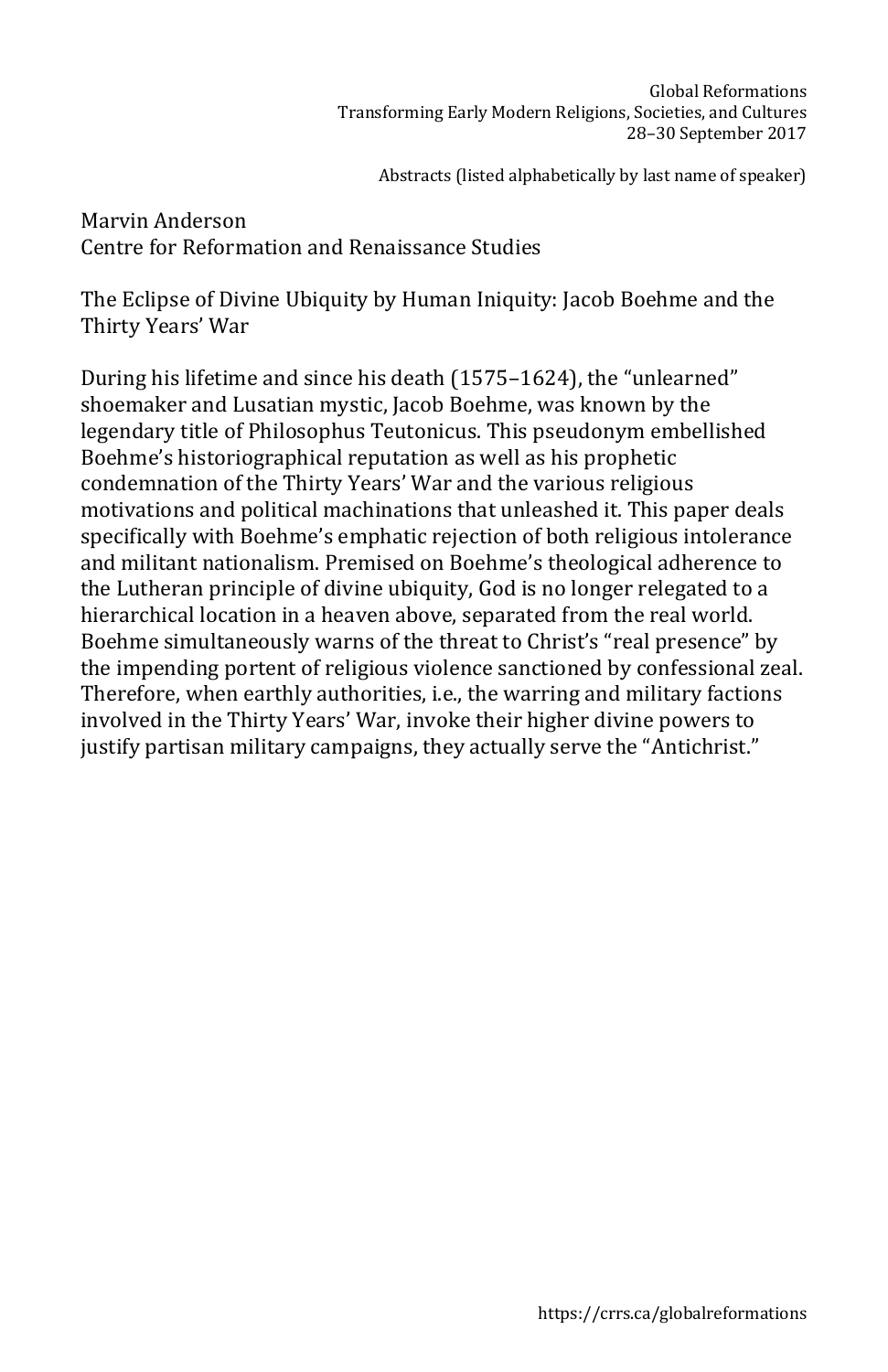Marvin Anderson
Centre for Reformation and Renaissance Studies

The Eclipse of Divine Ubiquity by Human Iniquity: Jacob Boehme and the Thirty Years' War

During his lifetime and since his death (1575–1624), the "unlearned" shoemaker and Lusatian mystic, Jacob Boehme, was known by the legendary title of Philosophus Teutonicus. This pseudonym embellished Boehme's historiographical reputation as well as his prophetic condemnation of the Thirty Years' War and the various religious motivations and political machinations that unleashed it. This paper deals specifically with Boehme's emphatic rejection of both religious intolerance and militant nationalism. Premised on Boehme's theological adherence to the Lutheran principle of divine ubiquity, God is no longer relegated to a hierarchical location in a heaven above, separated from the real world. Boehme simultaneously warns of the threat to Christ's "real presence" by the impending portent of religious violence sanctioned by confessional zeal. Therefore, when earthly authorities, i.e., the warring and military factions involved in the Thirty Years' War, invoke their higher divine powers to justify partisan military campaigns, they actually serve the "Antichrist."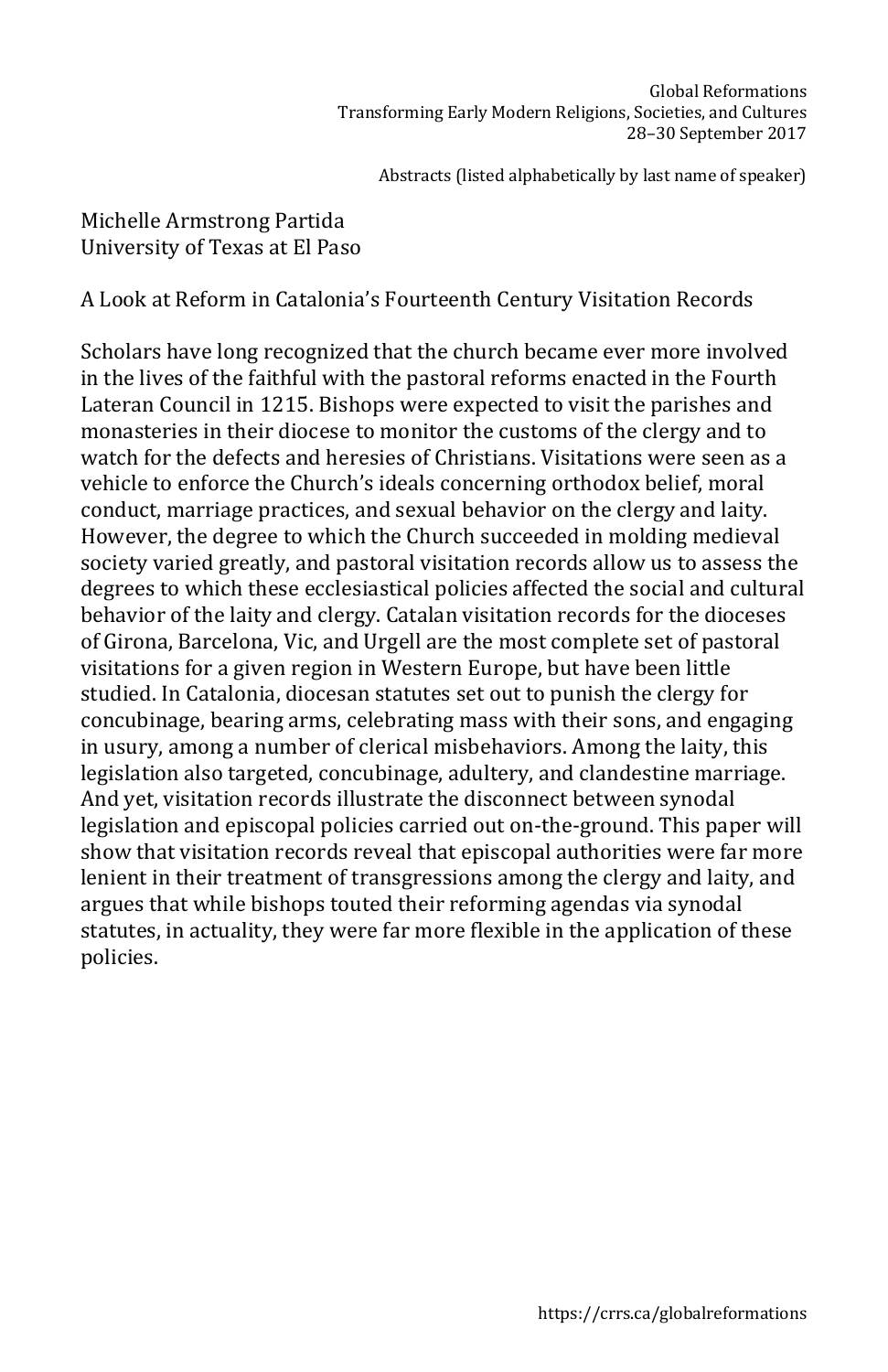Michelle Armstrong Partida
University of Texas at El Paso

A Look at Reform in Catalonia's Fourteenth Century Visitation Records

Scholars have long recognized that the church became ever more involved in the lives of the faithful with the pastoral reforms enacted in the Fourth Lateran Council in 1215. Bishops were expected to visit the parishes and monasteries in their diocese to monitor the customs of the clergy and to watch for the defects and heresies of Christians. Visitations were seen as a vehicle to enforce the Church's ideals concerning orthodox belief, moral conduct, marriage practices, and sexual behavior on the clergy and laity. However, the degree to which the Church succeeded in molding medieval society varied greatly, and pastoral visitation records allow us to assess the degrees to which these ecclesiastical policies affected the social and cultural behavior of the laity and clergy. Catalan visitation records for the dioceses of Girona, Barcelona, Vic, and Urgell are the most complete set of pastoral visitations for a given region in Western Europe, but have been little studied. In Catalonia, diocesan statutes set out to punish the clergy for concubinage, bearing arms, celebrating mass with their sons, and engaging in usury, among a number of clerical misbehaviors. Among the laity, this legislation also targeted, concubinage, adultery, and clandestine marriage. And yet, visitation records illustrate the disconnect between synodal legislation and episcopal policies carried out on-the-ground. This paper will show that visitation records reveal that episcopal authorities were far more lenient in their treatment of transgressions among the clergy and laity, and argues that while bishops touted their reforming agendas via synodal statutes, in actuality, they were far more flexible in the application of these policies.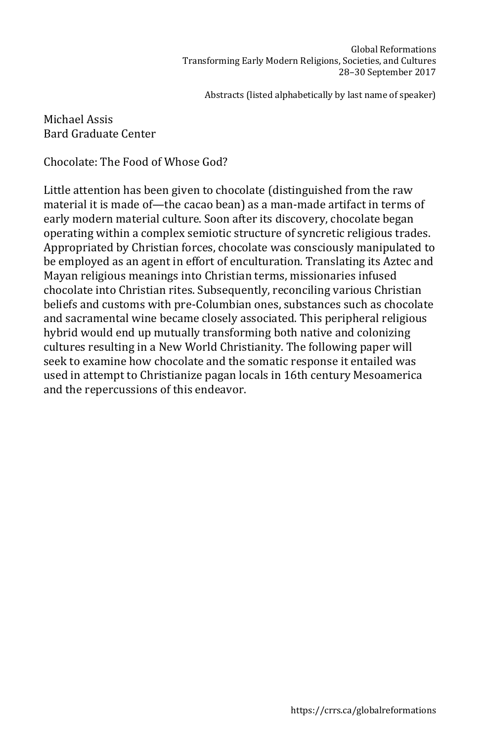Michael Assis
Bard Graduate Center

## Chocolate: The Food of Whose God?

Little attention has been given to chocolate (distinguished from the raw material it is made of—the cacao bean) as a man-made artifact in terms of early modern material culture. Soon after its discovery, chocolate began operating within a complex semiotic structure of syncretic religious trades. Appropriated by Christian forces, chocolate was consciously manipulated to be employed as an agent in effort of enculturation. Translating its Aztec and Mayan religious meanings into Christian terms, missionaries infused chocolate into Christian rites. Subsequently, reconciling various Christian beliefs and customs with pre-Columbian ones, substances such as chocolate and sacramental wine became closely associated. This peripheral religious hybrid would end up mutually transforming both native and colonizing cultures resulting in a New World Christianity. The following paper will seek to examine how chocolate and the somatic response it entailed was used in attempt to Christianize pagan locals in 16th century Mesoamerica and the repercussions of this endeavor.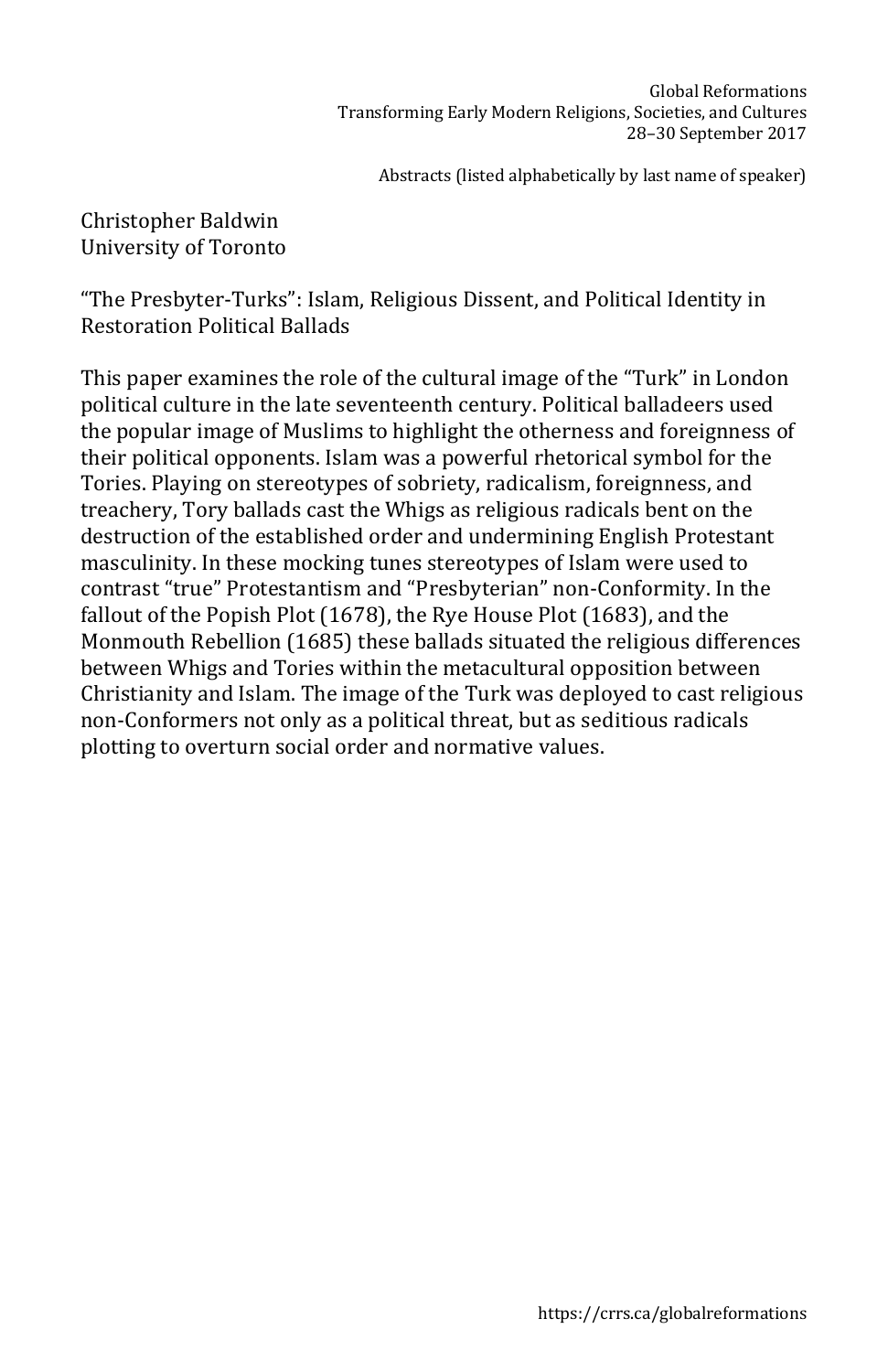Christopher Baldwin
University of Toronto

"The Presbyter-Turks": Islam, Religious Dissent, and Political Identity in Restoration Political Ballads

This paper examines the role of the cultural image of the "Turk" in London political culture in the late seventeenth century. Political balladeers used the popular image of Muslims to highlight the otherness and foreignness of their political opponents. Islam was a powerful rhetorical symbol for the Tories. Playing on stereotypes of sobriety, radicalism, foreignness, and treachery, Tory ballads cast the Whigs as religious radicals bent on the destruction of the established order and undermining English Protestant masculinity. In these mocking tunes stereotypes of Islam were used to contrast "true" Protestantism and "Presbyterian" non-Conformity. In the fallout of the Popish Plot (1678), the Rye House Plot (1683), and the Monmouth Rebellion (1685) these ballads situated the religious differences between Whigs and Tories within the metacultural opposition between Christianity and Islam. The image of the Turk was deployed to cast religious non-Conformers not only as a political threat, but as seditious radicals plotting to overturn social order and normative values.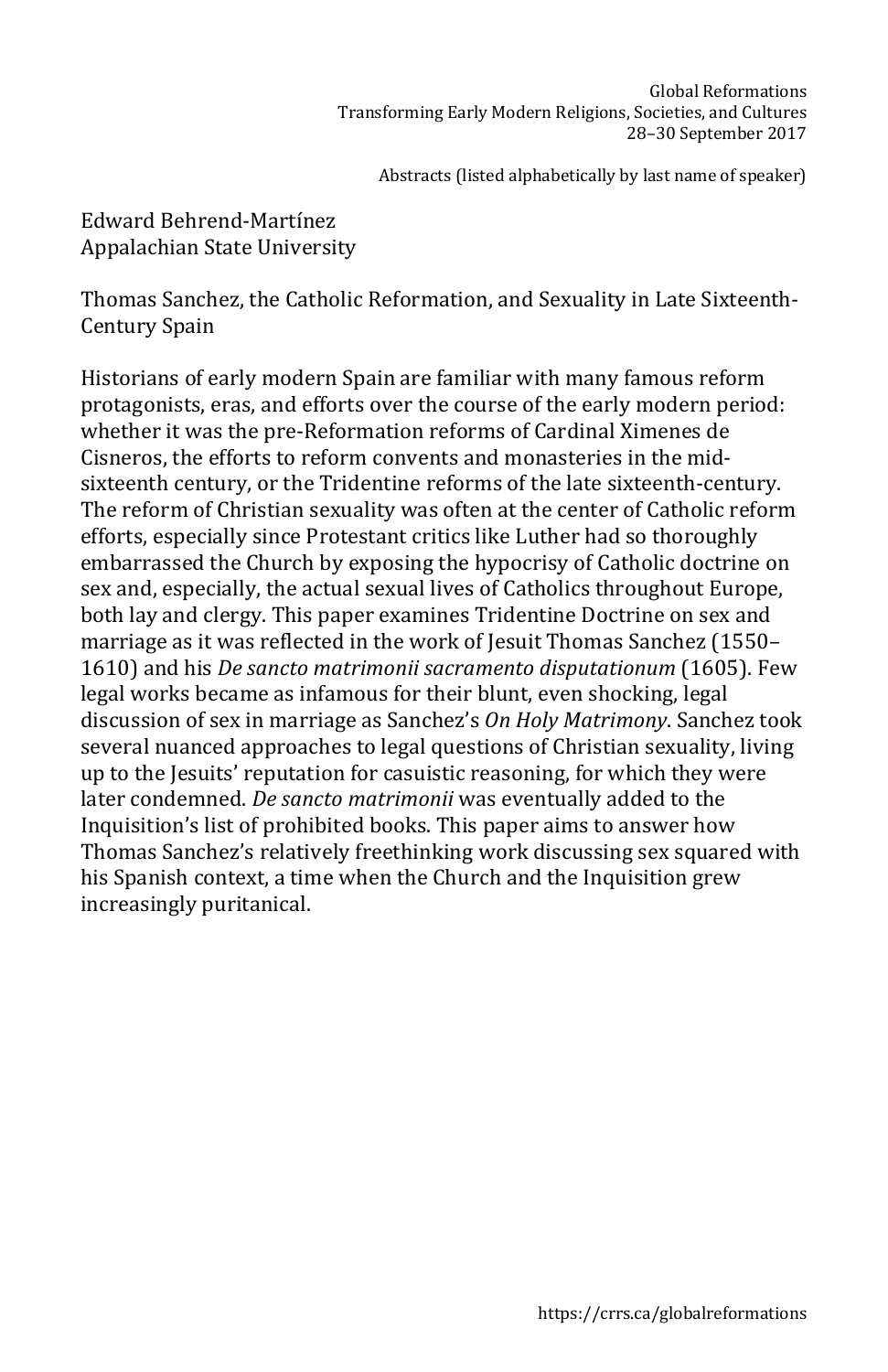Edward Behrend-Martínez
Appalachian State University

Thomas Sanchez, the Catholic Reformation, and Sexuality in Late Sixteenth-Century Spain

Historians of early modern Spain are familiar with many famous reform protagonists, eras, and efforts over the course of the early modern period: whether it was the pre-Reformation reforms of Cardinal Ximenes de Cisneros, the efforts to reform convents and monasteries in the mid-sixteenth century, or the Tridentine reforms of the late sixteenth-century. The reform of Christian sexuality was often at the center of Catholic reform efforts, especially since Protestant critics like Luther had so thoroughly embarrassed the Church by exposing the hypocrisy of Catholic doctrine on sex and, especially, the actual sexual lives of Catholics throughout Europe, both lay and clergy. This paper examines Tridentine Doctrine on sex and marriage as it was reflected in the work of Jesuit Thomas Sanchez (1550–1610) and his *De sancto matrimonii sacramento disputationum* (1605). Few legal works became as infamous for their blunt, even shocking, legal discussion of sex in marriage as Sanchez's *On Holy Matrimony*. Sanchez took several nuanced approaches to legal questions of Christian sexuality, living up to the Jesuits' reputation for casuistic reasoning, for which they were later condemned. *De sancto matrimonii* was eventually added to the Inquisition's list of prohibited books. This paper aims to answer how Thomas Sanchez's relatively freethinking work discussing sex squared with his Spanish context, a time when the Church and the Inquisition grew increasingly puritanical.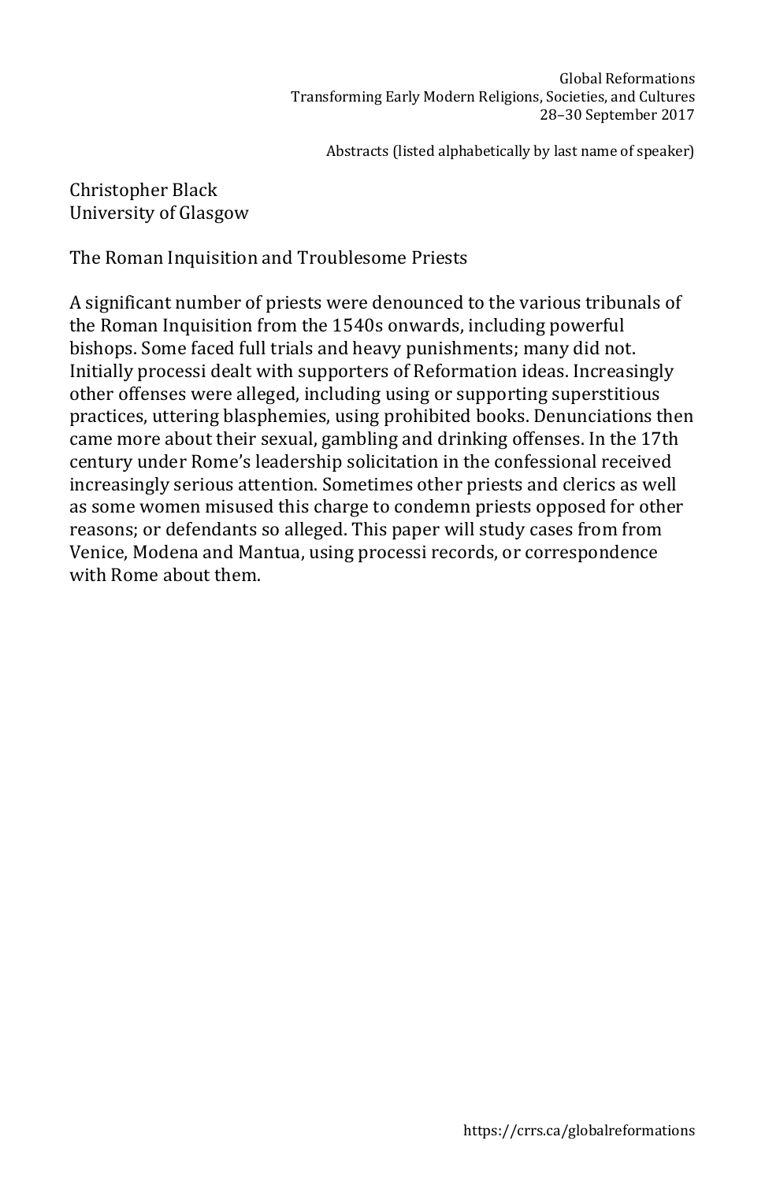Christopher Black
University of Glasgow

The Roman Inquisition and Troublesome Priests

A significant number of priests were denounced to the various tribunals of the Roman Inquisition from the 1540s onwards, including powerful bishops. Some faced full trials and heavy punishments; many did not. Initially processi dealt with supporters of Reformation ideas. Increasingly other offenses were alleged, including using or supporting superstitious practices, uttering blasphemies, using prohibited books. Denunciations then came more about their sexual, gambling and drinking offenses. In the 17th century under Rome's leadership solicitation in the confessional received increasingly serious attention. Sometimes other priests and clerics as well as some women misused this charge to condemn priests opposed for other reasons; or defendants so alleged. This paper will study cases from from Venice, Modena and Mantua, using processi records, or correspondence with Rome about them.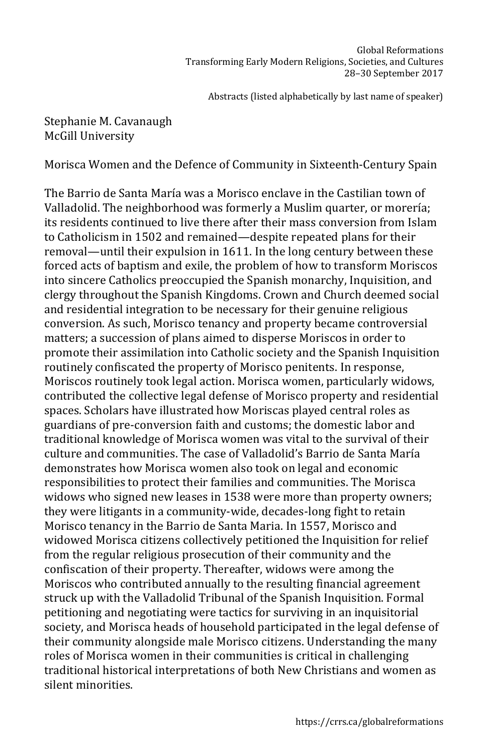Stephanie M. Cavanaugh
McGill University

Morisca Women and the Defence of Community in Sixteenth-Century Spain

The Barrio de Santa María was a Morisco enclave in the Castilian town of Valladolid. The neighborhood was formerly a Muslim quarter, or morería; its residents continued to live there after their mass conversion from Islam to Catholicism in 1502 and remained—despite repeated plans for their removal—until their expulsion in 1611. In the long century between these forced acts of baptism and exile, the problem of how to transform Moriscos into sincere Catholics preoccupied the Spanish monarchy, Inquisition, and clergy throughout the Spanish Kingdoms. Crown and Church deemed social and residential integration to be necessary for their genuine religious conversion. As such, Morisco tenancy and property became controversial matters; a succession of plans aimed to disperse Moriscos in order to promote their assimilation into Catholic society and the Spanish Inquisition routinely confiscated the property of Morisco penitents. In response, Moriscos routinely took legal action. Morisca women, particularly widows, contributed the collective legal defense of Morisco property and residential spaces. Scholars have illustrated how Moriscas played central roles as guardians of pre-conversion faith and customs; the domestic labor and traditional knowledge of Morisca women was vital to the survival of their culture and communities. The case of Valladolid's Barrio de Santa María demonstrates how Morisca women also took on legal and economic responsibilities to protect their families and communities. The Morisca widows who signed new leases in 1538 were more than property owners; they were litigants in a community-wide, decades-long fight to retain Morisco tenancy in the Barrio de Santa Maria. In 1557, Morisco and widowed Morisca citizens collectively petitioned the Inquisition for relief from the regular religious prosecution of their community and the confiscation of their property. Thereafter, widows were among the Moriscos who contributed annually to the resulting financial agreement struck up with the Valladolid Tribunal of the Spanish Inquisition. Formal petitioning and negotiating were tactics for surviving in an inquisitorial society, and Morisca heads of household participated in the legal defense of their community alongside male Morisco citizens. Understanding the many roles of Morisca women in their communities is critical in challenging traditional historical interpretations of both New Christians and women as silent minorities.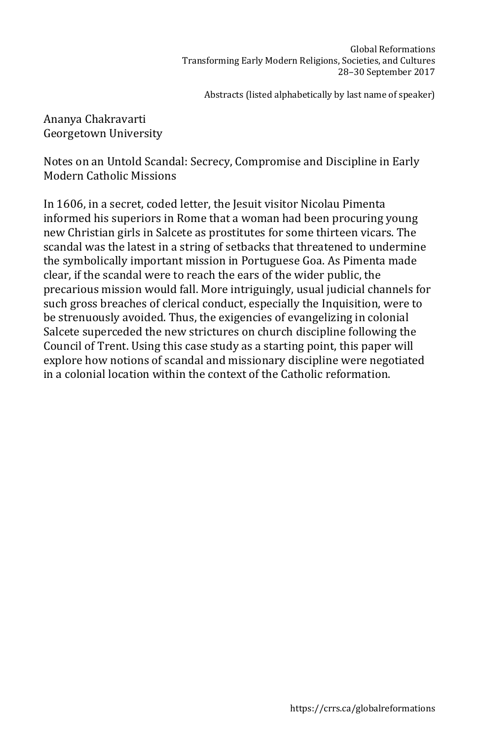Ananya Chakravarti
Georgetown University

Notes on an Untold Scandal: Secrecy, Compromise and Discipline in Early Modern Catholic Missions

In 1606, in a secret, coded letter, the Jesuit visitor Nicolau Pimenta informed his superiors in Rome that a woman had been procuring young new Christian girls in Salcete as prostitutes for some thirteen vicars. The scandal was the latest in a string of setbacks that threatened to undermine the symbolically important mission in Portuguese Goa. As Pimenta made clear, if the scandal were to reach the ears of the wider public, the precarious mission would fall. More intriguingly, usual judicial channels for such gross breaches of clerical conduct, especially the Inquisition, were to be strenuously avoided. Thus, the exigencies of evangelizing in colonial Salcete superceded the new strictures on church discipline following the Council of Trent. Using this case study as a starting point, this paper will explore how notions of scandal and missionary discipline were negotiated in a colonial location within the context of the Catholic reformation.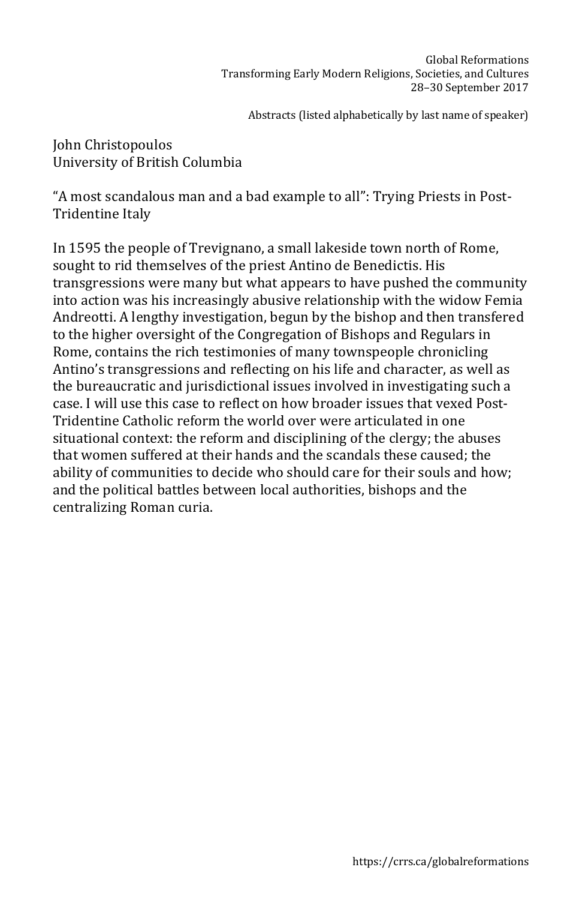John Christopoulos
University of British Columbia

“A most scandalous man and a bad example to all”: Trying Priests in Post-Tridentine Italy

In 1595 the people of Trevignano, a small lakeside town north of Rome, sought to rid themselves of the priest Antino de Benedictis. His transgressions were many but what appears to have pushed the community into action was his increasingly abusive relationship with the widow Femia Andreotti. A lengthy investigation, begun by the bishop and then transfered to the higher oversight of the Congregation of Bishops and Regulars in Rome, contains the rich testimonies of many townspeople chronicling Antino’s transgressions and reflecting on his life and character, as well as the bureaucratic and jurisdictional issues involved in investigating such a case. I will use this case to reflect on how broader issues that vexed Post-Tridentine Catholic reform the world over were articulated in one situational context: the reform and disciplining of the clergy; the abuses that women suffered at their hands and the scandals these caused; the ability of communities to decide who should care for their souls and how; and the political battles between local authorities, bishops and the centralizing Roman curia.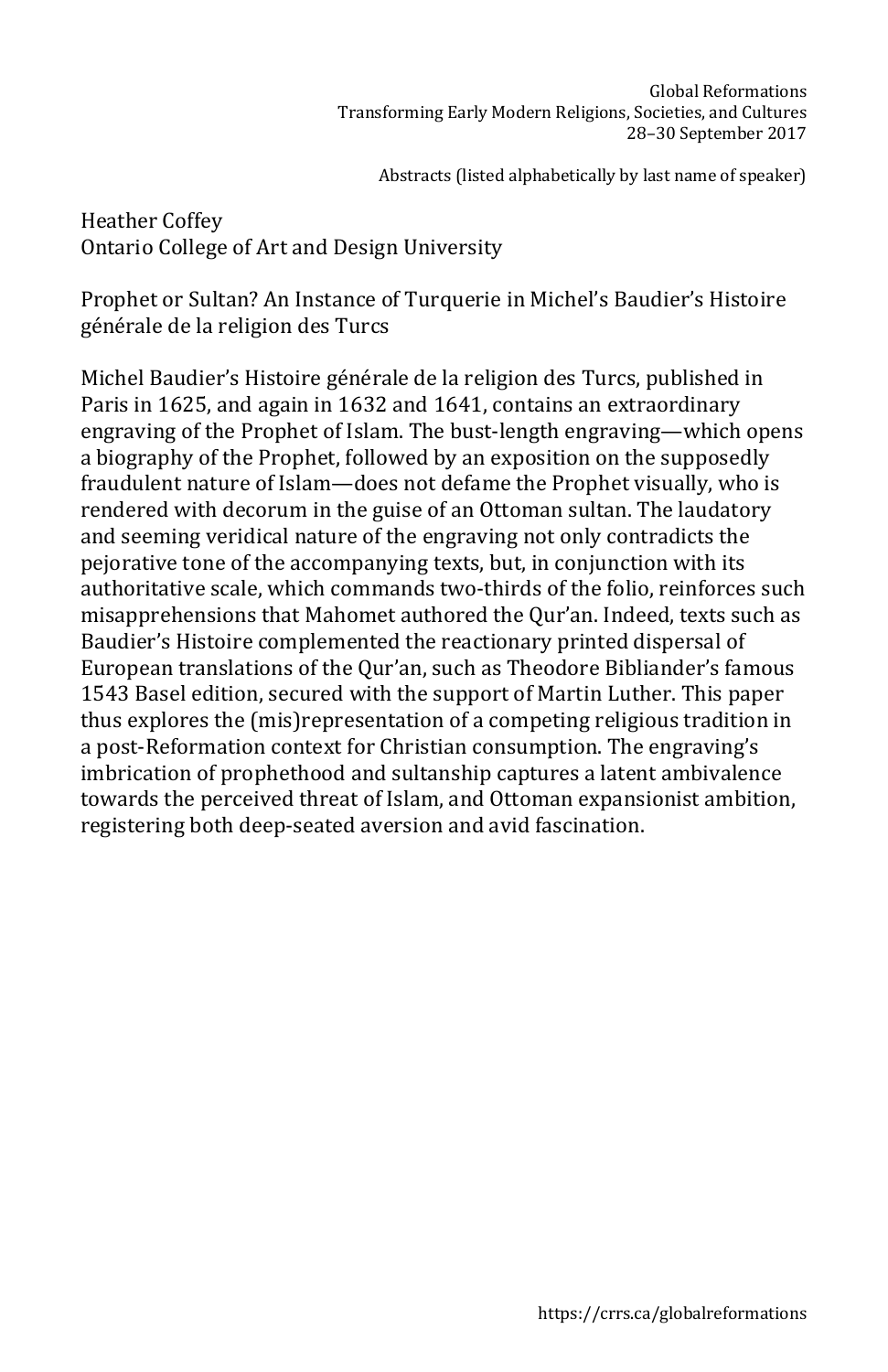Heather Coffey
Ontario College of Art and Design University

Prophet or Sultan? An Instance of Turquerie in Michel's Baudier's Histoire générale de la religion des Turcs

Michel Baudier's Histoire générale de la religion des Turcs, published in Paris in 1625, and again in 1632 and 1641, contains an extraordinary engraving of the Prophet of Islam. The bust-length engraving—which opens a biography of the Prophet, followed by an exposition on the supposedly fraudulent nature of Islam—does not defame the Prophet visually, who is rendered with decorum in the guise of an Ottoman sultan. The laudatory and seeming veridical nature of the engraving not only contradicts the pejorative tone of the accompanying texts, but, in conjunction with its authoritative scale, which commands two-thirds of the folio, reinforces such misapprehensions that Mahomet authored the Qur'an. Indeed, texts such as Baudier's Histoire complemented the reactionary printed dispersal of European translations of the Qur'an, such as Theodore Bibliander's famous 1543 Basel edition, secured with the support of Martin Luther. This paper thus explores the (mis)representation of a competing religious tradition in a post-Reformation context for Christian consumption. The engraving's imbrication of prophethood and sultanship captures a latent ambivalence towards the perceived threat of Islam, and Ottoman expansionist ambition, registering both deep-seated aversion and avid fascination.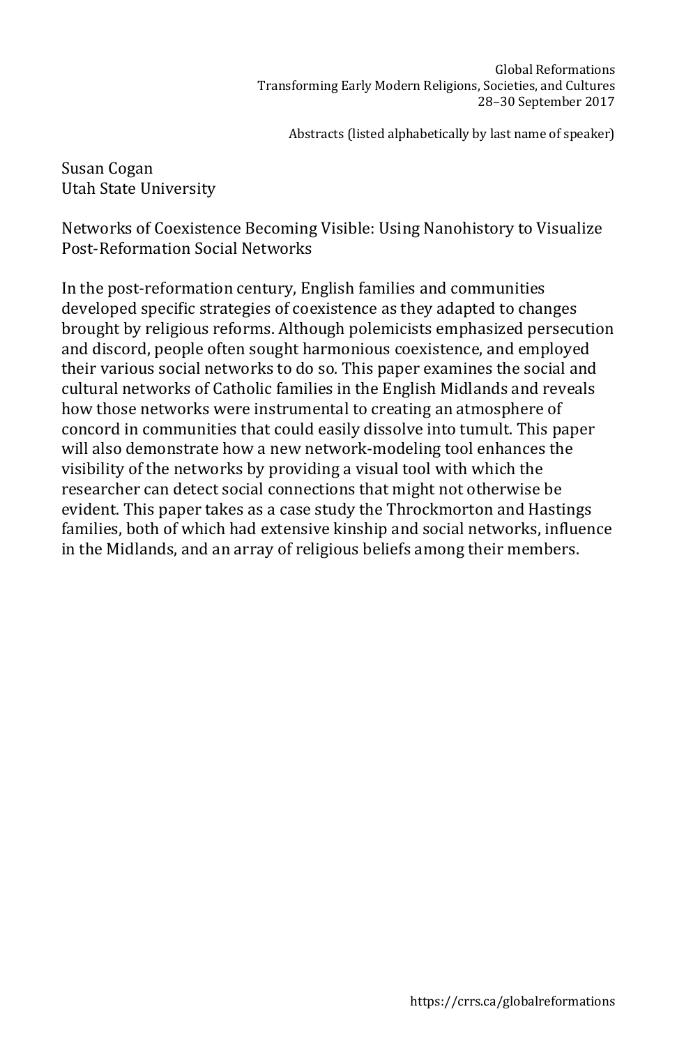Susan Cogan
Utah State University

Networks of Coexistence Becoming Visible: Using Nanohistory to Visualize Post-Reformation Social Networks

In the post-reformation century, English families and communities developed specific strategies of coexistence as they adapted to changes brought by religious reforms. Although polemicists emphasized persecution and discord, people often sought harmonious coexistence, and employed their various social networks to do so. This paper examines the social and cultural networks of Catholic families in the English Midlands and reveals how those networks were instrumental to creating an atmosphere of concord in communities that could easily dissolve into tumult. This paper will also demonstrate how a new network-modeling tool enhances the visibility of the networks by providing a visual tool with which the researcher can detect social connections that might not otherwise be evident. This paper takes as a case study the Throckmorton and Hastings families, both of which had extensive kinship and social networks, influence in the Midlands, and an array of religious beliefs among their members.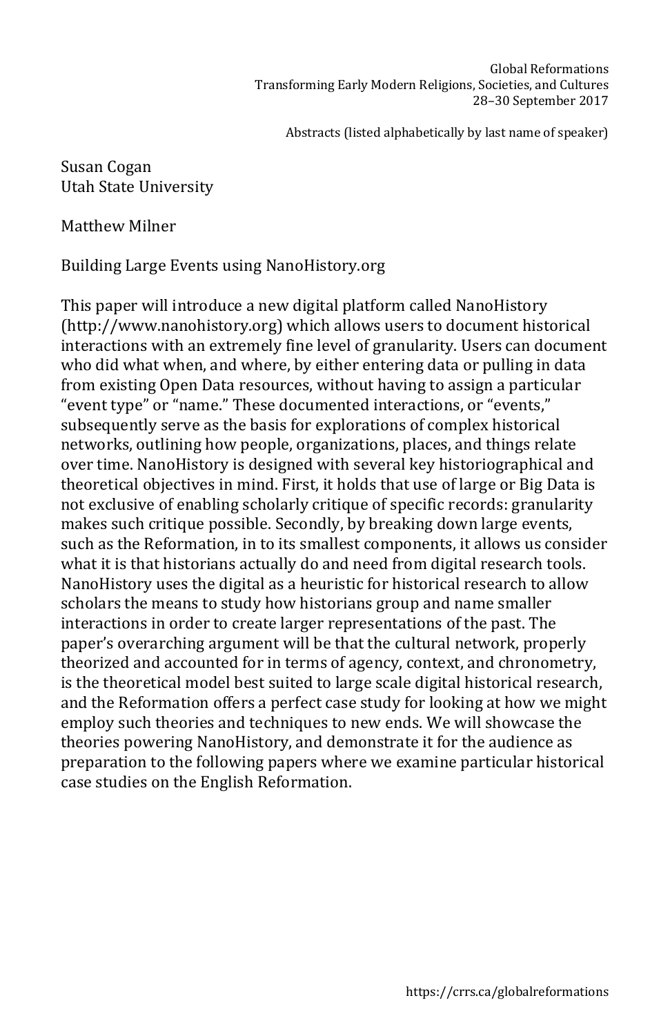Susan Cogan
Utah State University

Matthew Milner

Building Large Events using NanoHistory.org

This paper will introduce a new digital platform called NanoHistory (http://www.nanohistory.org) which allows users to document historical interactions with an extremely fine level of granularity. Users can document who did what when, and where, by either entering data or pulling in data from existing Open Data resources, without having to assign a particular "event type" or "name." These documented interactions, or "events," subsequently serve as the basis for explorations of complex historical networks, outlining how people, organizations, places, and things relate over time. NanoHistory is designed with several key historiographical and theoretical objectives in mind. First, it holds that use of large or Big Data is not exclusive of enabling scholarly critique of specific records: granularity makes such critique possible. Secondly, by breaking down large events, such as the Reformation, in to its smallest components, it allows us consider what it is that historians actually do and need from digital research tools. NanoHistory uses the digital as a heuristic for historical research to allow scholars the means to study how historians group and name smaller interactions in order to create larger representations of the past. The paper's overarching argument will be that the cultural network, properly theorized and accounted for in terms of agency, context, and chronometry, is the theoretical model best suited to large scale digital historical research, and the Reformation offers a perfect case study for looking at how we might employ such theories and techniques to new ends. We will showcase the theories powering NanoHistory, and demonstrate it for the audience as preparation to the following papers where we examine particular historical case studies on the English Reformation.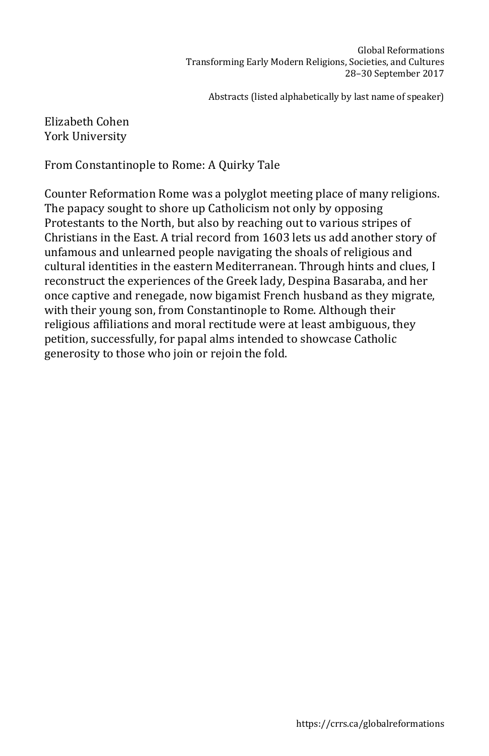Elizabeth Cohen
York University

## From Constantinople to Rome: A Quirky Tale

Counter Reformation Rome was a polyglot meeting place of many religions. The papacy sought to shore up Catholicism not only by opposing Protestants to the North, but also by reaching out to various stripes of Christians in the East. A trial record from 1603 lets us add another story of unfamous and unlearned people navigating the shoals of religious and cultural identities in the eastern Mediterranean. Through hints and clues, I reconstruct the experiences of the Greek lady, Despina Basaraba, and her once captive and renegade, now bigamist French husband as they migrate, with their young son, from Constantinople to Rome. Although their religious affiliations and moral rectitude were at least ambiguous, they petition, successfully, for papal alms intended to showcase Catholic generosity to those who join or rejoin the fold.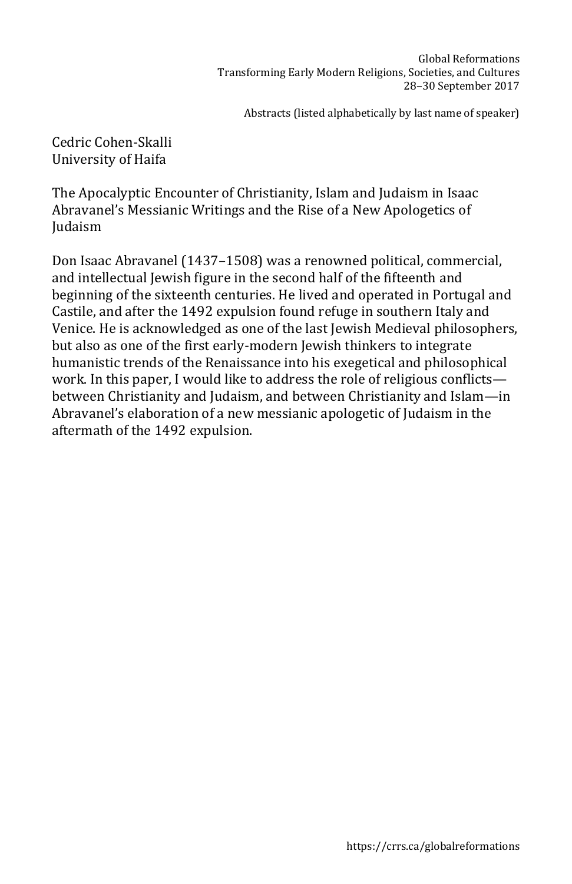Cedric Cohen-Skalli
University of Haifa

## The Apocalyptic Encounter of Christianity, Islam and Judaism in Isaac Abravanel's Messianic Writings and the Rise of a New Apologetics of Judaism

Don Isaac Abravanel (1437–1508) was a renowned political, commercial, and intellectual Jewish figure in the second half of the fifteenth and beginning of the sixteenth centuries. He lived and operated in Portugal and Castile, and after the 1492 expulsion found refuge in southern Italy and Venice. He is acknowledged as one of the last Jewish Medieval philosophers, but also as one of the first early-modern Jewish thinkers to integrate humanistic trends of the Renaissance into his exegetical and philosophical work. In this paper, I would like to address the role of religious conflicts—between Christianity and Judaism, and between Christianity and Islam—in Abravanel's elaboration of a new messianic apologetic of Judaism in the aftermath of the 1492 expulsion.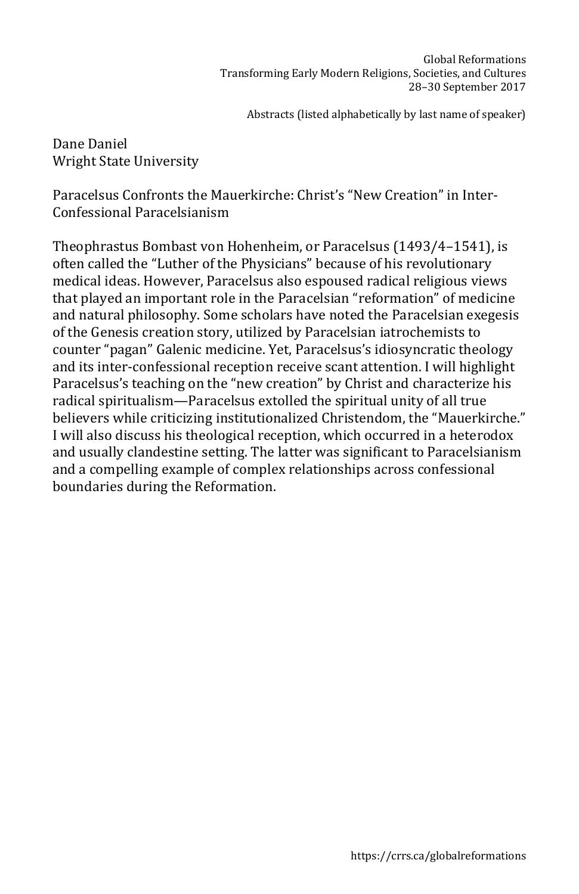Dane Daniel
Wright State University

Paracelsus Confronts the Mauerkirche: Christ's "New Creation" in Inter-Confessional Paracelsianism

Theophrastus Bombast von Hohenheim, or Paracelsus (1493/4–1541), is often called the "Luther of the Physicians" because of his revolutionary medical ideas. However, Paracelsus also espoused radical religious views that played an important role in the Paracelsian "reformation" of medicine and natural philosophy. Some scholars have noted the Paracelsian exegesis of the Genesis creation story, utilized by Paracelsian iatrochemists to counter "pagan" Galenic medicine. Yet, Paracelsus's idiosyncratic theology and its inter-confessional reception receive scant attention. I will highlight Paracelsus's teaching on the "new creation" by Christ and characterize his radical spiritualism—Paracelsus extolled the spiritual unity of all true believers while criticizing institutionalized Christendom, the "Mauerkirche." I will also discuss his theological reception, which occurred in a heterodox and usually clandestine setting. The latter was significant to Paracelsianism and a compelling example of complex relationships across confessional boundaries during the Reformation.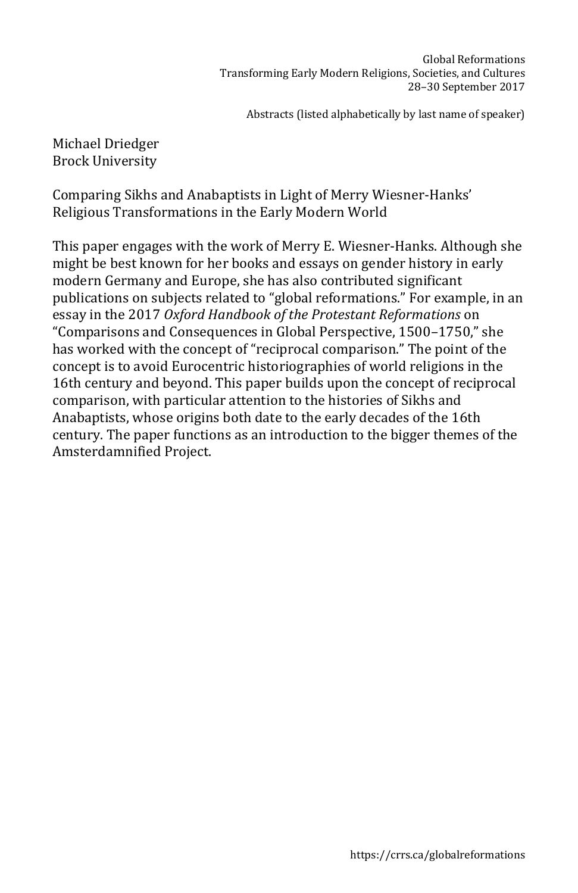Michael Driedger
Brock University

Comparing Sikhs and Anabaptists in Light of Merry Wiesner-Hanks' Religious Transformations in the Early Modern World

This paper engages with the work of Merry E. Wiesner-Hanks. Although she might be best known for her books and essays on gender history in early modern Germany and Europe, she has also contributed significant publications on subjects related to "global reformations." For example, in an essay in the 2017 *Oxford Handbook of the Protestant Reformations* on "Comparisons and Consequences in Global Perspective, 1500–1750," she has worked with the concept of "reciprocal comparison." The point of the concept is to avoid Eurocentric historiographies of world religions in the 16th century and beyond. This paper builds upon the concept of reciprocal comparison, with particular attention to the histories of Sikhs and Anabaptists, whose origins both date to the early decades of the 16th century. The paper functions as an introduction to the bigger themes of the Amsterdamnified Project.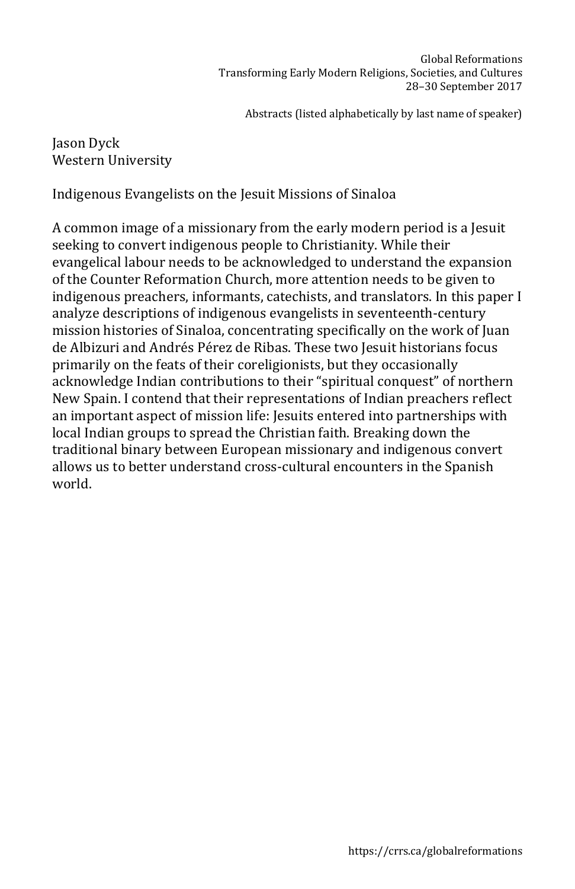Jason Dyck
Western University

## Indigenous Evangelists on the Jesuit Missions of Sinaloa

A common image of a missionary from the early modern period is a Jesuit seeking to convert indigenous people to Christianity. While their evangelical labour needs to be acknowledged to understand the expansion of the Counter Reformation Church, more attention needs to be given to indigenous preachers, informants, catechists, and translators. In this paper I analyze descriptions of indigenous evangelists in seventeenth-century mission histories of Sinaloa, concentrating specifically on the work of Juan de Albizuri and Andrés Pérez de Ribas. These two Jesuit historians focus primarily on the feats of their coreligionists, but they occasionally acknowledge Indian contributions to their "spiritual conquest" of northern New Spain. I contend that their representations of Indian preachers reflect an important aspect of mission life: Jesuits entered into partnerships with local Indian groups to spread the Christian faith. Breaking down the traditional binary between European missionary and indigenous convert allows us to better understand cross-cultural encounters in the Spanish world.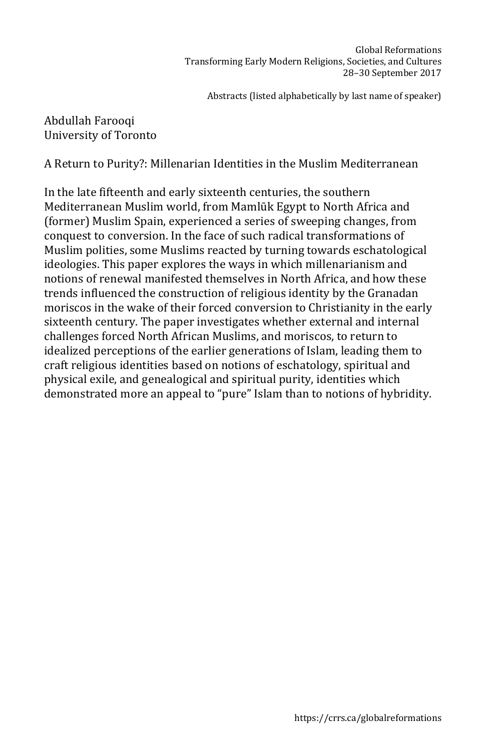Abdullah Farooqi
University of Toronto

## A Return to Purity?: Millenarian Identities in the Muslim Mediterranean

In the late fifteenth and early sixteenth centuries, the southern Mediterranean Muslim world, from Mamlūk Egypt to North Africa and (former) Muslim Spain, experienced a series of sweeping changes, from conquest to conversion. In the face of such radical transformations of Muslim polities, some Muslims reacted by turning towards eschatological ideologies. This paper explores the ways in which millenarianism and notions of renewal manifested themselves in North Africa, and how these trends influenced the construction of religious identity by the Granadan moriscos in the wake of their forced conversion to Christianity in the early sixteenth century. The paper investigates whether external and internal challenges forced North African Muslims, and moriscos, to return to idealized perceptions of the earlier generations of Islam, leading them to craft religious identities based on notions of eschatology, spiritual and physical exile, and genealogical and spiritual purity, identities which demonstrated more an appeal to "pure" Islam than to notions of hybridity.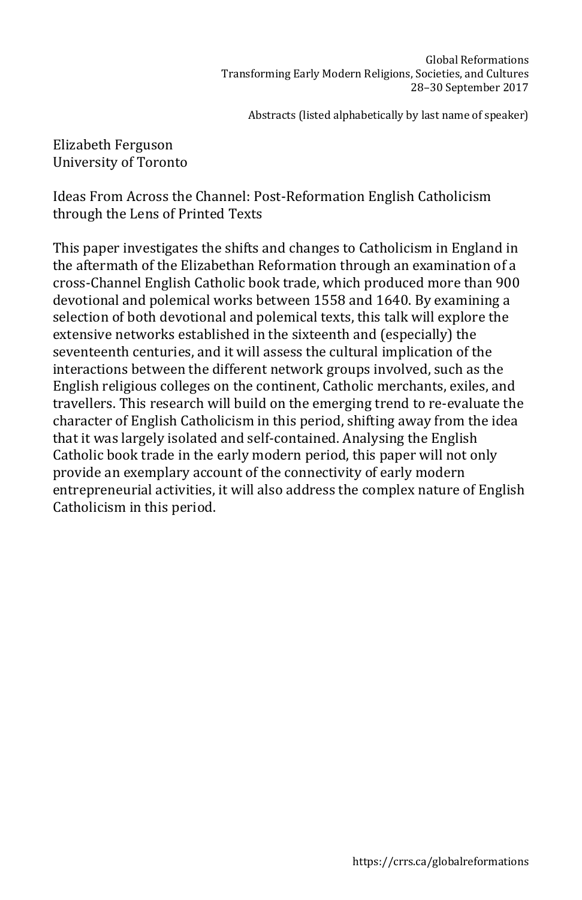Elizabeth Ferguson
University of Toronto

Ideas From Across the Channel: Post-Reformation English Catholicism through the Lens of Printed Texts

This paper investigates the shifts and changes to Catholicism in England in the aftermath of the Elizabethan Reformation through an examination of a cross-Channel English Catholic book trade, which produced more than 900 devotional and polemical works between 1558 and 1640. By examining a selection of both devotional and polemical texts, this talk will explore the extensive networks established in the sixteenth and (especially) the seventeenth centuries, and it will assess the cultural implication of the interactions between the different network groups involved, such as the English religious colleges on the continent, Catholic merchants, exiles, and travellers. This research will build on the emerging trend to re-evaluate the character of English Catholicism in this period, shifting away from the idea that it was largely isolated and self-contained. Analysing the English Catholic book trade in the early modern period, this paper will not only provide an exemplary account of the connectivity of early modern entrepreneurial activities, it will also address the complex nature of English Catholicism in this period.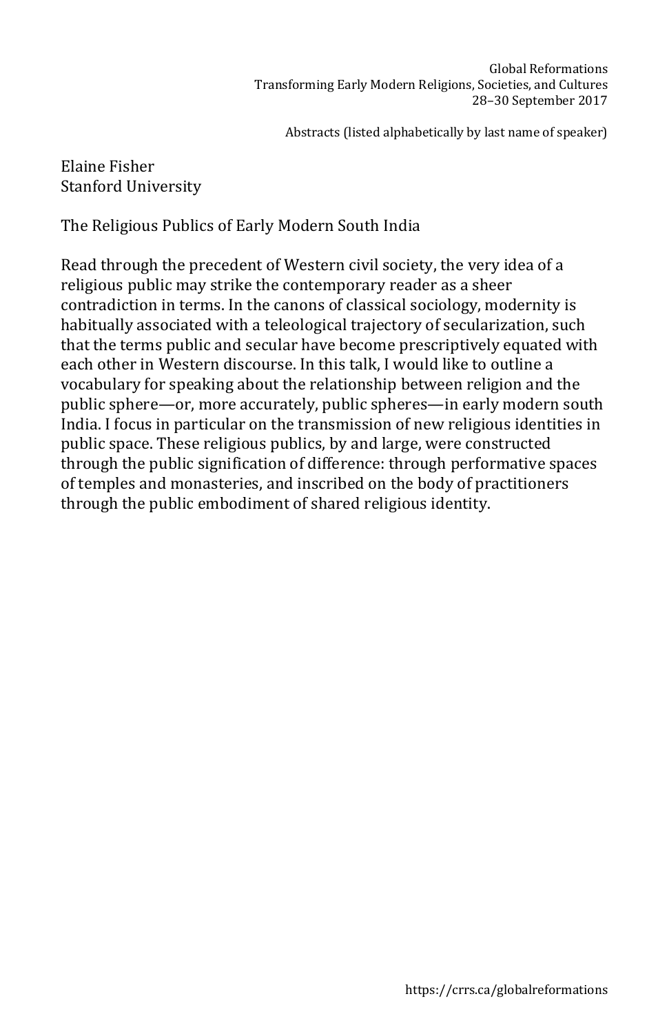Elaine Fisher
Stanford University

## The Religious Publics of Early Modern South India

Read through the precedent of Western civil society, the very idea of a religious public may strike the contemporary reader as a sheer contradiction in terms. In the canons of classical sociology, modernity is habitually associated with a teleological trajectory of secularization, such that the terms public and secular have become prescriptively equated with each other in Western discourse. In this talk, I would like to outline a vocabulary for speaking about the relationship between religion and the public sphere—or, more accurately, public spheres—in early modern south India. I focus in particular on the transmission of new religious identities in public space. These religious publics, by and large, were constructed through the public signification of difference: through performative spaces of temples and monasteries, and inscribed on the body of practitioners through the public embodiment of shared religious identity.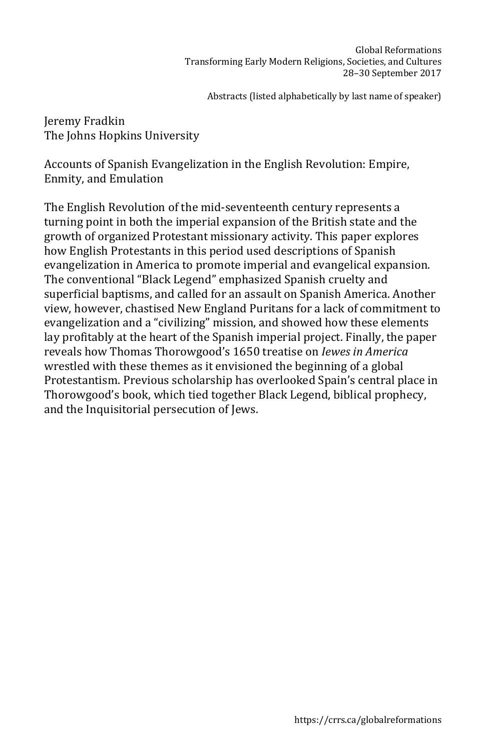Jeremy Fradkin
The Johns Hopkins University

Accounts of Spanish Evangelization in the English Revolution: Empire, Enmity, and Emulation

The English Revolution of the mid-seventeenth century represents a turning point in both the imperial expansion of the British state and the growth of organized Protestant missionary activity. This paper explores how English Protestants in this period used descriptions of Spanish evangelization in America to promote imperial and evangelical expansion. The conventional "Black Legend" emphasized Spanish cruelty and superficial baptisms, and called for an assault on Spanish America. Another view, however, chastised New England Puritans for a lack of commitment to evangelization and a "civilizing" mission, and showed how these elements lay profitably at the heart of the Spanish imperial project. Finally, the paper reveals how Thomas Thorowgood's 1650 treatise on *Iewes in America* wrestled with these themes as it envisioned the beginning of a global Protestantism. Previous scholarship has overlooked Spain's central place in Thorowgood's book, which tied together Black Legend, biblical prophecy, and the Inquisitorial persecution of Jews.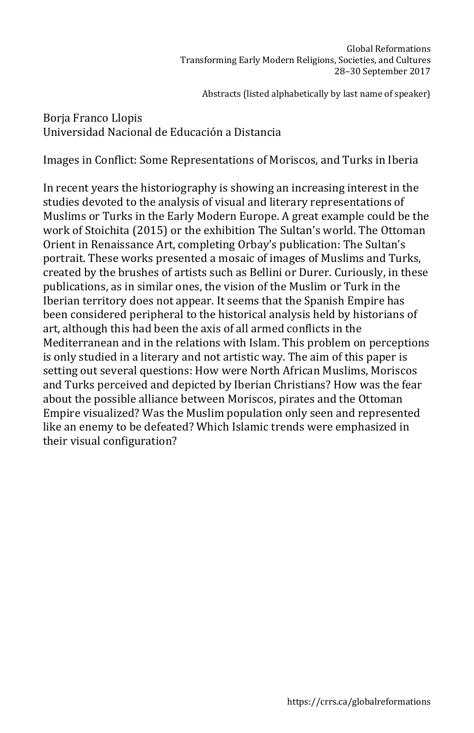Borja Franco Llopis
Universidad Nacional de Educación a Distancia

Images in Conflict: Some Representations of Moriscos, and Turks in Iberia

In recent years the historiography is showing an increasing interest in the studies devoted to the analysis of visual and literary representations of Muslims or Turks in the Early Modern Europe. A great example could be the work of Stoichita (2015) or the exhibition The Sultan's world. The Ottoman Orient in Renaissance Art, completing Orbay's publication: The Sultan's portrait. These works presented a mosaic of images of Muslims and Turks, created by the brushes of artists such as Bellini or Durer. Curiously, in these publications, as in similar ones, the vision of the Muslim or Turk in the Iberian territory does not appear. It seems that the Spanish Empire has been considered peripheral to the historical analysis held by historians of art, although this had been the axis of all armed conflicts in the Mediterranean and in the relations with Islam. This problem on perceptions is only studied in a literary and not artistic way. The aim of this paper is setting out several questions: How were North African Muslims, Moriscos and Turks perceived and depicted by Iberian Christians? How was the fear about the possible alliance between Moriscos, pirates and the Ottoman Empire visualized? Was the Muslim population only seen and represented like an enemy to be defeated? Which Islamic trends were emphasized in their visual configuration?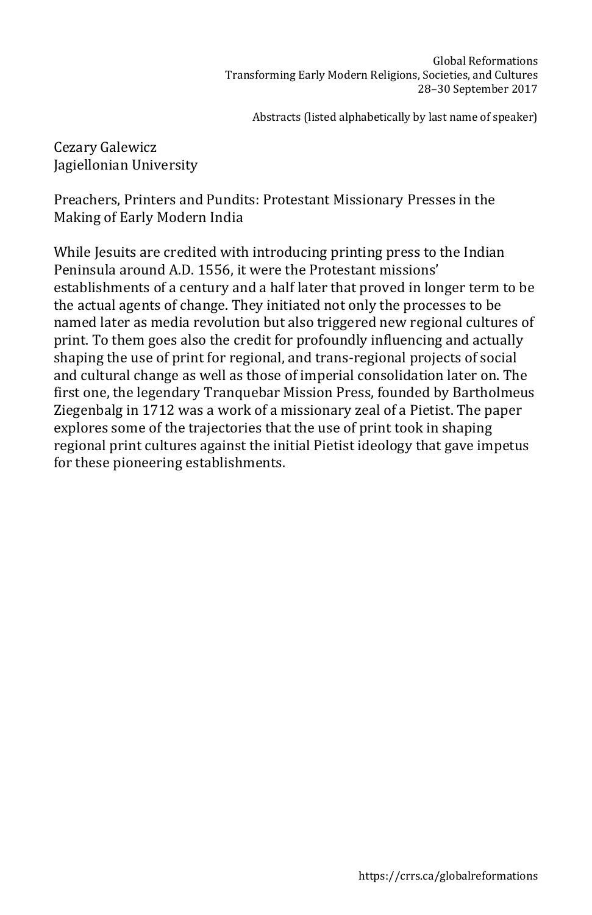Cezary Galewicz
Jagiellonian University

Preachers, Printers and Pundits: Protestant Missionary Presses in the Making of Early Modern India

While Jesuits are credited with introducing printing press to the Indian Peninsula around A.D. 1556, it were the Protestant missions' establishments of a century and a half later that proved in longer term to be the actual agents of change. They initiated not only the processes to be named later as media revolution but also triggered new regional cultures of print. To them goes also the credit for profoundly influencing and actually shaping the use of print for regional, and trans-regional projects of social and cultural change as well as those of imperial consolidation later on. The first one, the legendary Tranquebar Mission Press, founded by Bartholmeus Ziegenbalg in 1712 was a work of a missionary zeal of a Pietist. The paper explores some of the trajectories that the use of print took in shaping regional print cultures against the initial Pietist ideology that gave impetus for these pioneering establishments.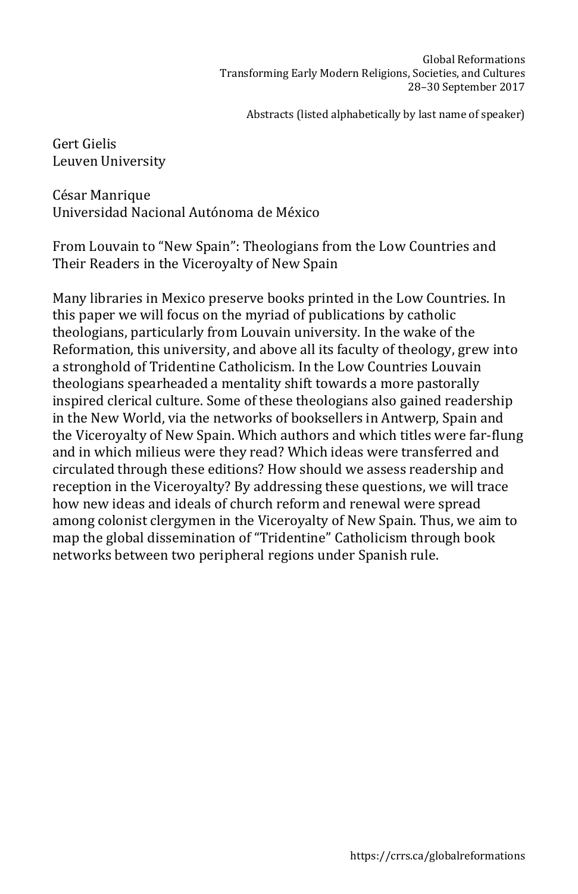Gert Gielis
Leuven University

César Manrique
Universidad Nacional Autónoma de México

From Louvain to "New Spain": Theologians from the Low Countries and Their Readers in the Viceroyalty of New Spain

Many libraries in Mexico preserve books printed in the Low Countries. In this paper we will focus on the myriad of publications by catholic theologians, particularly from Louvain university. In the wake of the Reformation, this university, and above all its faculty of theology, grew into a stronghold of Tridentine Catholicism. In the Low Countries Louvain theologians spearheaded a mentality shift towards a more pastorally inspired clerical culture. Some of these theologians also gained readership in the New World, via the networks of booksellers in Antwerp, Spain and the Viceroyalty of New Spain. Which authors and which titles were far-flung and in which milieus were they read? Which ideas were transferred and circulated through these editions? How should we assess readership and reception in the Viceroyalty? By addressing these questions, we will trace how new ideas and ideals of church reform and renewal were spread among colonist clergymen in the Viceroyalty of New Spain. Thus, we aim to map the global dissemination of "Tridentine" Catholicism through book networks between two peripheral regions under Spanish rule.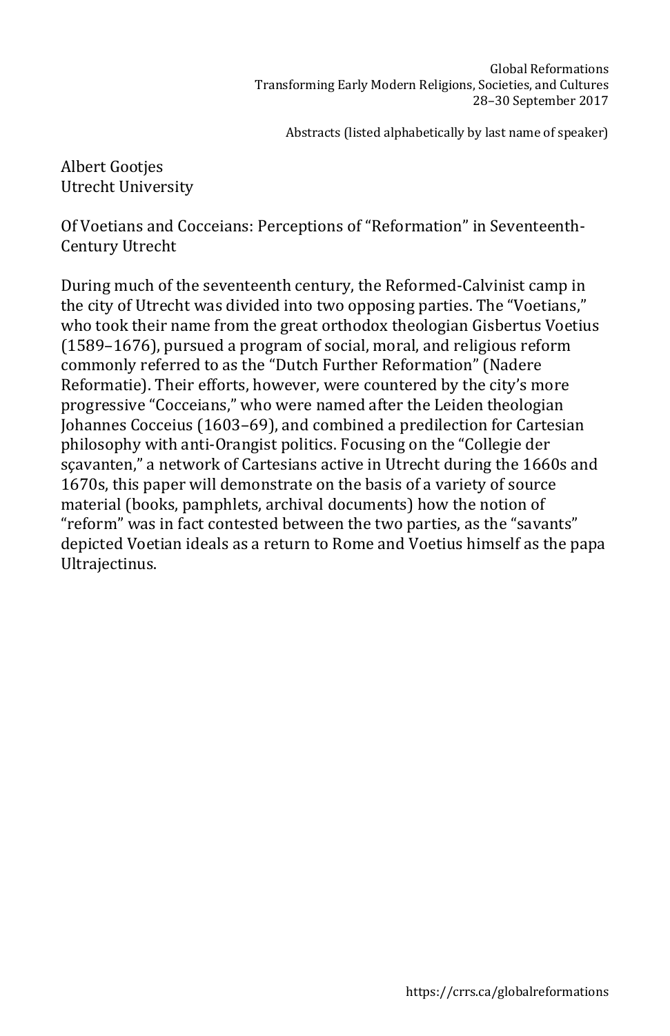Albert Gootjes
Utrecht University

## Of Voetians and Cocceians: Perceptions of "Reformation" in Seventeenth-Century Utrecht

During much of the seventeenth century, the Reformed-Calvinist camp in the city of Utrecht was divided into two opposing parties. The "Voetians," who took their name from the great orthodox theologian Gisbertus Voetius (1589–1676), pursued a program of social, moral, and religious reform commonly referred to as the "Dutch Further Reformation" (Nadere Reformatie). Their efforts, however, were countered by the city's more progressive "Cocceians," who were named after the Leiden theologian Johannes Cocceius (1603–69), and combined a predilection for Cartesian philosophy with anti-Orangist politics. Focusing on the "Collegie der sçavanten," a network of Cartesians active in Utrecht during the 1660s and 1670s, this paper will demonstrate on the basis of a variety of source material (books, pamphlets, archival documents) how the notion of "reform" was in fact contested between the two parties, as the "savants" depicted Voetian ideals as a return to Rome and Voetius himself as the papa Ultrajectinus.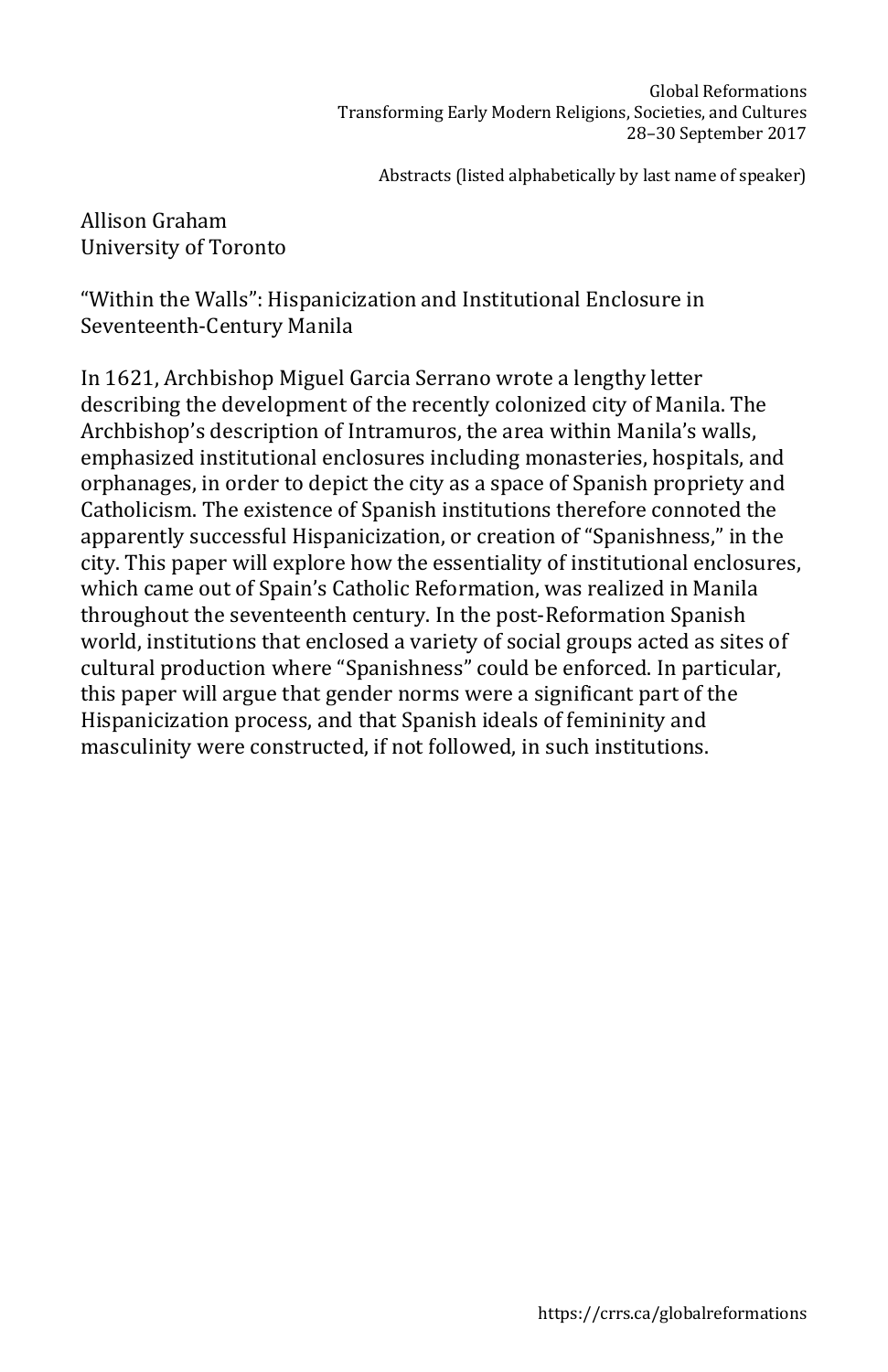Allison Graham
University of Toronto

“Within the Walls”: Hispanicization and Institutional Enclosure in Seventeenth-Century Manila

In 1621, Archbishop Miguel Garcia Serrano wrote a lengthy letter describing the development of the recently colonized city of Manila. The Archbishop’s description of Intramuros, the area within Manila’s walls, emphasized institutional enclosures including monasteries, hospitals, and orphanages, in order to depict the city as a space of Spanish propriety and Catholicism. The existence of Spanish institutions therefore connoted the apparently successful Hispanicization, or creation of “Spanishness,” in the city. This paper will explore how the essentiality of institutional enclosures, which came out of Spain’s Catholic Reformation, was realized in Manila throughout the seventeenth century. In the post-Reformation Spanish world, institutions that enclosed a variety of social groups acted as sites of cultural production where “Spanishness” could be enforced. In particular, this paper will argue that gender norms were a significant part of the Hispanicization process, and that Spanish ideals of femininity and masculinity were constructed, if not followed, in such institutions.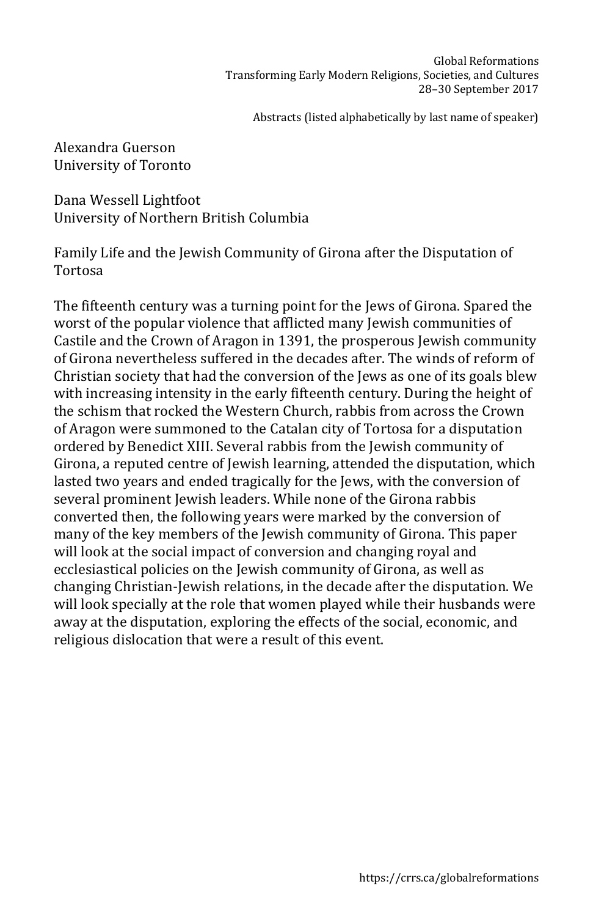Alexandra Guerson
University of Toronto

Dana Wessell Lightfoot
University of Northern British Columbia

## Family Life and the Jewish Community of Girona after the Disputation of Tortosa

The fifteenth century was a turning point for the Jews of Girona. Spared the worst of the popular violence that afflicted many Jewish communities of Castile and the Crown of Aragon in 1391, the prosperous Jewish community of Girona nevertheless suffered in the decades after. The winds of reform of Christian society that had the conversion of the Jews as one of its goals blew with increasing intensity in the early fifteenth century. During the height of the schism that rocked the Western Church, rabbis from across the Crown of Aragon were summoned to the Catalan city of Tortosa for a disputation ordered by Benedict XIII. Several rabbis from the Jewish community of Girona, a reputed centre of Jewish learning, attended the disputation, which lasted two years and ended tragically for the Jews, with the conversion of several prominent Jewish leaders. While none of the Girona rabbis converted then, the following years were marked by the conversion of many of the key members of the Jewish community of Girona. This paper will look at the social impact of conversion and changing royal and ecclesiastical policies on the Jewish community of Girona, as well as changing Christian-Jewish relations, in the decade after the disputation. We will look specially at the role that women played while their husbands were away at the disputation, exploring the effects of the social, economic, and religious dislocation that were a result of this event.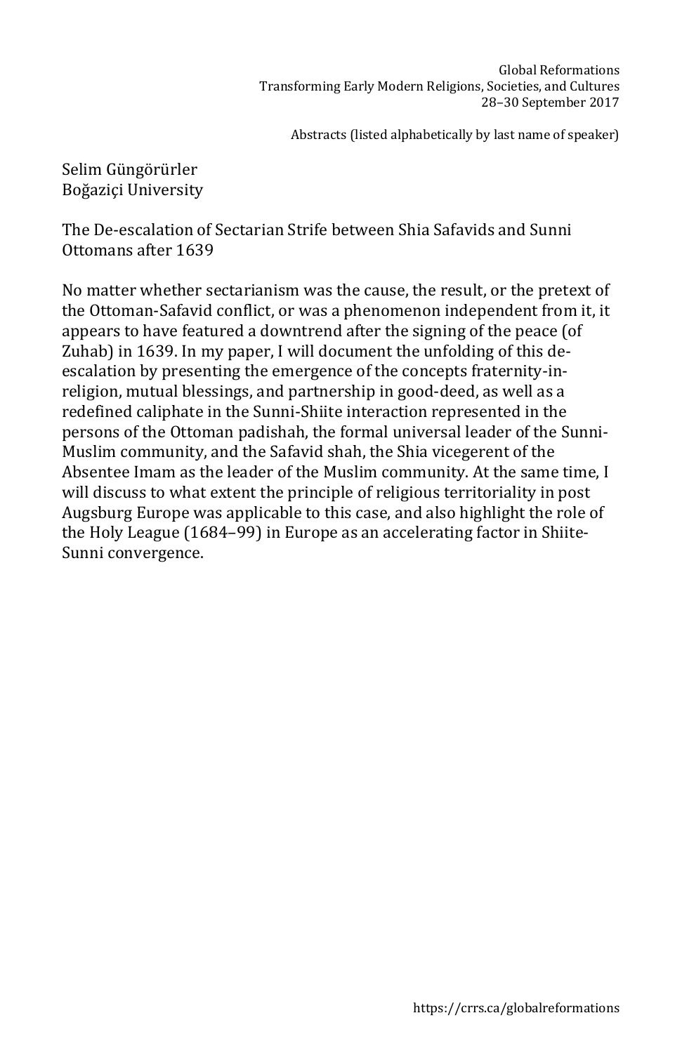Selim Güngörürler
Boğaziçi University

The De-escalation of Sectarian Strife between Shia Safavids and Sunni Ottomans after 1639

No matter whether sectarianism was the cause, the result, or the pretext of the Ottoman-Safavid conflict, or was a phenomenon independent from it, it appears to have featured a downtrend after the signing of the peace (of Zuhab) in 1639. In my paper, I will document the unfolding of this de-escalation by presenting the emergence of the concepts fraternity-in-religion, mutual blessings, and partnership in good-deed, as well as a redefined caliphate in the Sunni-Shiite interaction represented in the persons of the Ottoman padishah, the formal universal leader of the Sunni-Muslim community, and the Safavid shah, the Shia vicegerent of the Absentee Imam as the leader of the Muslim community. At the same time, I will discuss to what extent the principle of religious territoriality in post Augsburg Europe was applicable to this case, and also highlight the role of the Holy League (1684–99) in Europe as an accelerating factor in Shiite-Sunni convergence.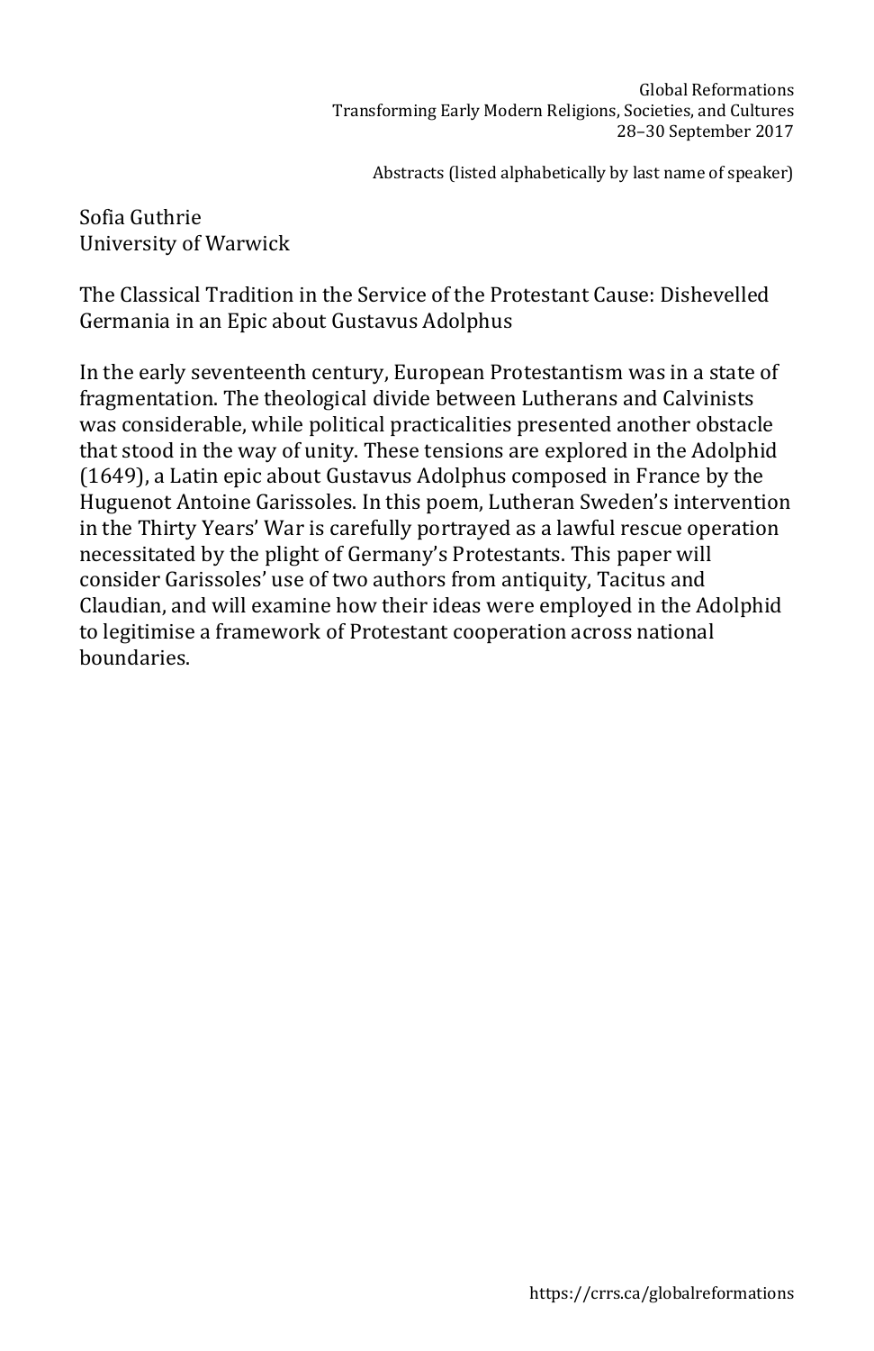Sofia Guthrie
University of Warwick

## The Classical Tradition in the Service of the Protestant Cause: Dishevelled Germania in an Epic about Gustavus Adolphus

In the early seventeenth century, European Protestantism was in a state of fragmentation. The theological divide between Lutherans and Calvinists was considerable, while political practicalities presented another obstacle that stood in the way of unity. These tensions are explored in the Adolphid (1649), a Latin epic about Gustavus Adolphus composed in France by the Huguenot Antoine Garissoles. In this poem, Lutheran Sweden's intervention in the Thirty Years' War is carefully portrayed as a lawful rescue operation necessitated by the plight of Germany's Protestants. This paper will consider Garissoles' use of two authors from antiquity, Tacitus and Claudian, and will examine how their ideas were employed in the Adolphid to legitimise a framework of Protestant cooperation across national boundaries.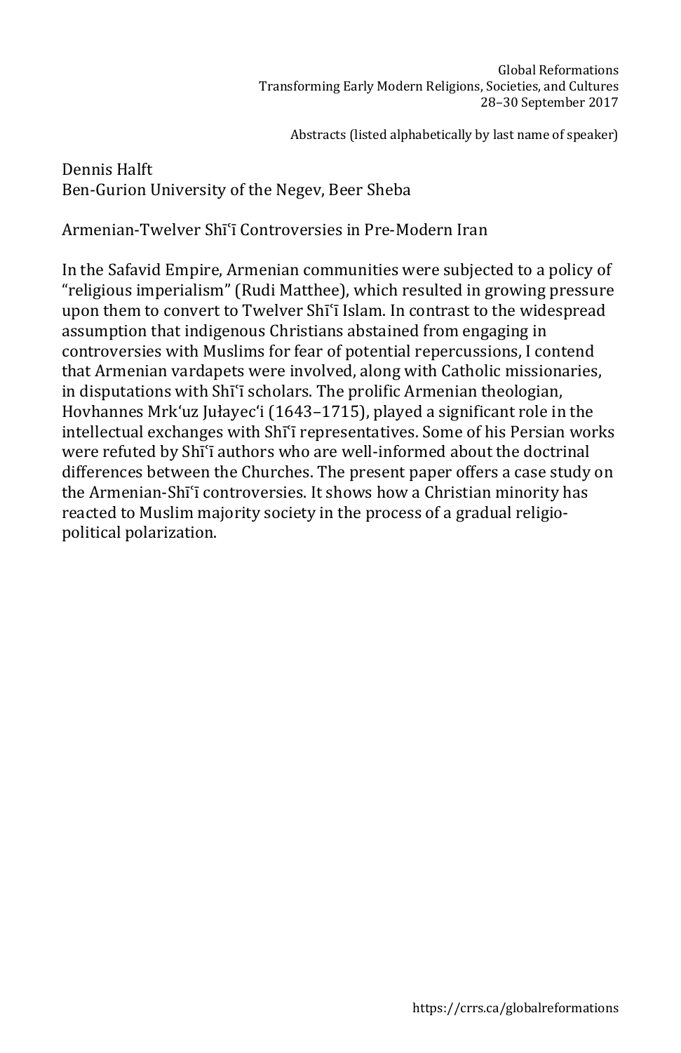Dennis Halft
Ben-Gurion University of the Negev, Beer Sheba

## Armenian-Twelver Shīʿī Controversies in Pre-Modern Iran

In the Safavid Empire, Armenian communities were subjected to a policy of "religious imperialism" (Rudi Matthee), which resulted in growing pressure upon them to convert to Twelver Shīʿī Islam. In contrast to the widespread assumption that indigenous Christians abstained from engaging in controversies with Muslims for fear of potential repercussions, I contend that Armenian vardapets were involved, along with Catholic missionaries, in disputations with Shīʿī scholars. The prolific Armenian theologian, Hovhannes Mrkʻuz Jułayecʻi (1643–1715), played a significant role in the intellectual exchanges with Shīʿī representatives. Some of his Persian works were refuted by Shīʿī authors who are well-informed about the doctrinal differences between the Churches. The present paper offers a case study on the Armenian-Shīʿī controversies. It shows how a Christian minority has reacted to Muslim majority society in the process of a gradual religio-political polarization.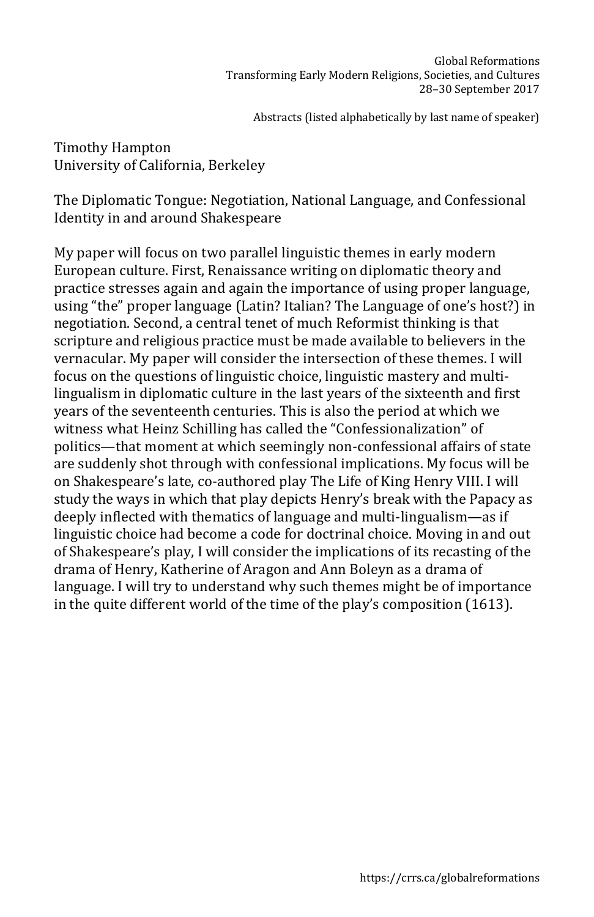Timothy Hampton
University of California, Berkeley

The Diplomatic Tongue: Negotiation, National Language, and Confessional Identity in and around Shakespeare

My paper will focus on two parallel linguistic themes in early modern European culture. First, Renaissance writing on diplomatic theory and practice stresses again and again the importance of using proper language, using "the" proper language (Latin? Italian? The Language of one's host?) in negotiation. Second, a central tenet of much Reformist thinking is that scripture and religious practice must be made available to believers in the vernacular. My paper will consider the intersection of these themes. I will focus on the questions of linguistic choice, linguistic mastery and multi-lingualism in diplomatic culture in the last years of the sixteenth and first years of the seventeenth centuries. This is also the period at which we witness what Heinz Schilling has called the "Confessionalization" of politics—that moment at which seemingly non-confessional affairs of state are suddenly shot through with confessional implications. My focus will be on Shakespeare's late, co-authored play The Life of King Henry VIII. I will study the ways in which that play depicts Henry's break with the Papacy as deeply inflected with thematics of language and multi-lingualism—as if linguistic choice had become a code for doctrinal choice. Moving in and out of Shakespeare's play, I will consider the implications of its recasting of the drama of Henry, Katherine of Aragon and Ann Boleyn as a drama of language. I will try to understand why such themes might be of importance in the quite different world of the time of the play's composition (1613).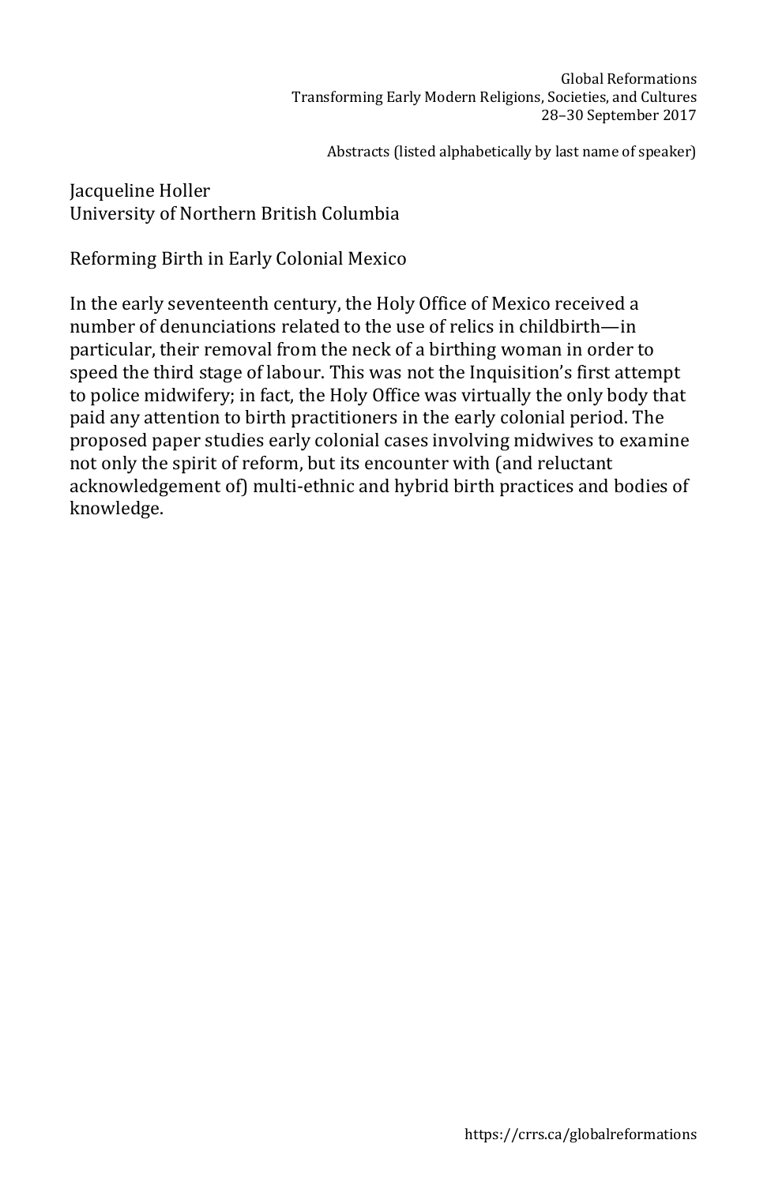Jacqueline Holler
University of Northern British Columbia

Reforming Birth in Early Colonial Mexico

In the early seventeenth century, the Holy Office of Mexico received a number of denunciations related to the use of relics in childbirth—in particular, their removal from the neck of a birthing woman in order to speed the third stage of labour. This was not the Inquisition's first attempt to police midwifery; in fact, the Holy Office was virtually the only body that paid any attention to birth practitioners in the early colonial period. The proposed paper studies early colonial cases involving midwives to examine not only the spirit of reform, but its encounter with (and reluctant acknowledgement of) multi-ethnic and hybrid birth practices and bodies of knowledge.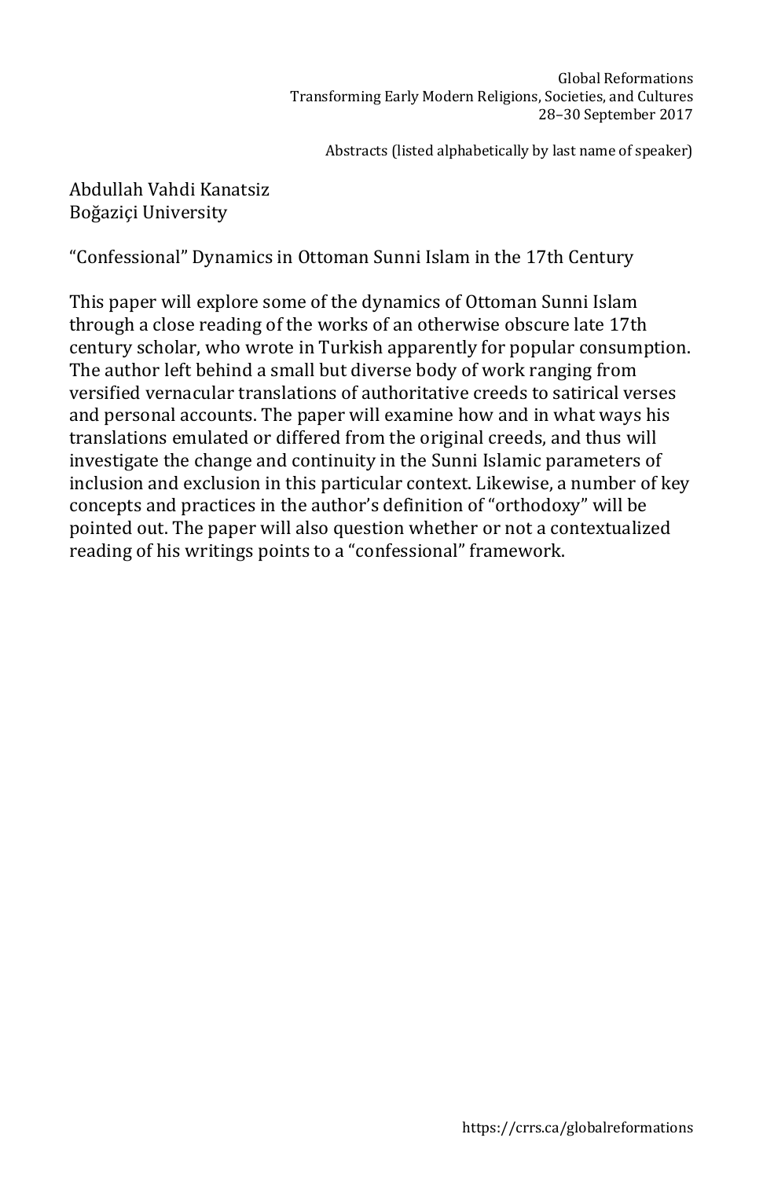Abdullah Vahdi Kanatsiz
Boğaziçi University

“Confessional” Dynamics in Ottoman Sunni Islam in the 17th Century

This paper will explore some of the dynamics of Ottoman Sunni Islam through a close reading of the works of an otherwise obscure late 17th century scholar, who wrote in Turkish apparently for popular consumption. The author left behind a small but diverse body of work ranging from versified vernacular translations of authoritative creeds to satirical verses and personal accounts. The paper will examine how and in what ways his translations emulated or differed from the original creeds, and thus will investigate the change and continuity in the Sunni Islamic parameters of inclusion and exclusion in this particular context. Likewise, a number of key concepts and practices in the author’s definition of “orthodoxy” will be pointed out. The paper will also question whether or not a contextualized reading of his writings points to a “confessional” framework.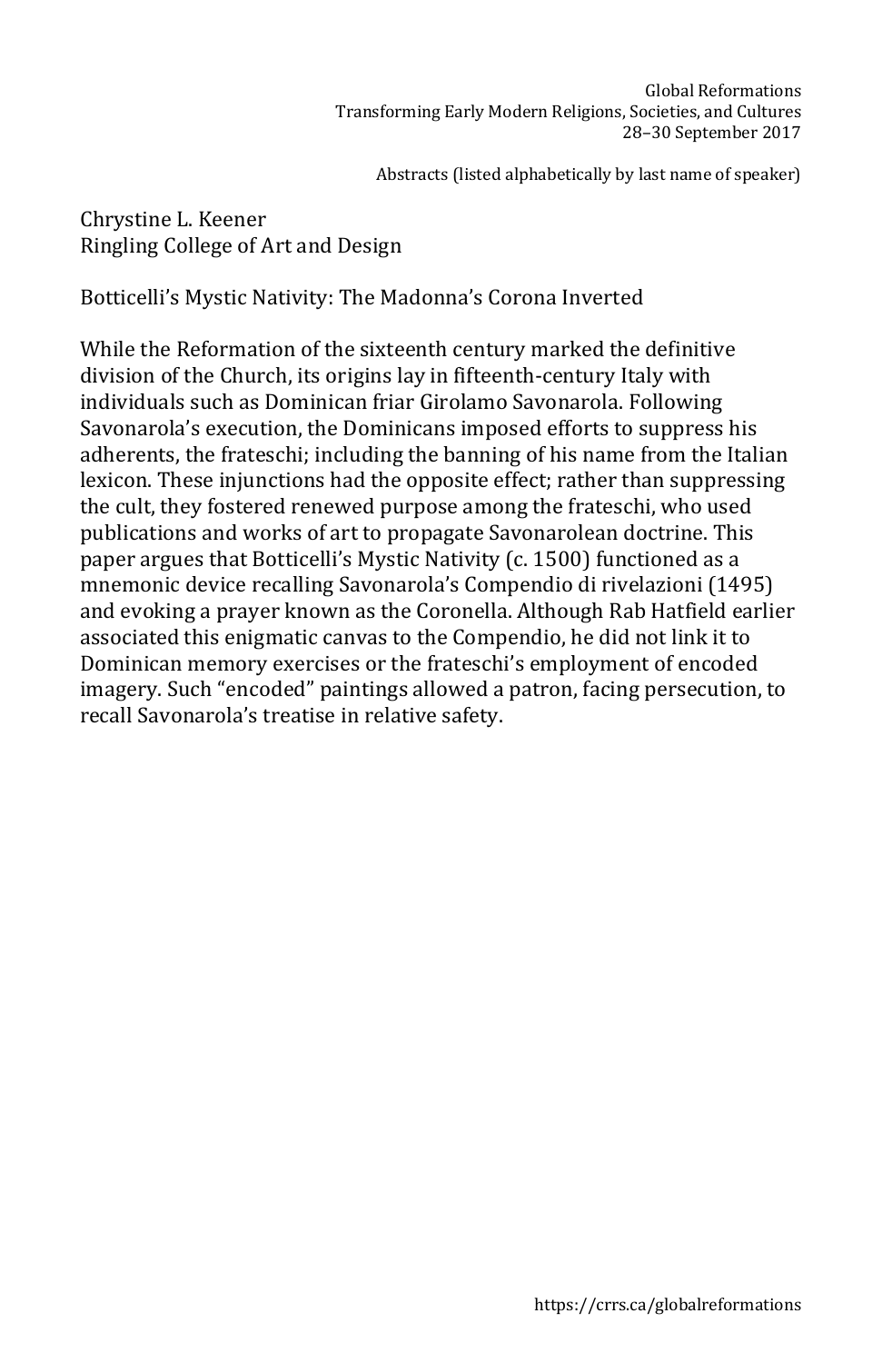Chrystine L. Keener
Ringling College of Art and Design

## Botticelli's Mystic Nativity: The Madonna's Corona Inverted

While the Reformation of the sixteenth century marked the definitive division of the Church, its origins lay in fifteenth-century Italy with individuals such as Dominican friar Girolamo Savonarola. Following Savonarola's execution, the Dominicans imposed efforts to suppress his adherents, the frateschi; including the banning of his name from the Italian lexicon. These injunctions had the opposite effect; rather than suppressing the cult, they fostered renewed purpose among the frateschi, who used publications and works of art to propagate Savonarolean doctrine. This paper argues that Botticelli's Mystic Nativity (c. 1500) functioned as a mnemonic device recalling Savonarola's Compendio di rivelazioni (1495) and evoking a prayer known as the Coronella. Although Rab Hatfield earlier associated this enigmatic canvas to the Compendio, he did not link it to Dominican memory exercises or the frateschi's employment of encoded imagery. Such "encoded" paintings allowed a patron, facing persecution, to recall Savonarola's treatise in relative safety.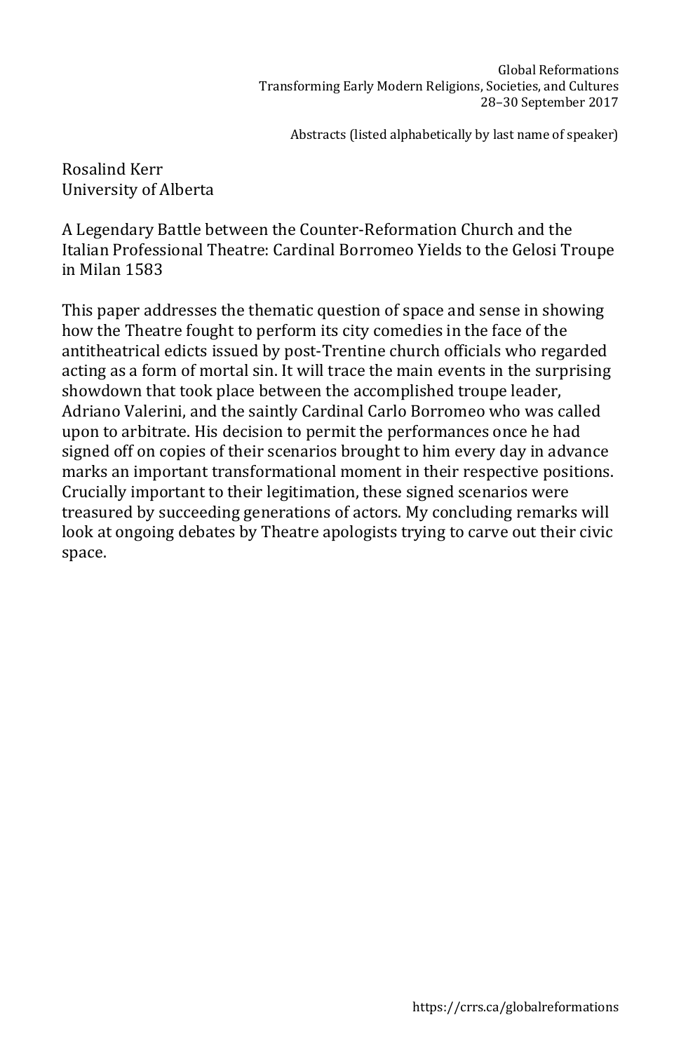Rosalind Kerr
University of Alberta

A Legendary Battle between the Counter-Reformation Church and the Italian Professional Theatre: Cardinal Borromeo Yields to the Gelosi Troupe in Milan 1583

This paper addresses the thematic question of space and sense in showing how the Theatre fought to perform its city comedies in the face of the antitheatrical edicts issued by post-Trentine church officials who regarded acting as a form of mortal sin. It will trace the main events in the surprising showdown that took place between the accomplished troupe leader, Adriano Valerini, and the saintly Cardinal Carlo Borromeo who was called upon to arbitrate. His decision to permit the performances once he had signed off on copies of their scenarios brought to him every day in advance marks an important transformational moment in their respective positions. Crucially important to their legitimation, these signed scenarios were treasured by succeeding generations of actors. My concluding remarks will look at ongoing debates by Theatre apologists trying to carve out their civic space.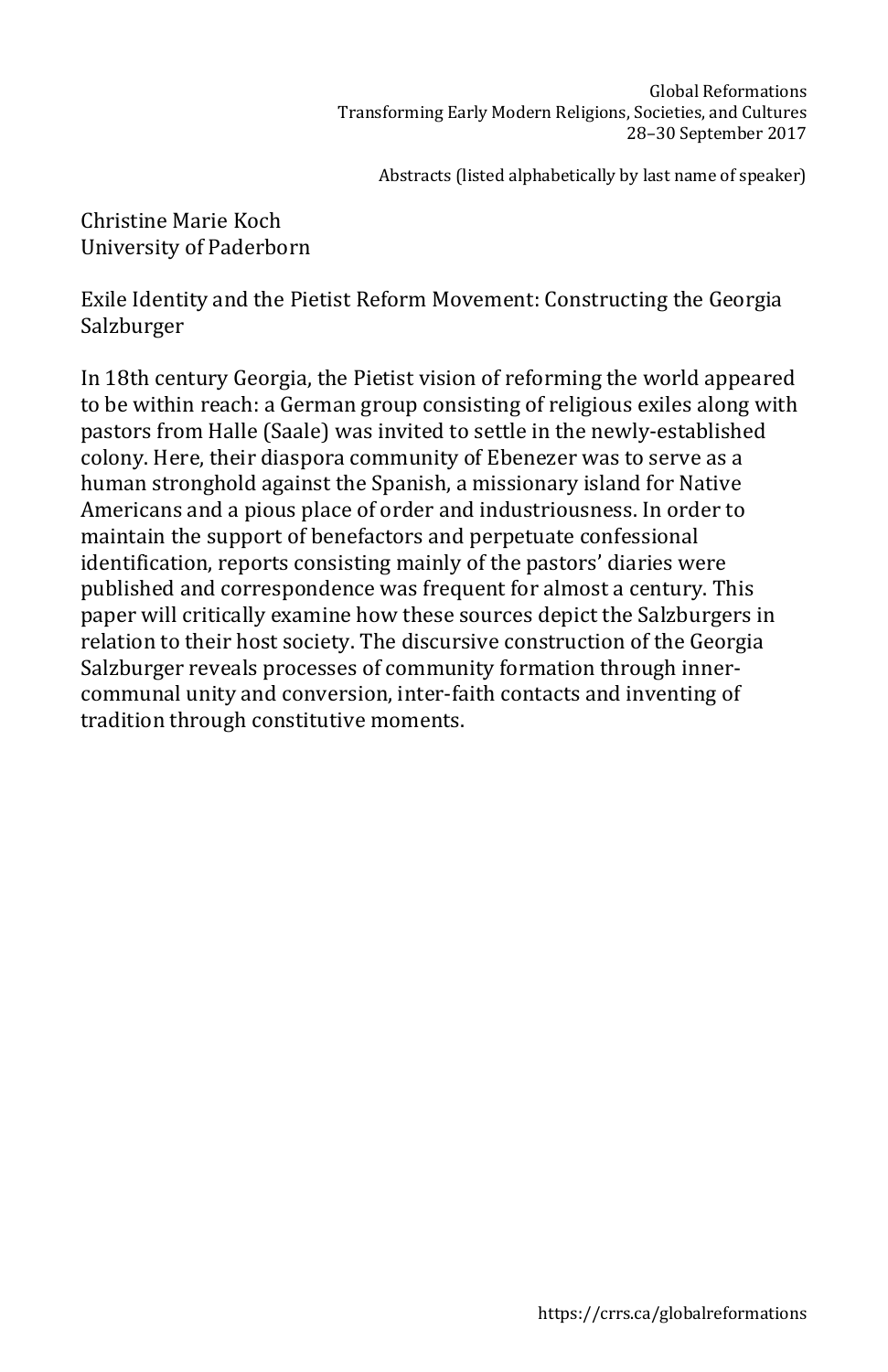Christine Marie Koch
University of Paderborn

## Exile Identity and the Pietist Reform Movement: Constructing the Georgia Salzburger

In 18th century Georgia, the Pietist vision of reforming the world appeared to be within reach: a German group consisting of religious exiles along with pastors from Halle (Saale) was invited to settle in the newly-established colony. Here, their diaspora community of Ebenezer was to serve as a human stronghold against the Spanish, a missionary island for Native Americans and a pious place of order and industriousness. In order to maintain the support of benefactors and perpetuate confessional identification, reports consisting mainly of the pastors' diaries were published and correspondence was frequent for almost a century. This paper will critically examine how these sources depict the Salzburgers in relation to their host society. The discursive construction of the Georgia Salzburger reveals processes of community formation through inner-communal unity and conversion, inter-faith contacts and inventing of tradition through constitutive moments.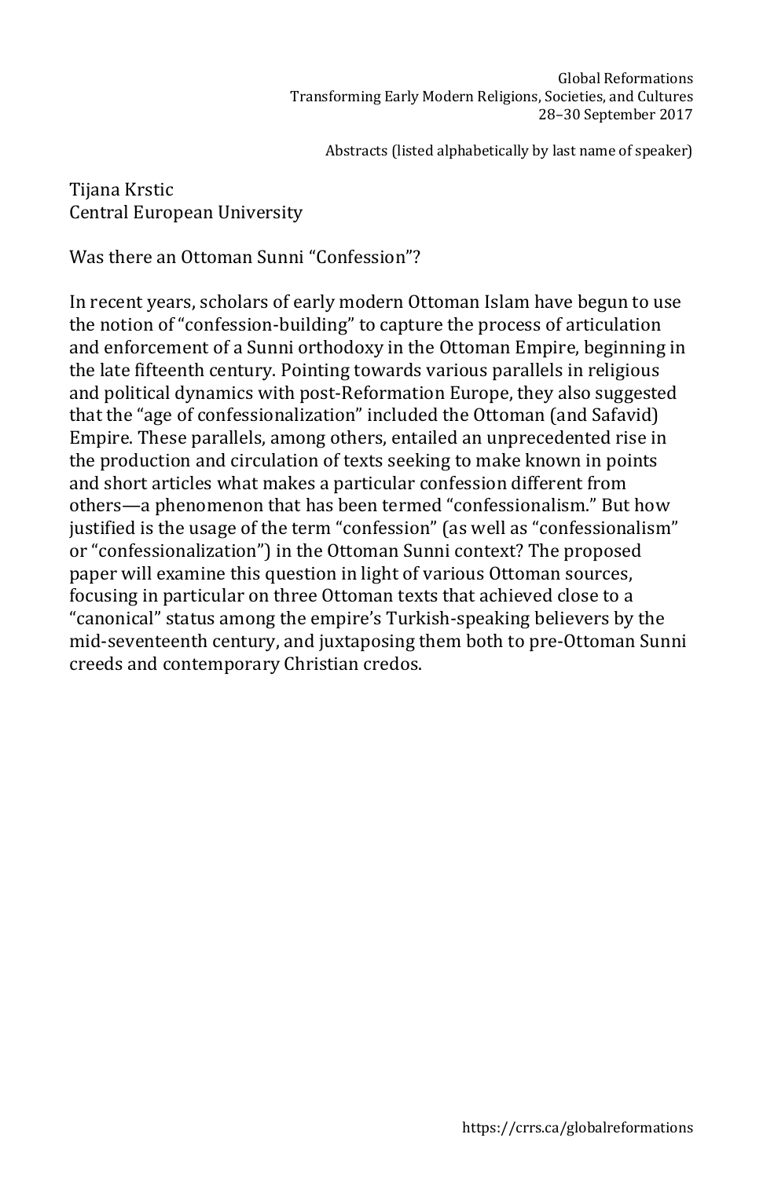Tijana Krstic
Central European University

## Was there an Ottoman Sunni "Confession"?

In recent years, scholars of early modern Ottoman Islam have begun to use the notion of "confession-building" to capture the process of articulation and enforcement of a Sunni orthodoxy in the Ottoman Empire, beginning in the late fifteenth century. Pointing towards various parallels in religious and political dynamics with post-Reformation Europe, they also suggested that the "age of confessionalization" included the Ottoman (and Safavid) Empire. These parallels, among others, entailed an unprecedented rise in the production and circulation of texts seeking to make known in points and short articles what makes a particular confession different from others—a phenomenon that has been termed "confessionalism." But how justified is the usage of the term "confession" (as well as "confessionalism" or "confessionalization") in the Ottoman Sunni context? The proposed paper will examine this question in light of various Ottoman sources, focusing in particular on three Ottoman texts that achieved close to a "canonical" status among the empire's Turkish-speaking believers by the mid-seventeenth century, and juxtaposing them both to pre-Ottoman Sunni creeds and contemporary Christian credos.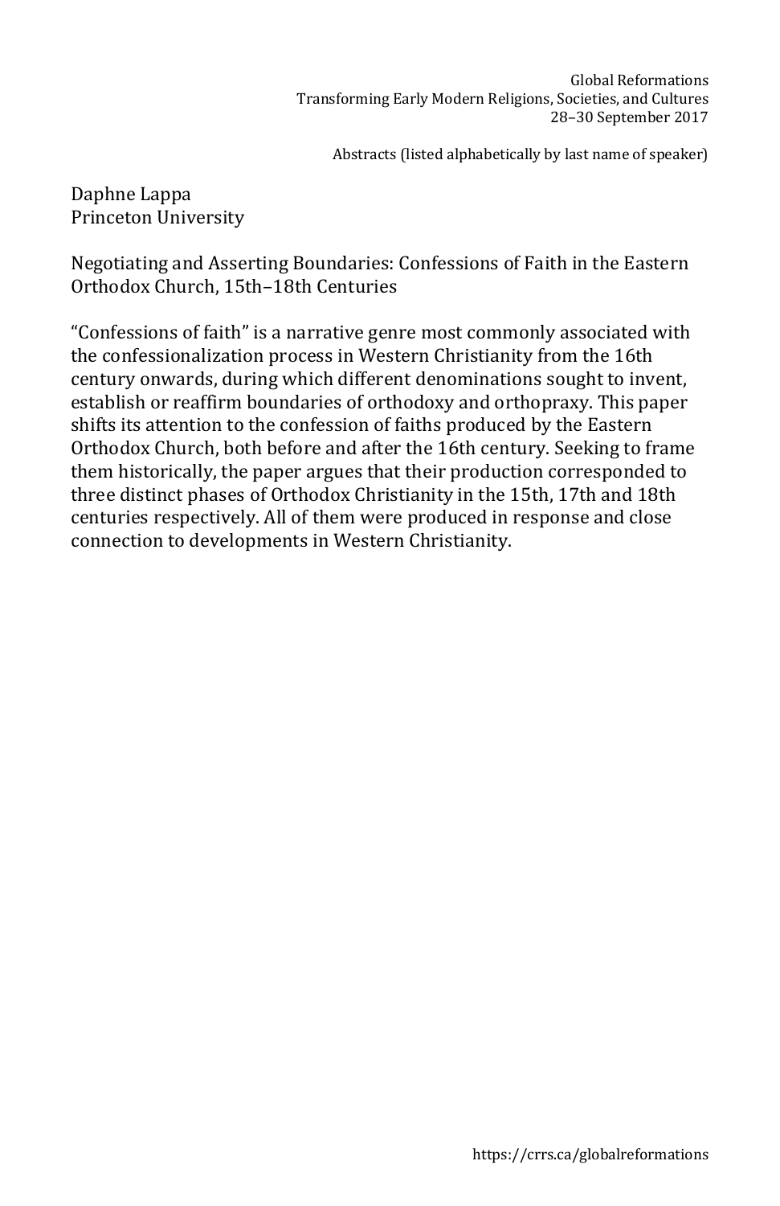Daphne Lappa
Princeton University

Negotiating and Asserting Boundaries: Confessions of Faith in the Eastern Orthodox Church, 15th–18th Centuries

“Confessions of faith” is a narrative genre most commonly associated with the confessionalization process in Western Christianity from the 16th century onwards, during which different denominations sought to invent, establish or reaffirm boundaries of orthodoxy and orthopraxy. This paper shifts its attention to the confession of faiths produced by the Eastern Orthodox Church, both before and after the 16th century. Seeking to frame them historically, the paper argues that their production corresponded to three distinct phases of Orthodox Christianity in the 15th, 17th and 18th centuries respectively. All of them were produced in response and close connection to developments in Western Christianity.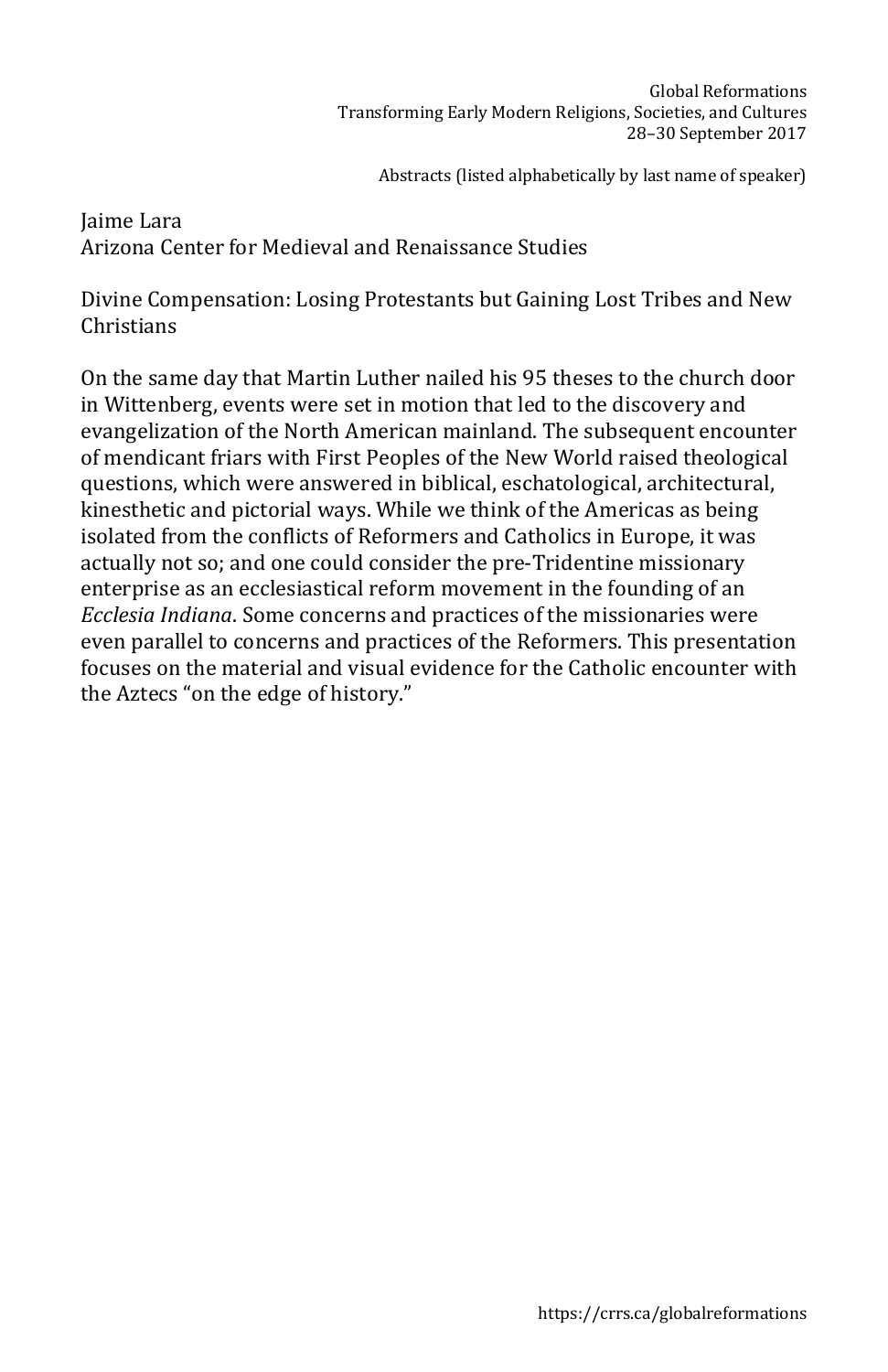Jaime Lara
Arizona Center for Medieval and Renaissance Studies

Divine Compensation: Losing Protestants but Gaining Lost Tribes and New Christians

On the same day that Martin Luther nailed his 95 theses to the church door in Wittenberg, events were set in motion that led to the discovery and evangelization of the North American mainland. The subsequent encounter of mendicant friars with First Peoples of the New World raised theological questions, which were answered in biblical, eschatological, architectural, kinesthetic and pictorial ways. While we think of the Americas as being isolated from the conflicts of Reformers and Catholics in Europe, it was actually not so; and one could consider the pre-Tridentine missionary enterprise as an ecclesiastical reform movement in the founding of an *Ecclesia Indiana*. Some concerns and practices of the missionaries were even parallel to concerns and practices of the Reformers. This presentation focuses on the material and visual evidence for the Catholic encounter with the Aztecs "on the edge of history."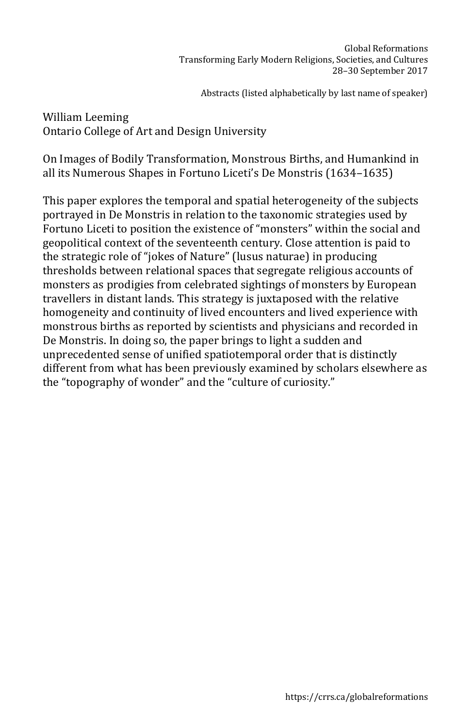William Leeming
Ontario College of Art and Design University

On Images of Bodily Transformation, Monstrous Births, and Humankind in all its Numerous Shapes in Fortuno Liceti's De Monstris (1634–1635)

This paper explores the temporal and spatial heterogeneity of the subjects portrayed in De Monstris in relation to the taxonomic strategies used by Fortuno Liceti to position the existence of "monsters" within the social and geopolitical context of the seventeenth century. Close attention is paid to the strategic role of "jokes of Nature" (lusus naturae) in producing thresholds between relational spaces that segregate religious accounts of monsters as prodigies from celebrated sightings of monsters by European travellers in distant lands. This strategy is juxtaposed with the relative homogeneity and continuity of lived encounters and lived experience with monstrous births as reported by scientists and physicians and recorded in De Monstris. In doing so, the paper brings to light a sudden and unprecedented sense of unified spatiotemporal order that is distinctly different from what has been previously examined by scholars elsewhere as the "topography of wonder" and the "culture of curiosity."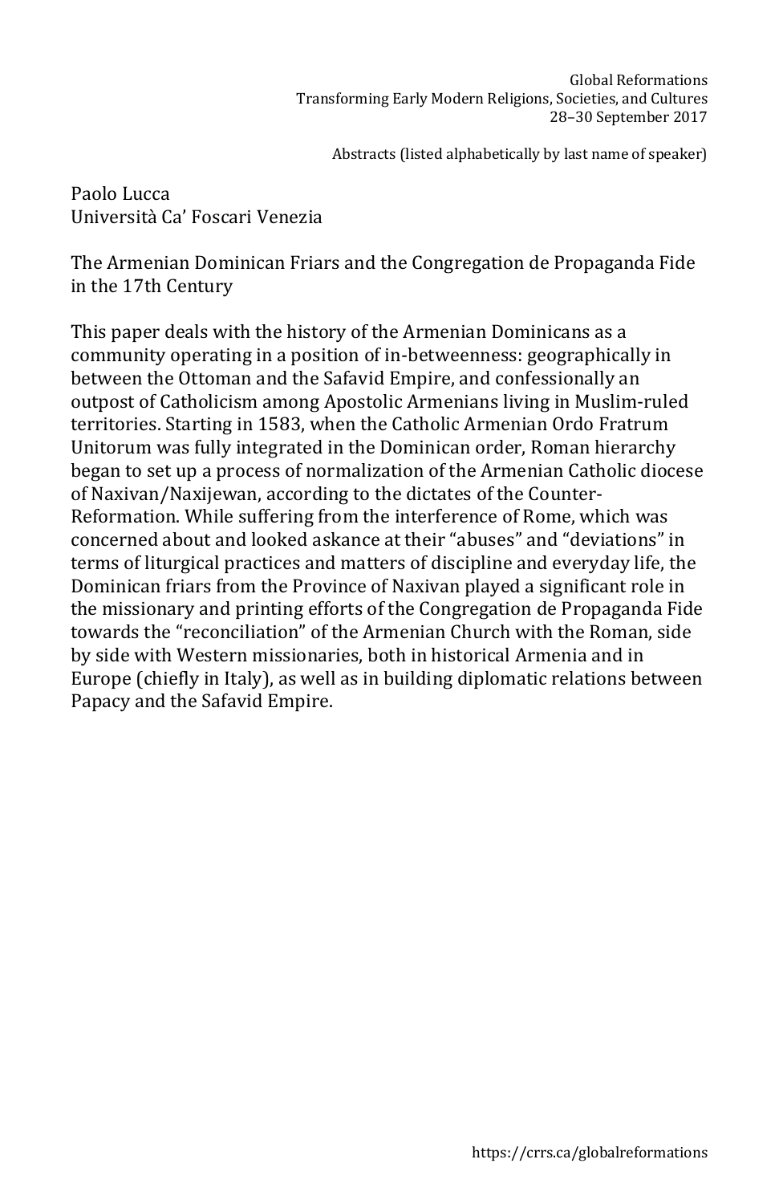Paolo Lucca
Università Ca' Foscari Venezia

The Armenian Dominican Friars and the Congregation de Propaganda Fide in the 17th Century

This paper deals with the history of the Armenian Dominicans as a community operating in a position of in-betweenness: geographically in between the Ottoman and the Safavid Empire, and confessionally an outpost of Catholicism among Apostolic Armenians living in Muslim-ruled territories. Starting in 1583, when the Catholic Armenian Ordo Fratrum Unitorum was fully integrated in the Dominican order, Roman hierarchy began to set up a process of normalization of the Armenian Catholic diocese of Naxivan/Naxijewan, according to the dictates of the Counter-Reformation. While suffering from the interference of Rome, which was concerned about and looked askance at their "abuses" and "deviations" in terms of liturgical practices and matters of discipline and everyday life, the Dominican friars from the Province of Naxivan played a significant role in the missionary and printing efforts of the Congregation de Propaganda Fide towards the "reconciliation" of the Armenian Church with the Roman, side by side with Western missionaries, both in historical Armenia and in Europe (chiefly in Italy), as well as in building diplomatic relations between Papacy and the Safavid Empire.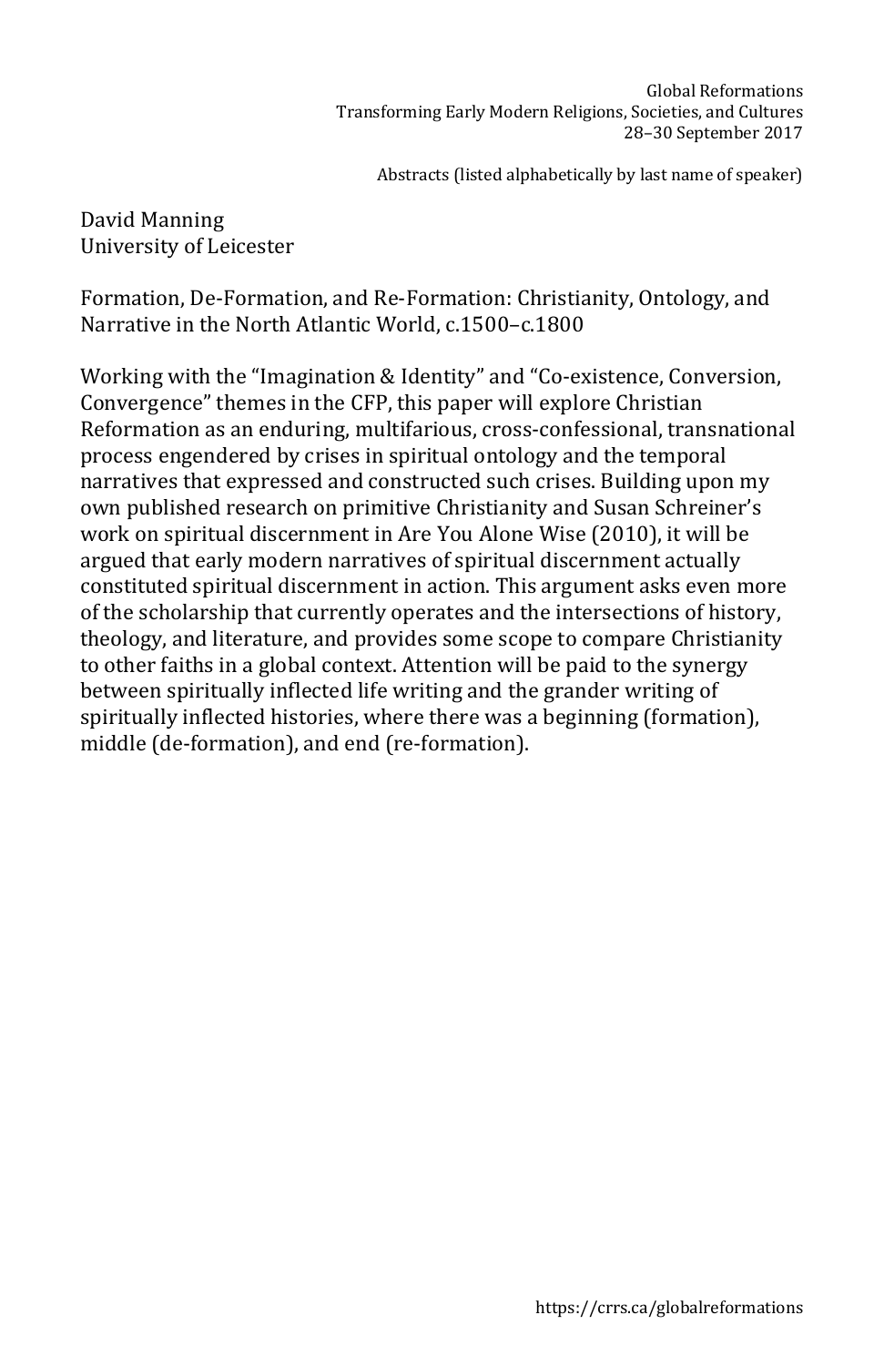David Manning
University of Leicester

Formation, De-Formation, and Re-Formation: Christianity, Ontology, and Narrative in the North Atlantic World, c.1500–c.1800

Working with the "Imagination & Identity" and "Co-existence, Conversion, Convergence" themes in the CFP, this paper will explore Christian Reformation as an enduring, multifarious, cross-confessional, transnational process engendered by crises in spiritual ontology and the temporal narratives that expressed and constructed such crises. Building upon my own published research on primitive Christianity and Susan Schreiner's work on spiritual discernment in Are You Alone Wise (2010), it will be argued that early modern narratives of spiritual discernment actually constituted spiritual discernment in action. This argument asks even more of the scholarship that currently operates and the intersections of history, theology, and literature, and provides some scope to compare Christianity to other faiths in a global context. Attention will be paid to the synergy between spiritually inflected life writing and the grander writing of spiritually inflected histories, where there was a beginning (formation), middle (de-formation), and end (re-formation).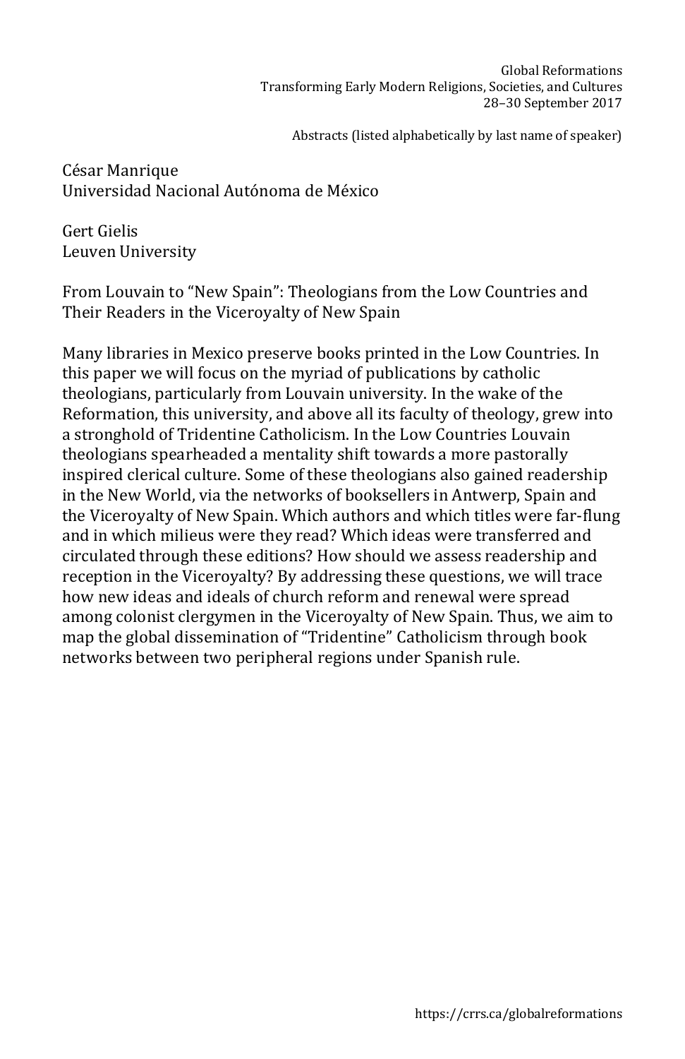César Manrique
Universidad Nacional Autónoma de México

Gert Gielis
Leuven University

From Louvain to “New Spain”: Theologians from the Low Countries and Their Readers in the Viceroyalty of New Spain

Many libraries in Mexico preserve books printed in the Low Countries. In this paper we will focus on the myriad of publications by catholic theologians, particularly from Louvain university. In the wake of the Reformation, this university, and above all its faculty of theology, grew into a stronghold of Tridentine Catholicism. In the Low Countries Louvain theologians spearheaded a mentality shift towards a more pastorally inspired clerical culture. Some of these theologians also gained readership in the New World, via the networks of booksellers in Antwerp, Spain and the Viceroyalty of New Spain. Which authors and which titles were far-flung and in which milieus were they read? Which ideas were transferred and circulated through these editions? How should we assess readership and reception in the Viceroyalty? By addressing these questions, we will trace how new ideas and ideals of church reform and renewal were spread among colonist clergymen in the Viceroyalty of New Spain. Thus, we aim to map the global dissemination of “Tridentine” Catholicism through book networks between two peripheral regions under Spanish rule.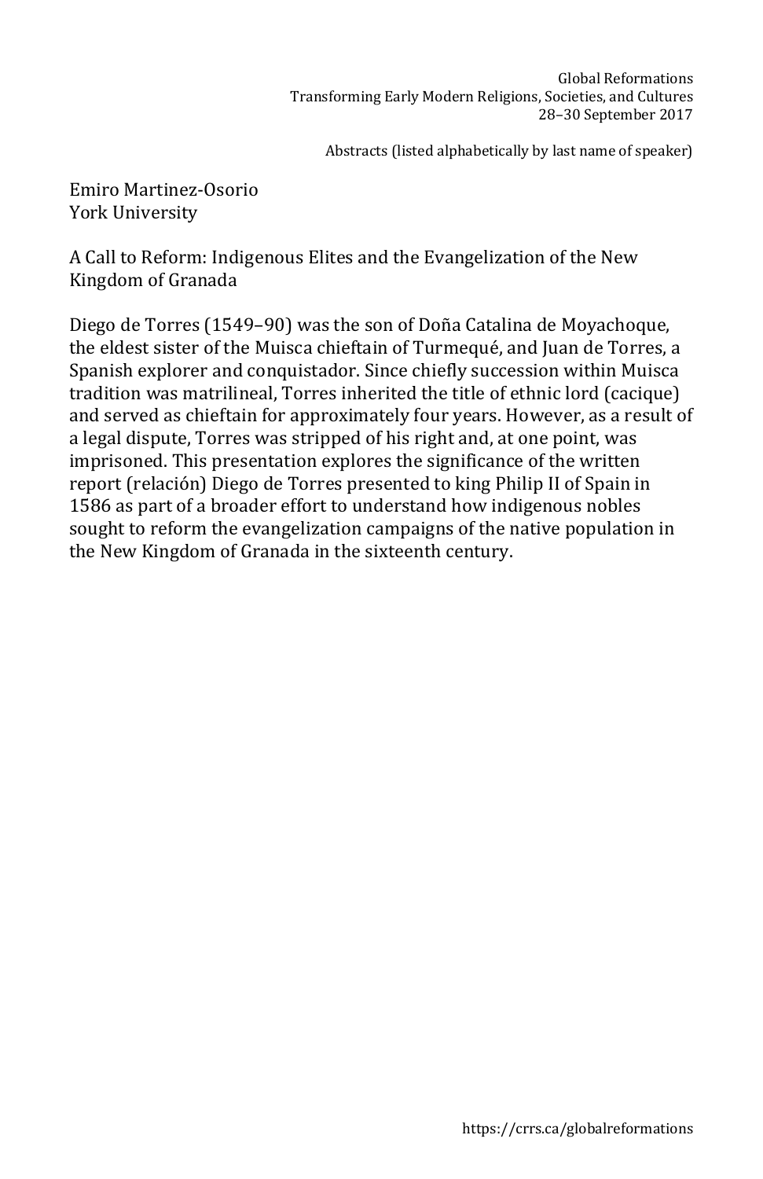Emiro Martinez-Osorio
York University

## A Call to Reform: Indigenous Elites and the Evangelization of the New Kingdom of Granada

Diego de Torres (1549–90) was the son of Doña Catalina de Moyachoque, the eldest sister of the Muisca chieftain of Turmequé, and Juan de Torres, a Spanish explorer and conquistador. Since chiefly succession within Muisca tradition was matrilineal, Torres inherited the title of ethnic lord (cacique) and served as chieftain for approximately four years. However, as a result of a legal dispute, Torres was stripped of his right and, at one point, was imprisoned. This presentation explores the significance of the written report (relación) Diego de Torres presented to king Philip II of Spain in 1586 as part of a broader effort to understand how indigenous nobles sought to reform the evangelization campaigns of the native population in the New Kingdom of Granada in the sixteenth century.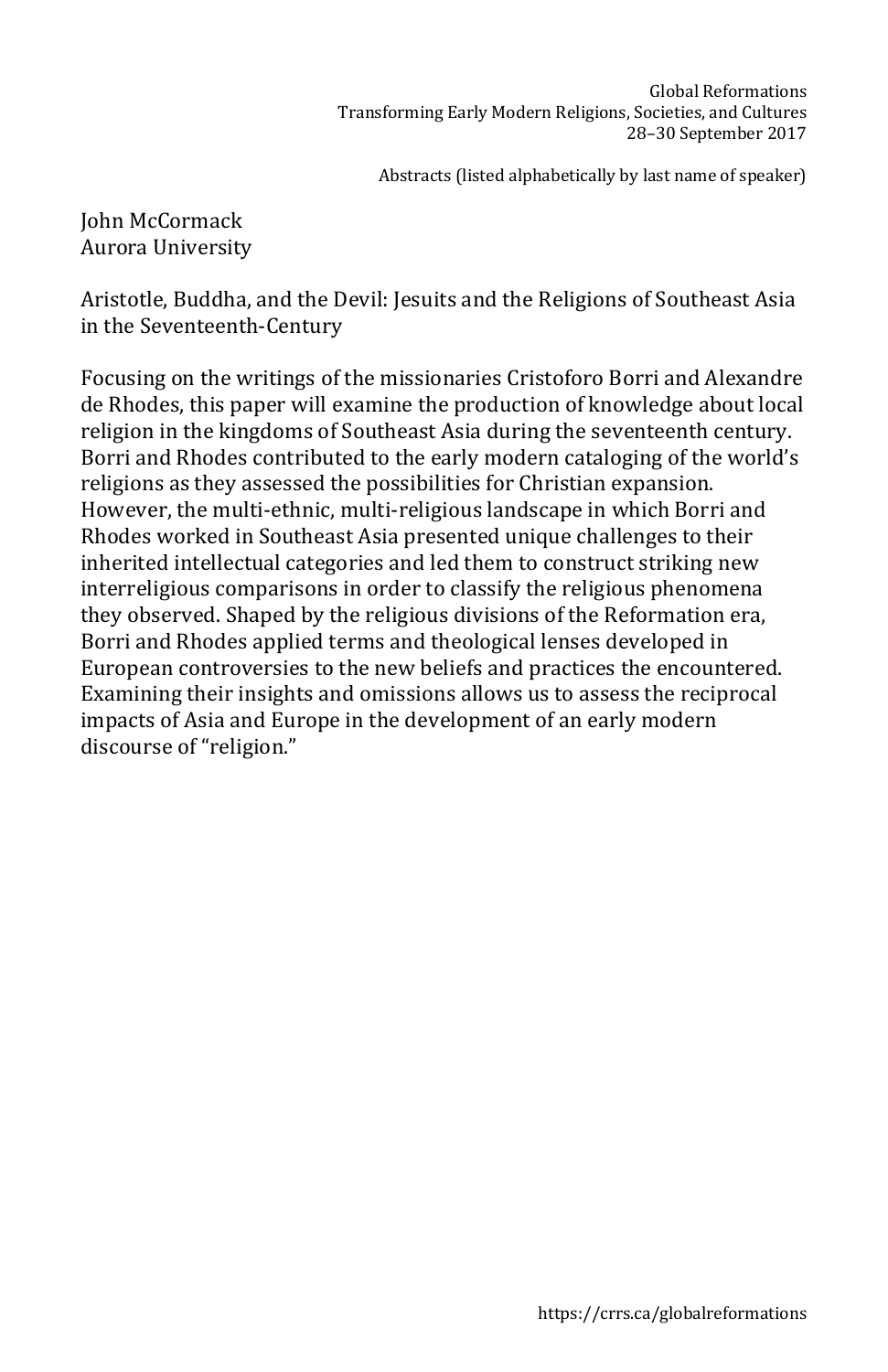John McCormack
Aurora University

Aristotle, Buddha, and the Devil: Jesuits and the Religions of Southeast Asia in the Seventeenth-Century

Focusing on the writings of the missionaries Cristoforo Borri and Alexandre de Rhodes, this paper will examine the production of knowledge about local religion in the kingdoms of Southeast Asia during the seventeenth century. Borri and Rhodes contributed to the early modern cataloging of the world's religions as they assessed the possibilities for Christian expansion. However, the multi-ethnic, multi-religious landscape in which Borri and Rhodes worked in Southeast Asia presented unique challenges to their inherited intellectual categories and led them to construct striking new interreligious comparisons in order to classify the religious phenomena they observed. Shaped by the religious divisions of the Reformation era, Borri and Rhodes applied terms and theological lenses developed in European controversies to the new beliefs and practices the encountered. Examining their insights and omissions allows us to assess the reciprocal impacts of Asia and Europe in the development of an early modern discourse of "religion."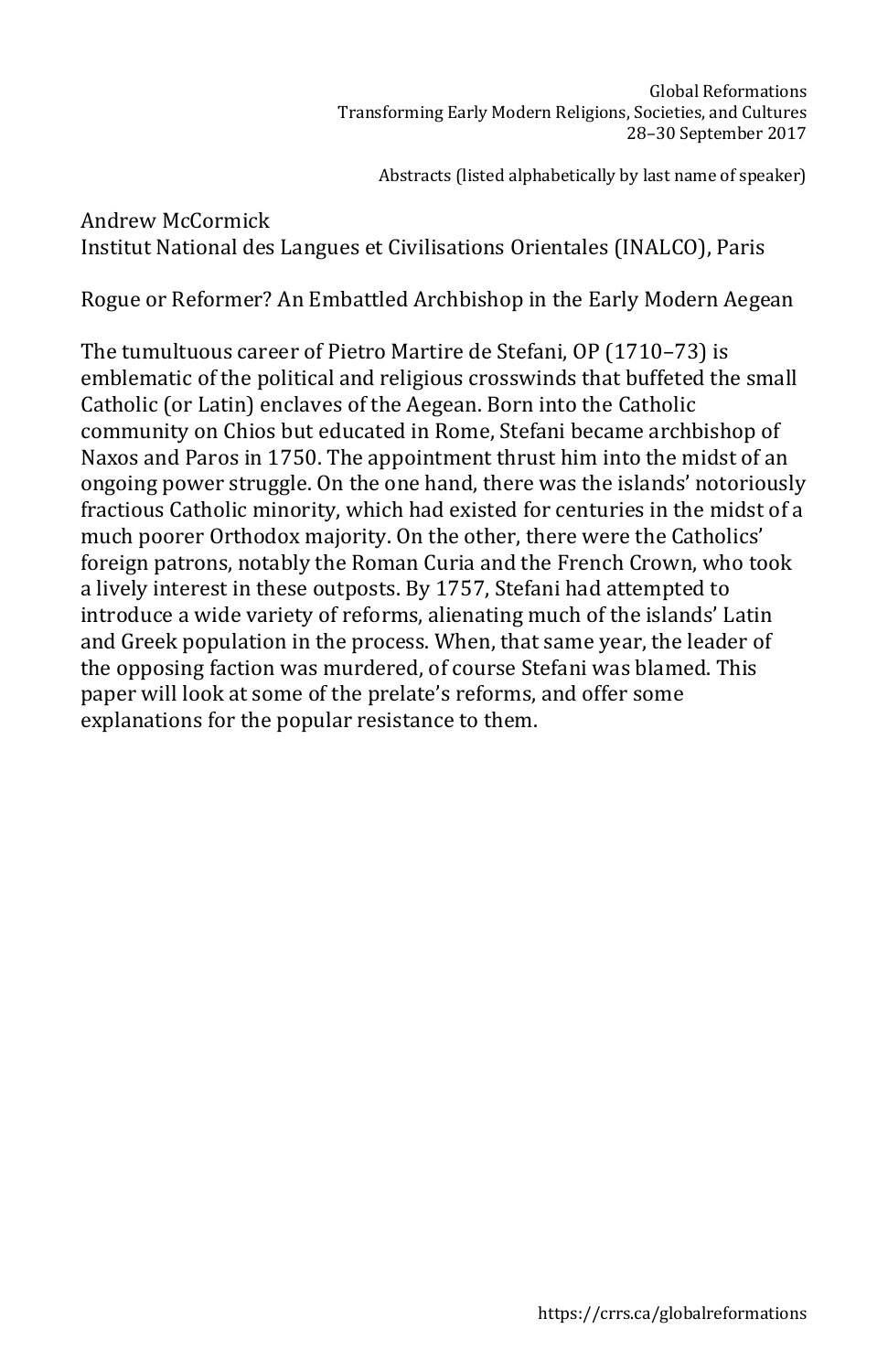Andrew McCormick
Institut National des Langues et Civilisations Orientales (INALCO), Paris

## Rogue or Reformer? An Embattled Archbishop in the Early Modern Aegean

The tumultuous career of Pietro Martire de Stefani, OP (1710–73) is emblematic of the political and religious crosswinds that buffeted the small Catholic (or Latin) enclaves of the Aegean. Born into the Catholic community on Chios but educated in Rome, Stefani became archbishop of Naxos and Paros in 1750. The appointment thrust him into the midst of an ongoing power struggle. On the one hand, there was the islands' notoriously fractious Catholic minority, which had existed for centuries in the midst of a much poorer Orthodox majority. On the other, there were the Catholics' foreign patrons, notably the Roman Curia and the French Crown, who took a lively interest in these outposts. By 1757, Stefani had attempted to introduce a wide variety of reforms, alienating much of the islands' Latin and Greek population in the process. When, that same year, the leader of the opposing faction was murdered, of course Stefani was blamed. This paper will look at some of the prelate's reforms, and offer some explanations for the popular resistance to them.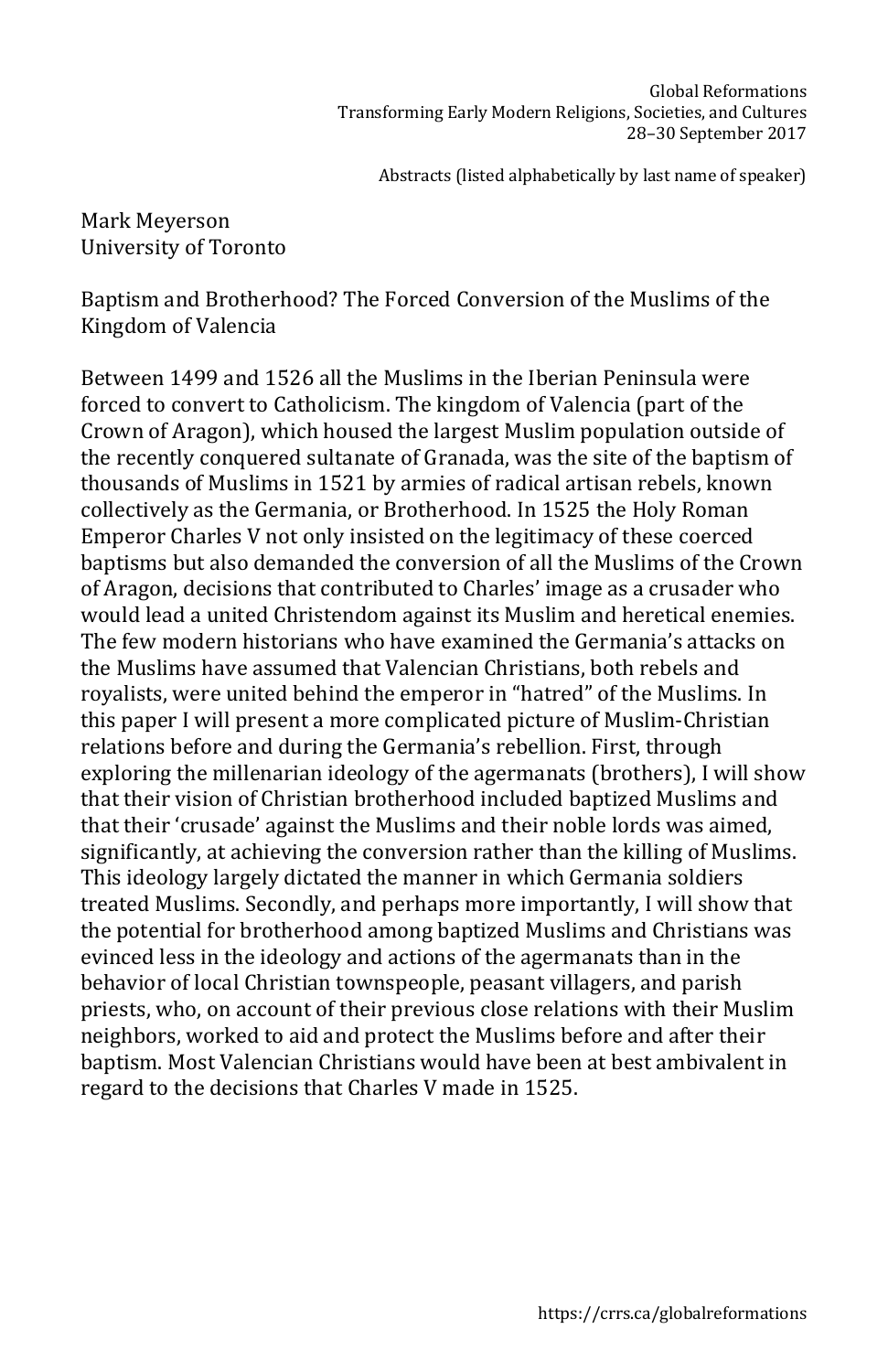Mark Meyerson
University of Toronto

Baptism and Brotherhood? The Forced Conversion of the Muslims of the Kingdom of Valencia

Between 1499 and 1526 all the Muslims in the Iberian Peninsula were forced to convert to Catholicism. The kingdom of Valencia (part of the Crown of Aragon), which housed the largest Muslim population outside of the recently conquered sultanate of Granada, was the site of the baptism of thousands of Muslims in 1521 by armies of radical artisan rebels, known collectively as the Germania, or Brotherhood. In 1525 the Holy Roman Emperor Charles V not only insisted on the legitimacy of these coerced baptisms but also demanded the conversion of all the Muslims of the Crown of Aragon, decisions that contributed to Charles' image as a crusader who would lead a united Christendom against its Muslim and heretical enemies. The few modern historians who have examined the Germania's attacks on the Muslims have assumed that Valencian Christians, both rebels and royalists, were united behind the emperor in "hatred" of the Muslims. In this paper I will present a more complicated picture of Muslim-Christian relations before and during the Germania's rebellion. First, through exploring the millenarian ideology of the agermanats (brothers), I will show that their vision of Christian brotherhood included baptized Muslims and that their 'crusade' against the Muslims and their noble lords was aimed, significantly, at achieving the conversion rather than the killing of Muslims. This ideology largely dictated the manner in which Germania soldiers treated Muslims. Secondly, and perhaps more importantly, I will show that the potential for brotherhood among baptized Muslims and Christians was evinced less in the ideology and actions of the agermanats than in the behavior of local Christian townspeople, peasant villagers, and parish priests, who, on account of their previous close relations with their Muslim neighbors, worked to aid and protect the Muslims before and after their baptism. Most Valencian Christians would have been at best ambivalent in regard to the decisions that Charles V made in 1525.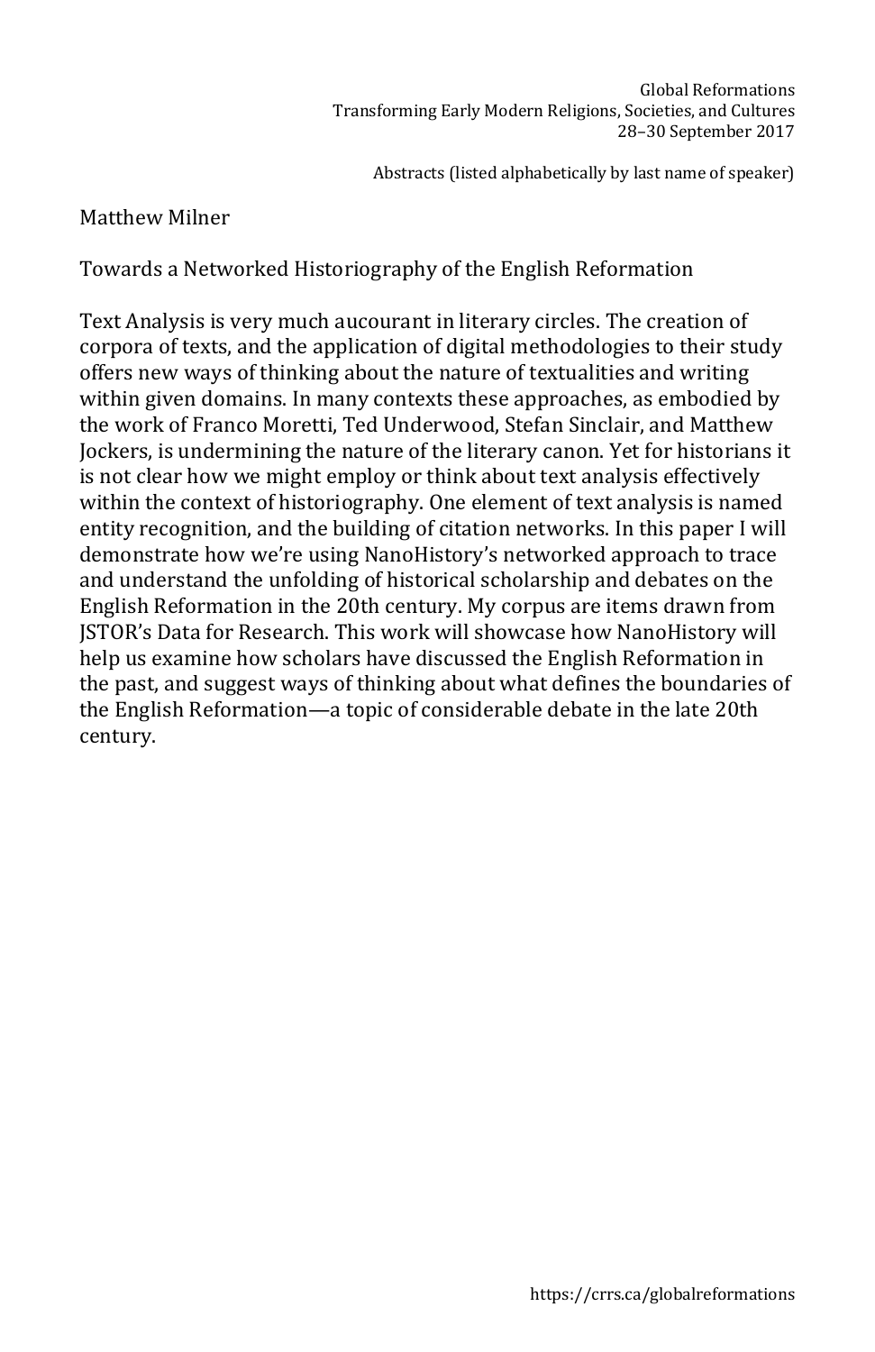Matthew Milner

## Towards a Networked Historiography of the English Reformation

Text Analysis is very much aucourant in literary circles. The creation of corpora of texts, and the application of digital methodologies to their study offers new ways of thinking about the nature of textualities and writing within given domains. In many contexts these approaches, as embodied by the work of Franco Moretti, Ted Underwood, Stefan Sinclair, and Matthew Jockers, is undermining the nature of the literary canon. Yet for historians it is not clear how we might employ or think about text analysis effectively within the context of historiography. One element of text analysis is named entity recognition, and the building of citation networks. In this paper I will demonstrate how we're using NanoHistory's networked approach to trace and understand the unfolding of historical scholarship and debates on the English Reformation in the 20th century. My corpus are items drawn from JSTOR's Data for Research. This work will showcase how NanoHistory will help us examine how scholars have discussed the English Reformation in the past, and suggest ways of thinking about what defines the boundaries of the English Reformation—a topic of considerable debate in the late 20th century.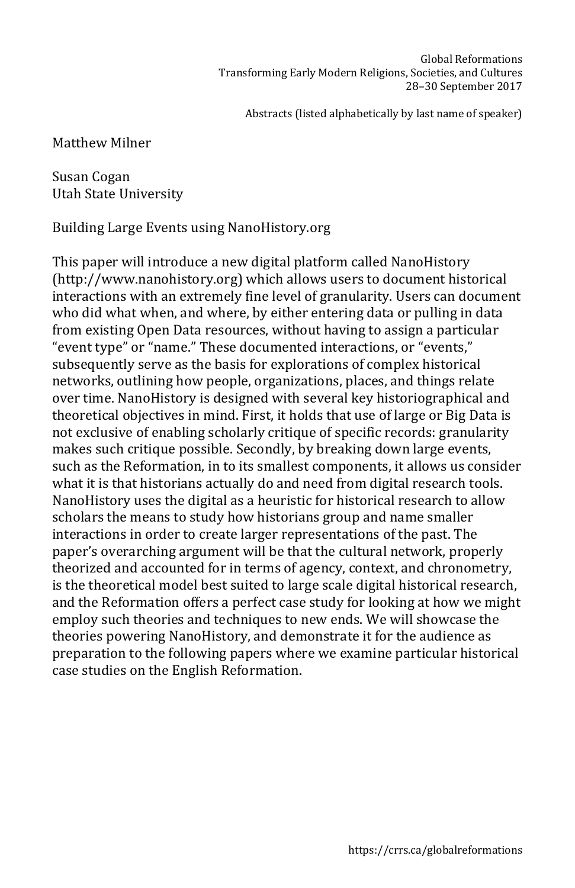Matthew Milner

Susan Cogan
Utah State University

Building Large Events using NanoHistory.org

This paper will introduce a new digital platform called NanoHistory (http://www.nanohistory.org) which allows users to document historical interactions with an extremely fine level of granularity. Users can document who did what when, and where, by either entering data or pulling in data from existing Open Data resources, without having to assign a particular "event type" or "name." These documented interactions, or "events," subsequently serve as the basis for explorations of complex historical networks, outlining how people, organizations, places, and things relate over time. NanoHistory is designed with several key historiographical and theoretical objectives in mind. First, it holds that use of large or Big Data is not exclusive of enabling scholarly critique of specific records: granularity makes such critique possible. Secondly, by breaking down large events, such as the Reformation, in to its smallest components, it allows us consider what it is that historians actually do and need from digital research tools. NanoHistory uses the digital as a heuristic for historical research to allow scholars the means to study how historians group and name smaller interactions in order to create larger representations of the past. The paper's overarching argument will be that the cultural network, properly theorized and accounted for in terms of agency, context, and chronometry, is the theoretical model best suited to large scale digital historical research, and the Reformation offers a perfect case study for looking at how we might employ such theories and techniques to new ends. We will showcase the theories powering NanoHistory, and demonstrate it for the audience as preparation to the following papers where we examine particular historical case studies on the English Reformation.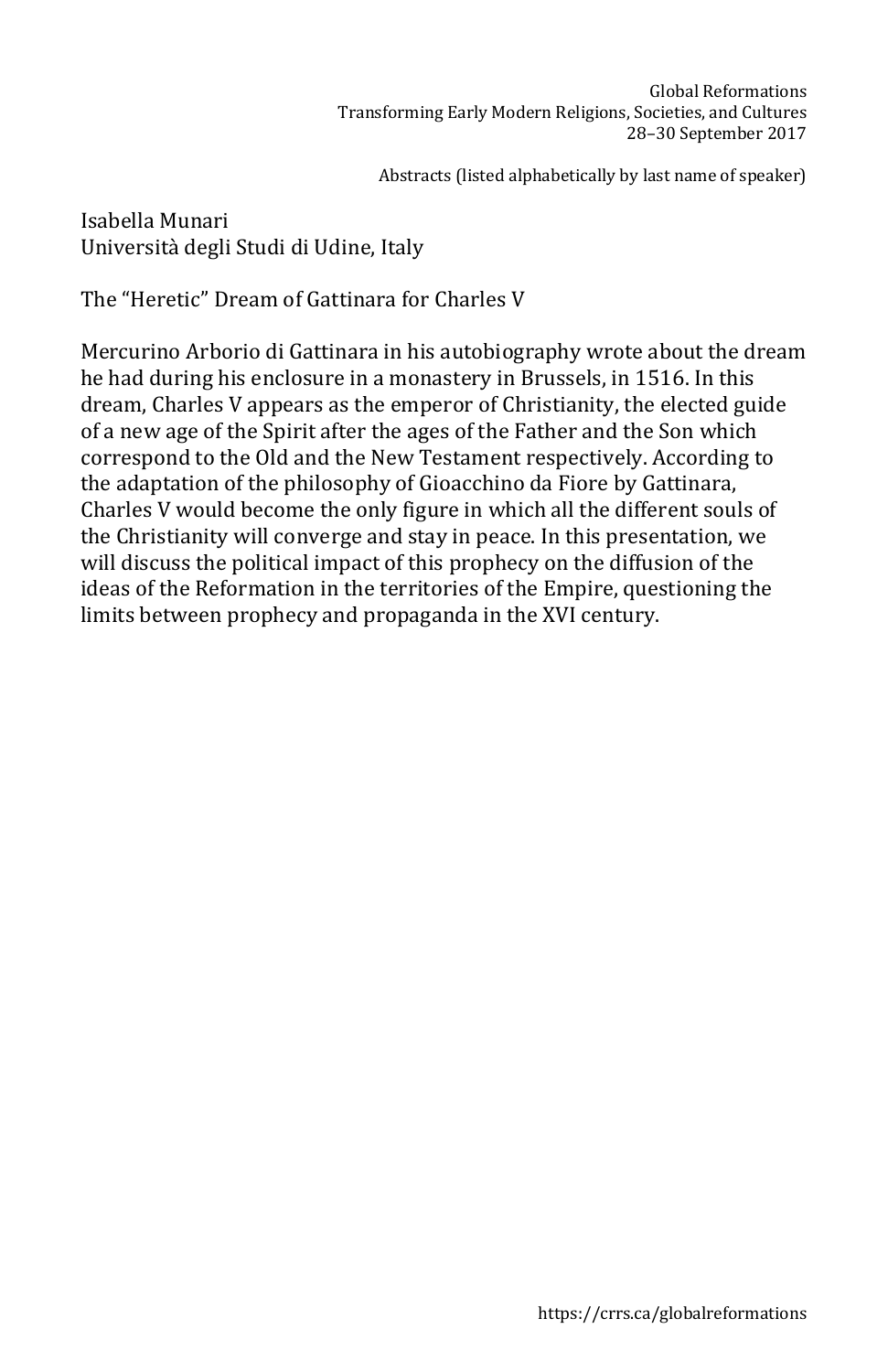Isabella Munari
Università degli Studi di Udine, Italy

## The "Heretic" Dream of Gattinara for Charles V

Mercurino Arborio di Gattinara in his autobiography wrote about the dream he had during his enclosure in a monastery in Brussels, in 1516. In this dream, Charles V appears as the emperor of Christianity, the elected guide of a new age of the Spirit after the ages of the Father and the Son which correspond to the Old and the New Testament respectively. According to the adaptation of the philosophy of Gioacchino da Fiore by Gattinara, Charles V would become the only figure in which all the different souls of the Christianity will converge and stay in peace. In this presentation, we will discuss the political impact of this prophecy on the diffusion of the ideas of the Reformation in the territories of the Empire, questioning the limits between prophecy and propaganda in the XVI century.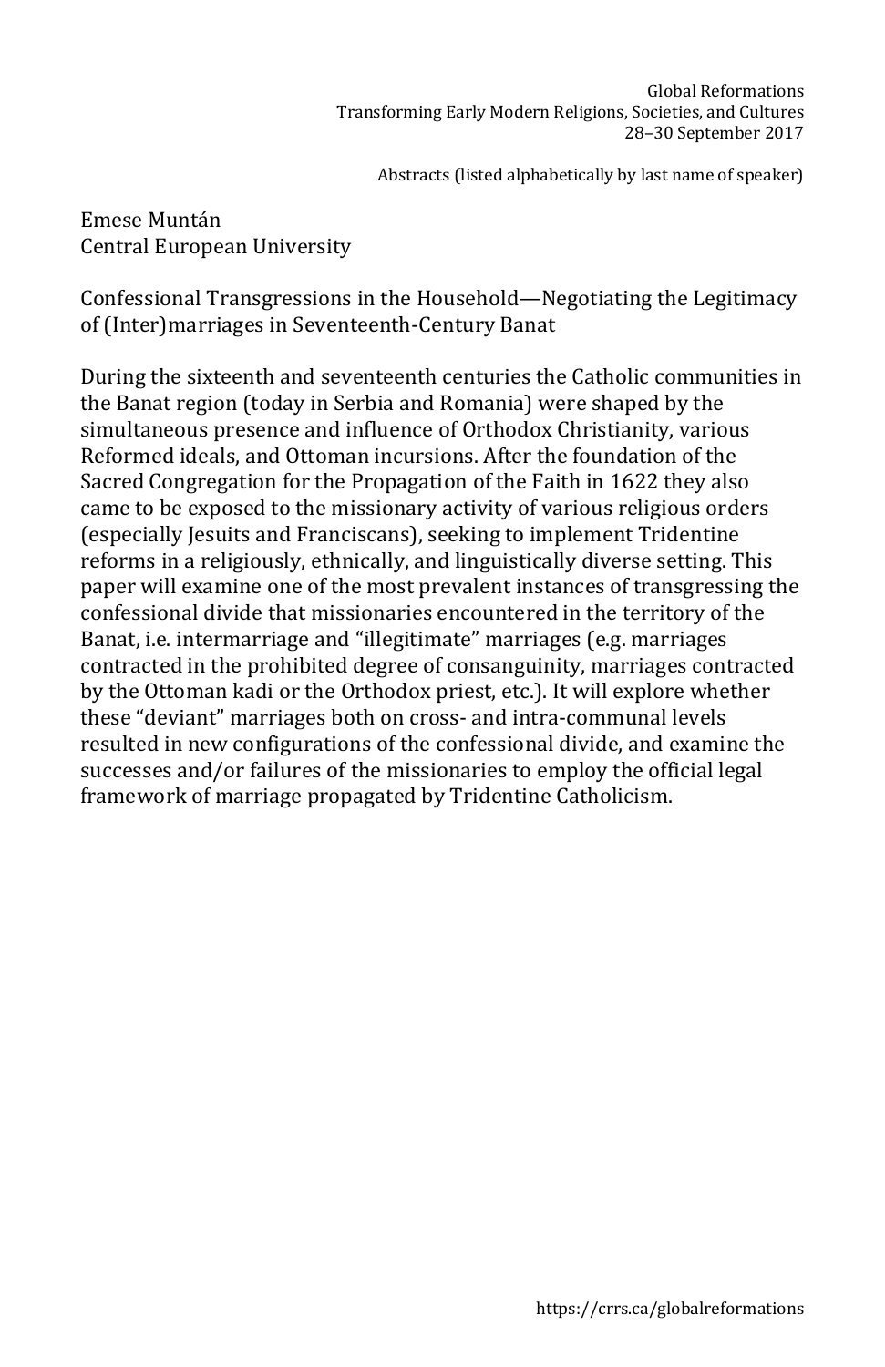Emese Muntán
Central European University

## Confessional Transgressions in the Household—Negotiating the Legitimacy of (Inter)marriages in Seventeenth-Century Banat

During the sixteenth and seventeenth centuries the Catholic communities in the Banat region (today in Serbia and Romania) were shaped by the simultaneous presence and influence of Orthodox Christianity, various Reformed ideals, and Ottoman incursions. After the foundation of the Sacred Congregation for the Propagation of the Faith in 1622 they also came to be exposed to the missionary activity of various religious orders (especially Jesuits and Franciscans), seeking to implement Tridentine reforms in a religiously, ethnically, and linguistically diverse setting. This paper will examine one of the most prevalent instances of transgressing the confessional divide that missionaries encountered in the territory of the Banat, i.e. intermarriage and "illegitimate" marriages (e.g. marriages contracted in the prohibited degree of consanguinity, marriages contracted by the Ottoman kadi or the Orthodox priest, etc.). It will explore whether these "deviant" marriages both on cross- and intra-communal levels resulted in new configurations of the confessional divide, and examine the successes and/or failures of the missionaries to employ the official legal framework of marriage propagated by Tridentine Catholicism.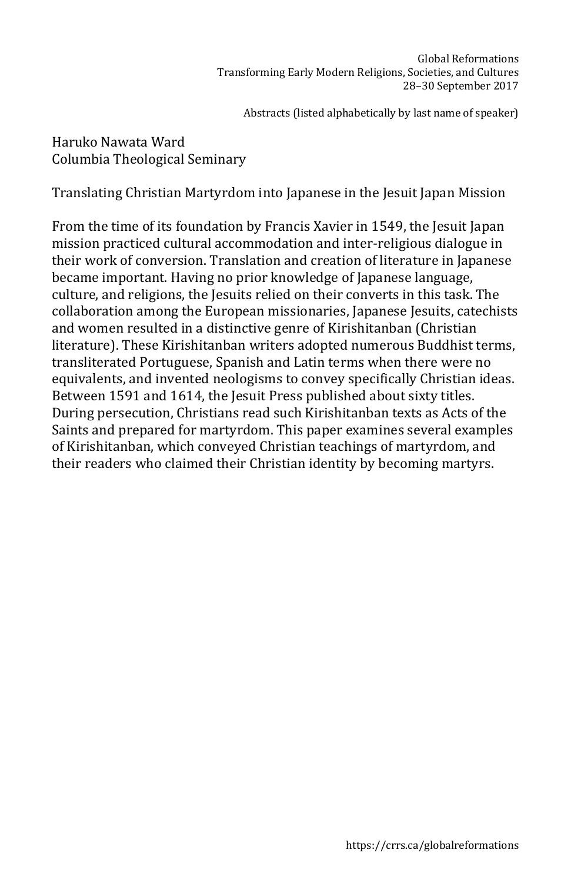Haruko Nawata Ward
Columbia Theological Seminary

Translating Christian Martyrdom into Japanese in the Jesuit Japan Mission

From the time of its foundation by Francis Xavier in 1549, the Jesuit Japan mission practiced cultural accommodation and inter-religious dialogue in their work of conversion. Translation and creation of literature in Japanese became important. Having no prior knowledge of Japanese language, culture, and religions, the Jesuits relied on their converts in this task. The collaboration among the European missionaries, Japanese Jesuits, catechists and women resulted in a distinctive genre of Kirishitanban (Christian literature). These Kirishitanban writers adopted numerous Buddhist terms, transliterated Portuguese, Spanish and Latin terms when there were no equivalents, and invented neologisms to convey specifically Christian ideas. Between 1591 and 1614, the Jesuit Press published about sixty titles. During persecution, Christians read such Kirishitanban texts as Acts of the Saints and prepared for martyrdom. This paper examines several examples of Kirishitanban, which conveyed Christian teachings of martyrdom, and their readers who claimed their Christian identity by becoming martyrs.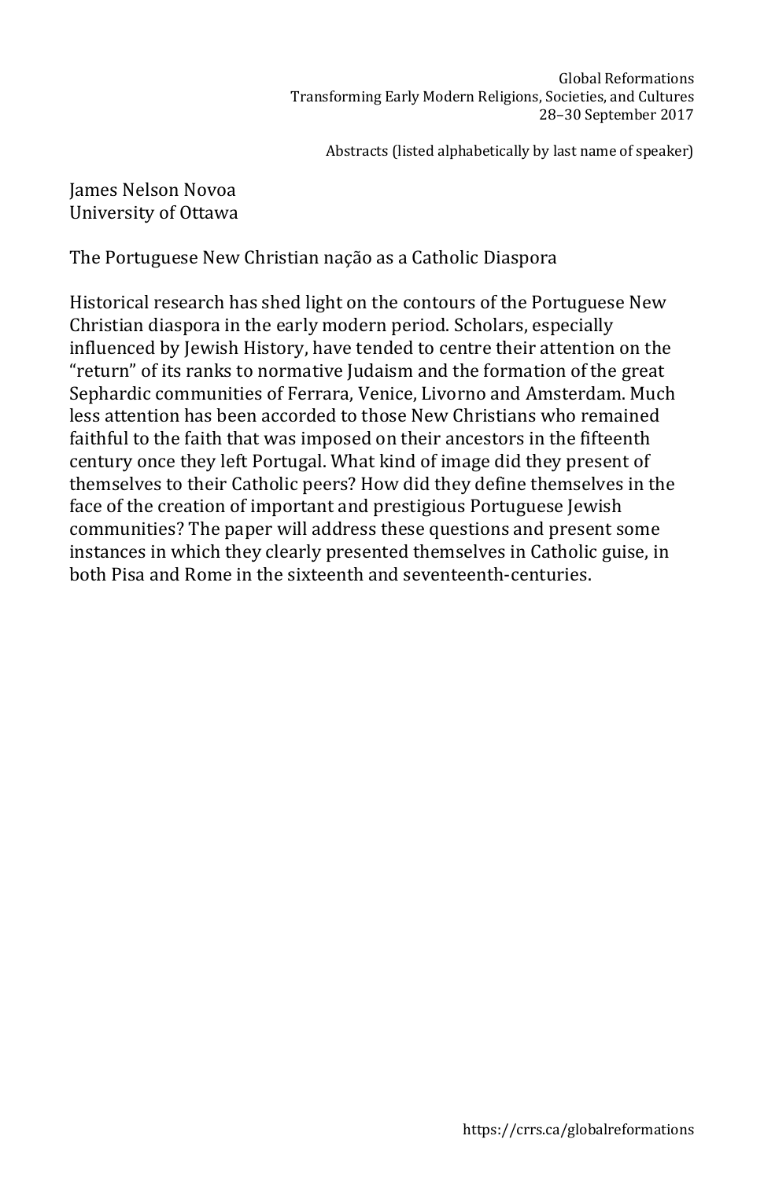James Nelson Novoa
University of Ottawa

The Portuguese New Christian nação as a Catholic Diaspora

Historical research has shed light on the contours of the Portuguese New Christian diaspora in the early modern period. Scholars, especially influenced by Jewish History, have tended to centre their attention on the "return" of its ranks to normative Judaism and the formation of the great Sephardic communities of Ferrara, Venice, Livorno and Amsterdam. Much less attention has been accorded to those New Christians who remained faithful to the faith that was imposed on their ancestors in the fifteenth century once they left Portugal. What kind of image did they present of themselves to their Catholic peers? How did they define themselves in the face of the creation of important and prestigious Portuguese Jewish communities? The paper will address these questions and present some instances in which they clearly presented themselves in Catholic guise, in both Pisa and Rome in the sixteenth and seventeenth-centuries.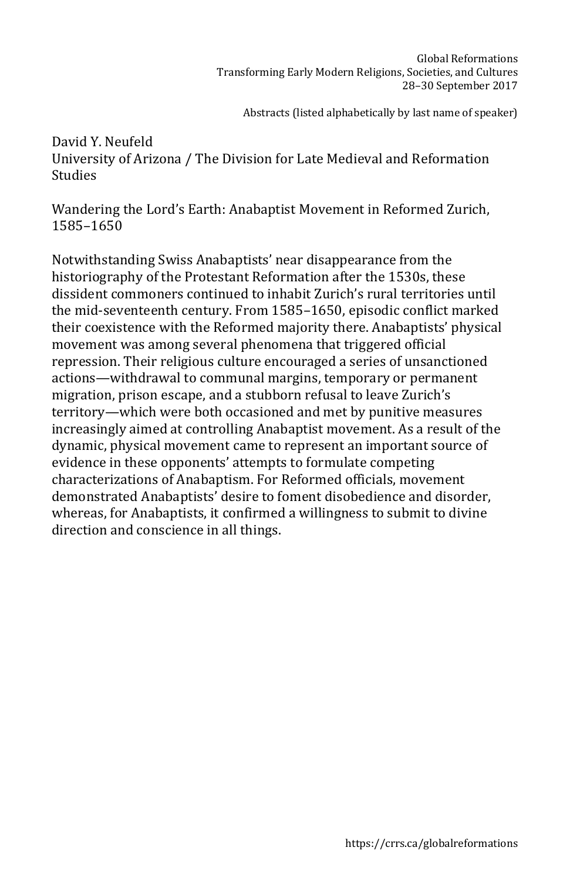David Y. Neufeld
University of Arizona / The Division for Late Medieval and Reformation Studies

Wandering the Lord's Earth: Anabaptist Movement in Reformed Zurich, 1585–1650

Notwithstanding Swiss Anabaptists' near disappearance from the historiography of the Protestant Reformation after the 1530s, these dissident commoners continued to inhabit Zurich's rural territories until the mid-seventeenth century. From 1585–1650, episodic conflict marked their coexistence with the Reformed majority there. Anabaptists' physical movement was among several phenomena that triggered official repression. Their religious culture encouraged a series of unsanctioned actions—withdrawal to communal margins, temporary or permanent migration, prison escape, and a stubborn refusal to leave Zurich's territory—which were both occasioned and met by punitive measures increasingly aimed at controlling Anabaptist movement. As a result of the dynamic, physical movement came to represent an important source of evidence in these opponents' attempts to formulate competing characterizations of Anabaptism. For Reformed officials, movement demonstrated Anabaptists' desire to foment disobedience and disorder, whereas, for Anabaptists, it confirmed a willingness to submit to divine direction and conscience in all things.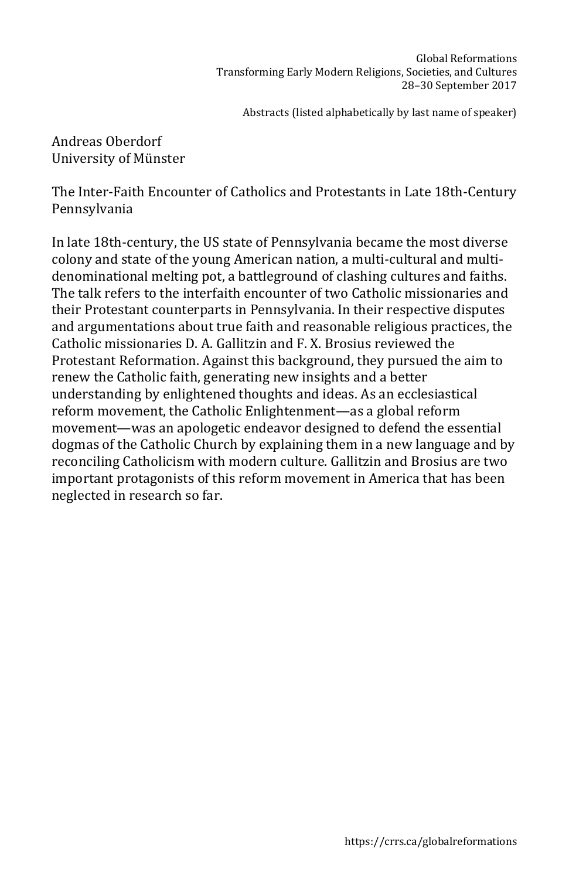Andreas Oberdorf
University of Münster

## The Inter-Faith Encounter of Catholics and Protestants in Late 18th-Century Pennsylvania

In late 18th-century, the US state of Pennsylvania became the most diverse colony and state of the young American nation, a multi-cultural and multi-denominational melting pot, a battleground of clashing cultures and faiths. The talk refers to the interfaith encounter of two Catholic missionaries and their Protestant counterparts in Pennsylvania. In their respective disputes and argumentations about true faith and reasonable religious practices, the Catholic missionaries D. A. Gallitzin and F. X. Brosius reviewed the Protestant Reformation. Against this background, they pursued the aim to renew the Catholic faith, generating new insights and a better understanding by enlightened thoughts and ideas. As an ecclesiastical reform movement, the Catholic Enlightenment—as a global reform movement—was an apologetic endeavor designed to defend the essential dogmas of the Catholic Church by explaining them in a new language and by reconciling Catholicism with modern culture. Gallitzin and Brosius are two important protagonists of this reform movement in America that has been neglected in research so far.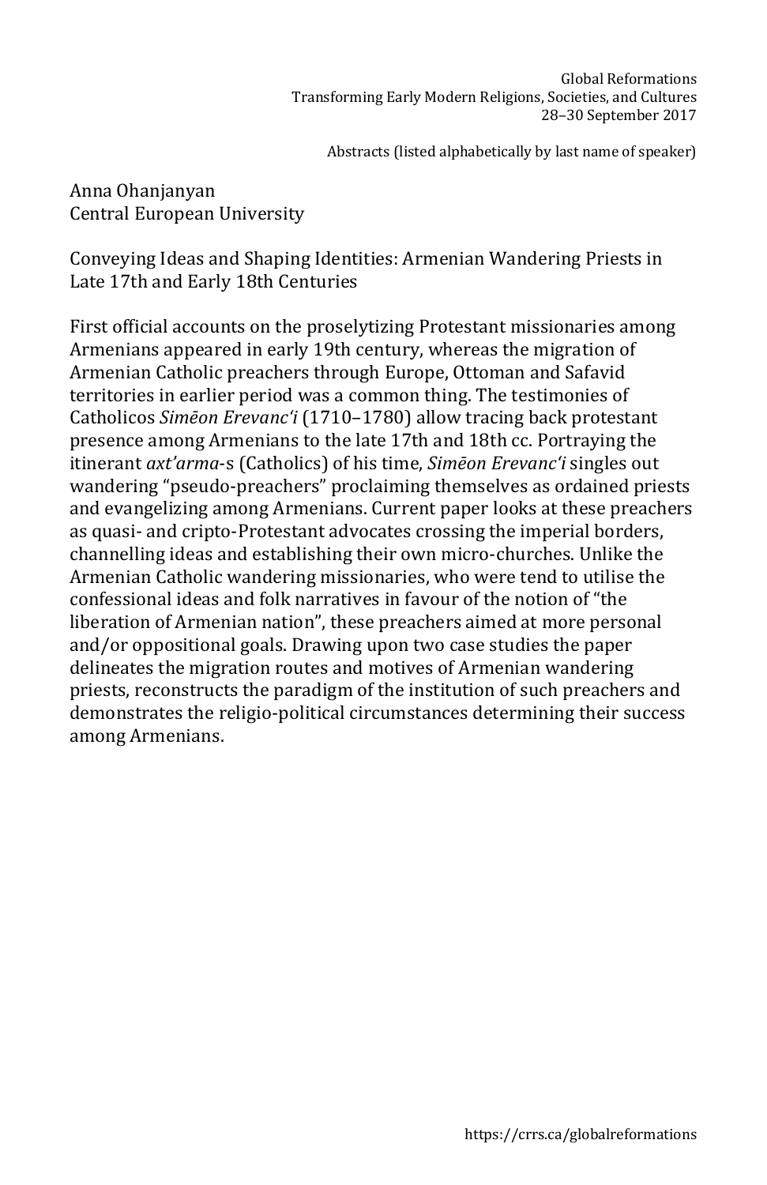Anna Ohanjanyan
Central European University

## Conveying Ideas and Shaping Identities: Armenian Wandering Priests in Late 17th and Early 18th Centuries

First official accounts on the proselytizing Protestant missionaries among Armenians appeared in early 19th century, whereas the migration of Armenian Catholic preachers through Europe, Ottoman and Safavid territories in earlier period was a common thing. The testimonies of Catholicos *Simēon Erevancʻi* (1710–1780) allow tracing back protestant presence among Armenians to the late 17th and 18th cc. Portraying the itinerant *axt'arma*-s (Catholics) of his time, *Simēon Erevancʻi* singles out wandering "pseudo-preachers" proclaiming themselves as ordained priests and evangelizing among Armenians. Current paper looks at these preachers as quasi- and cripto-Protestant advocates crossing the imperial borders, channelling ideas and establishing their own micro-churches. Unlike the Armenian Catholic wandering missionaries, who were tend to utilise the confessional ideas and folk narratives in favour of the notion of "the liberation of Armenian nation", these preachers aimed at more personal and/or oppositional goals. Drawing upon two case studies the paper delineates the migration routes and motives of Armenian wandering priests, reconstructs the paradigm of the institution of such preachers and demonstrates the religio-political circumstances determining their success among Armenians.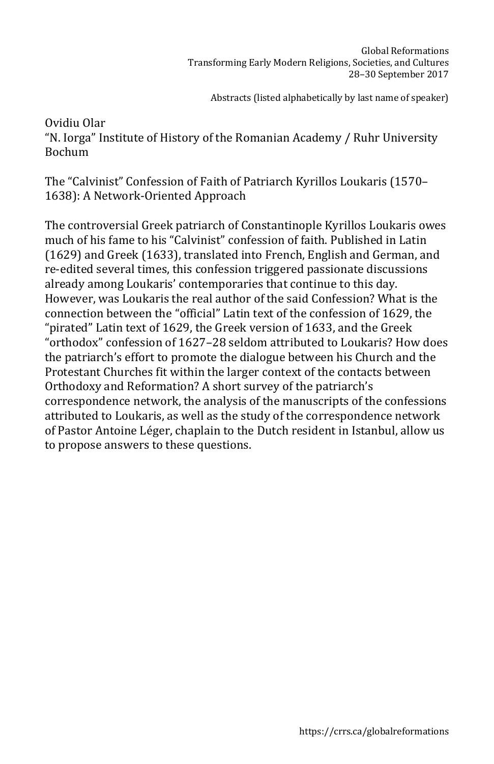Ovidiu Olar
"N. Iorga" Institute of History of the Romanian Academy / Ruhr University Bochum

The "Calvinist" Confession of Faith of Patriarch Kyrillos Loukaris (1570–1638): A Network-Oriented Approach

The controversial Greek patriarch of Constantinople Kyrillos Loukaris owes much of his fame to his "Calvinist" confession of faith. Published in Latin (1629) and Greek (1633), translated into French, English and German, and re-edited several times, this confession triggered passionate discussions already among Loukaris' contemporaries that continue to this day. However, was Loukaris the real author of the said Confession? What is the connection between the "official" Latin text of the confession of 1629, the "pirated" Latin text of 1629, the Greek version of 1633, and the Greek "orthodox" confession of 1627–28 seldom attributed to Loukaris? How does the patriarch's effort to promote the dialogue between his Church and the Protestant Churches fit within the larger context of the contacts between Orthodoxy and Reformation? A short survey of the patriarch's correspondence network, the analysis of the manuscripts of the confessions attributed to Loukaris, as well as the study of the correspondence network of Pastor Antoine Léger, chaplain to the Dutch resident in Istanbul, allow us to propose answers to these questions.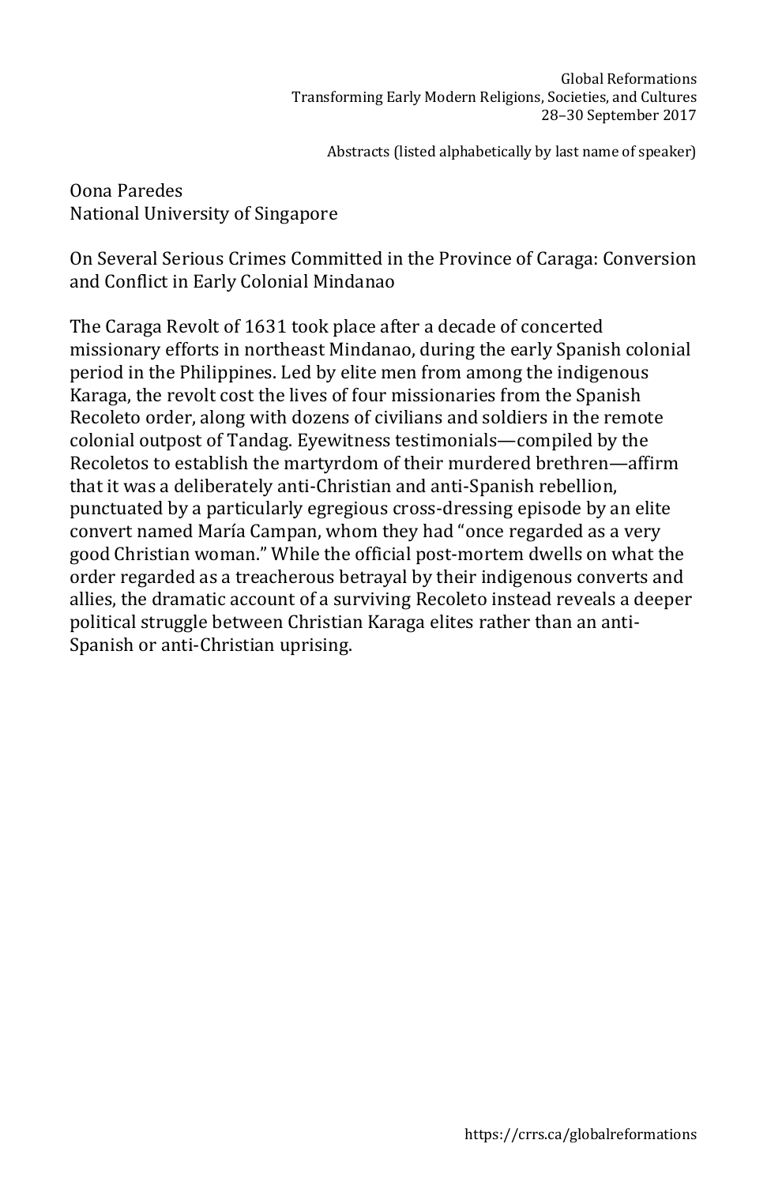Oona Paredes
National University of Singapore

On Several Serious Crimes Committed in the Province of Caraga: Conversion and Conflict in Early Colonial Mindanao

The Caraga Revolt of 1631 took place after a decade of concerted missionary efforts in northeast Mindanao, during the early Spanish colonial period in the Philippines. Led by elite men from among the indigenous Karaga, the revolt cost the lives of four missionaries from the Spanish Recoleto order, along with dozens of civilians and soldiers in the remote colonial outpost of Tandag. Eyewitness testimonials—compiled by the Recoletos to establish the martyrdom of their murdered brethren—affirm that it was a deliberately anti-Christian and anti-Spanish rebellion, punctuated by a particularly egregious cross-dressing episode by an elite convert named María Campan, whom they had "once regarded as a very good Christian woman." While the official post-mortem dwells on what the order regarded as a treacherous betrayal by their indigenous converts and allies, the dramatic account of a surviving Recoleto instead reveals a deeper political struggle between Christian Karaga elites rather than an anti-Spanish or anti-Christian uprising.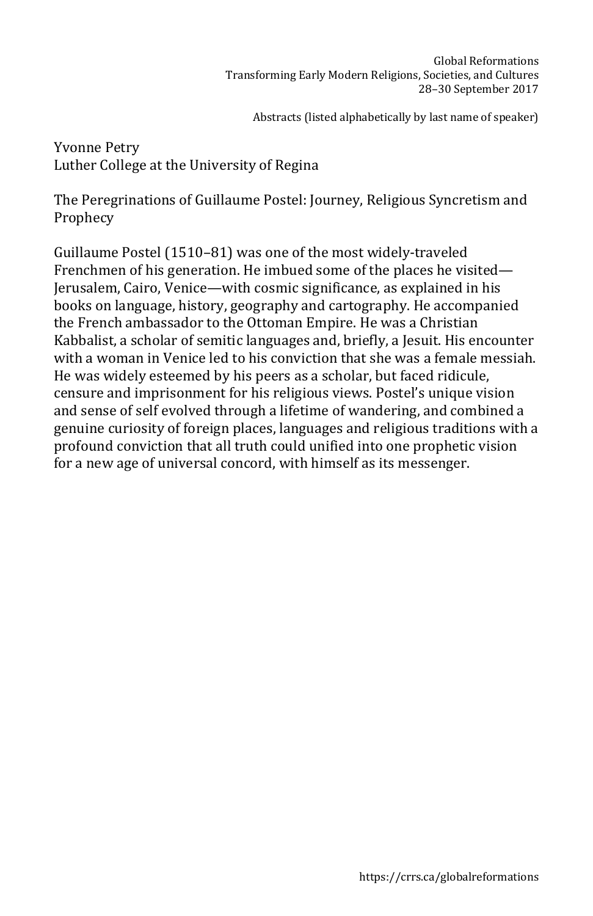Yvonne Petry
Luther College at the University of Regina

The Peregrinations of Guillaume Postel: Journey, Religious Syncretism and Prophecy

Guillaume Postel (1510–81) was one of the most widely-traveled Frenchmen of his generation. He imbued some of the places he visited—Jerusalem, Cairo, Venice—with cosmic significance, as explained in his books on language, history, geography and cartography. He accompanied the French ambassador to the Ottoman Empire. He was a Christian Kabbalist, a scholar of semitic languages and, briefly, a Jesuit. His encounter with a woman in Venice led to his conviction that she was a female messiah. He was widely esteemed by his peers as a scholar, but faced ridicule, censure and imprisonment for his religious views. Postel's unique vision and sense of self evolved through a lifetime of wandering, and combined a genuine curiosity of foreign places, languages and religious traditions with a profound conviction that all truth could unified into one prophetic vision for a new age of universal concord, with himself as its messenger.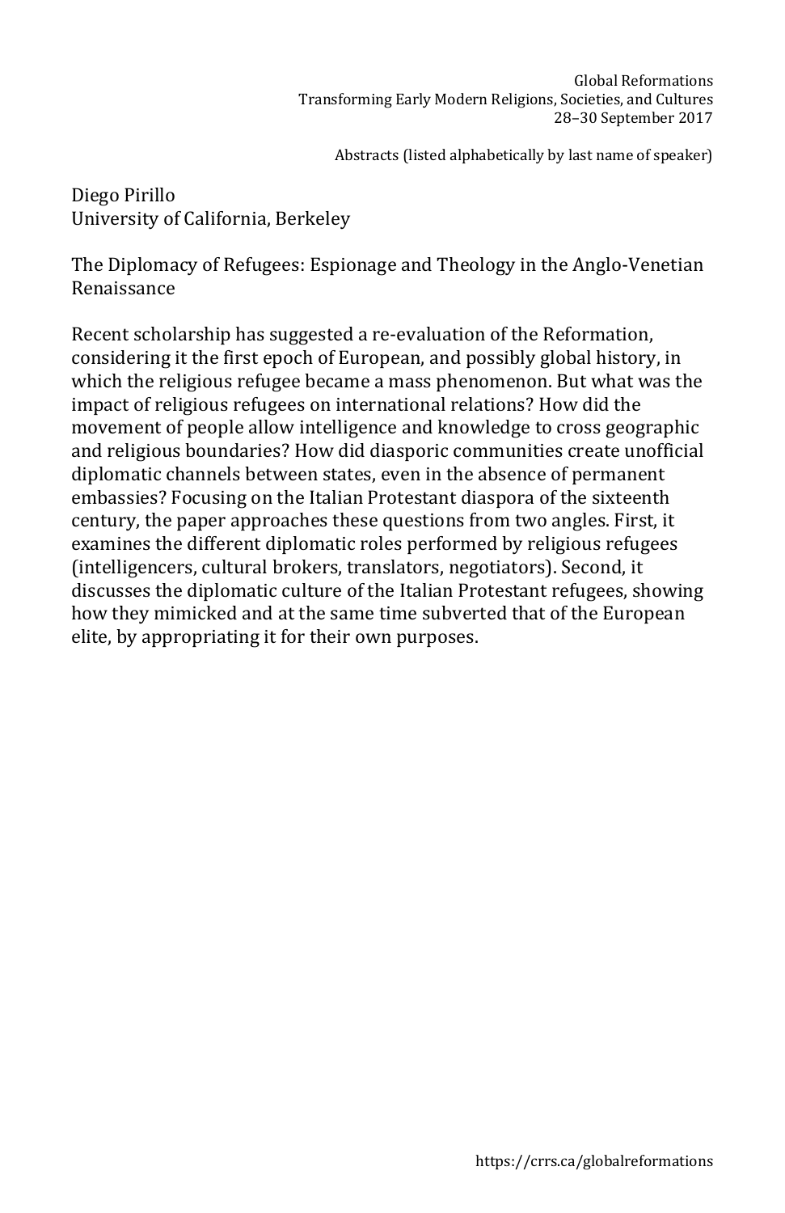Diego Pirillo
University of California, Berkeley

## The Diplomacy of Refugees: Espionage and Theology in the Anglo-Venetian Renaissance

Recent scholarship has suggested a re-evaluation of the Reformation, considering it the first epoch of European, and possibly global history, in which the religious refugee became a mass phenomenon. But what was the impact of religious refugees on international relations? How did the movement of people allow intelligence and knowledge to cross geographic and religious boundaries? How did diasporic communities create unofficial diplomatic channels between states, even in the absence of permanent embassies? Focusing on the Italian Protestant diaspora of the sixteenth century, the paper approaches these questions from two angles. First, it examines the different diplomatic roles performed by religious refugees (intelligencers, cultural brokers, translators, negotiators). Second, it discusses the diplomatic culture of the Italian Protestant refugees, showing how they mimicked and at the same time subverted that of the European elite, by appropriating it for their own purposes.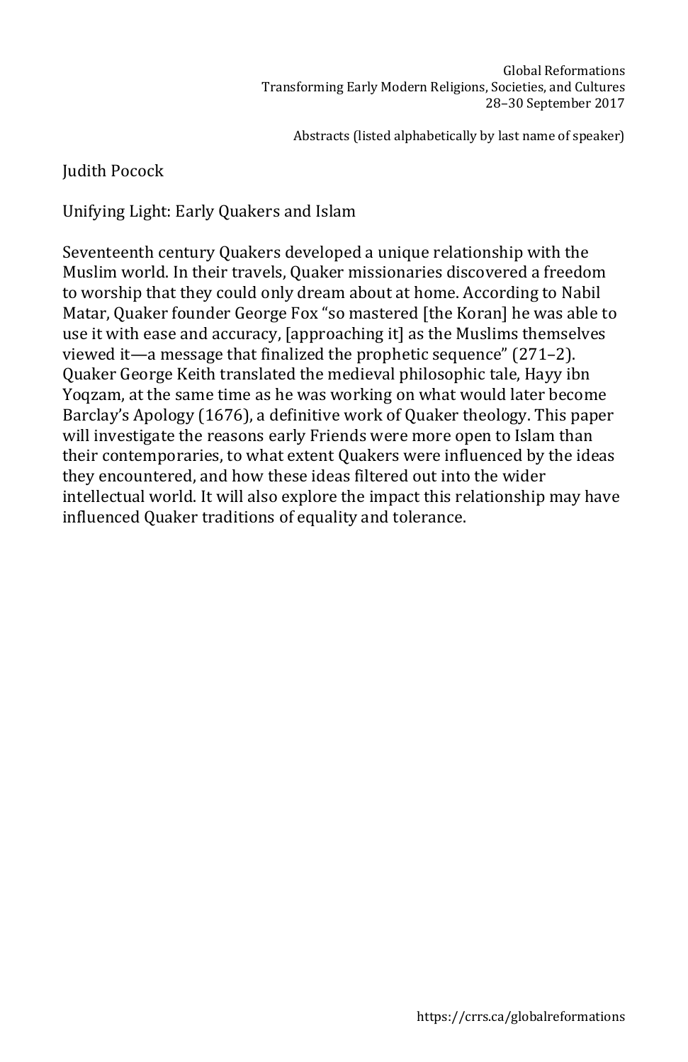Judith Pocock

Unifying Light: Early Quakers and Islam

Seventeenth century Quakers developed a unique relationship with the Muslim world. In their travels, Quaker missionaries discovered a freedom to worship that they could only dream about at home. According to Nabil Matar, Quaker founder George Fox "so mastered [the Koran] he was able to use it with ease and accuracy, [approaching it] as the Muslims themselves viewed it—a message that finalized the prophetic sequence" (271–2). Quaker George Keith translated the medieval philosophic tale, Hayy ibn Yoqzam, at the same time as he was working on what would later become Barclay's Apology (1676), a definitive work of Quaker theology. This paper will investigate the reasons early Friends were more open to Islam than their contemporaries, to what extent Quakers were influenced by the ideas they encountered, and how these ideas filtered out into the wider intellectual world. It will also explore the impact this relationship may have influenced Quaker traditions of equality and tolerance.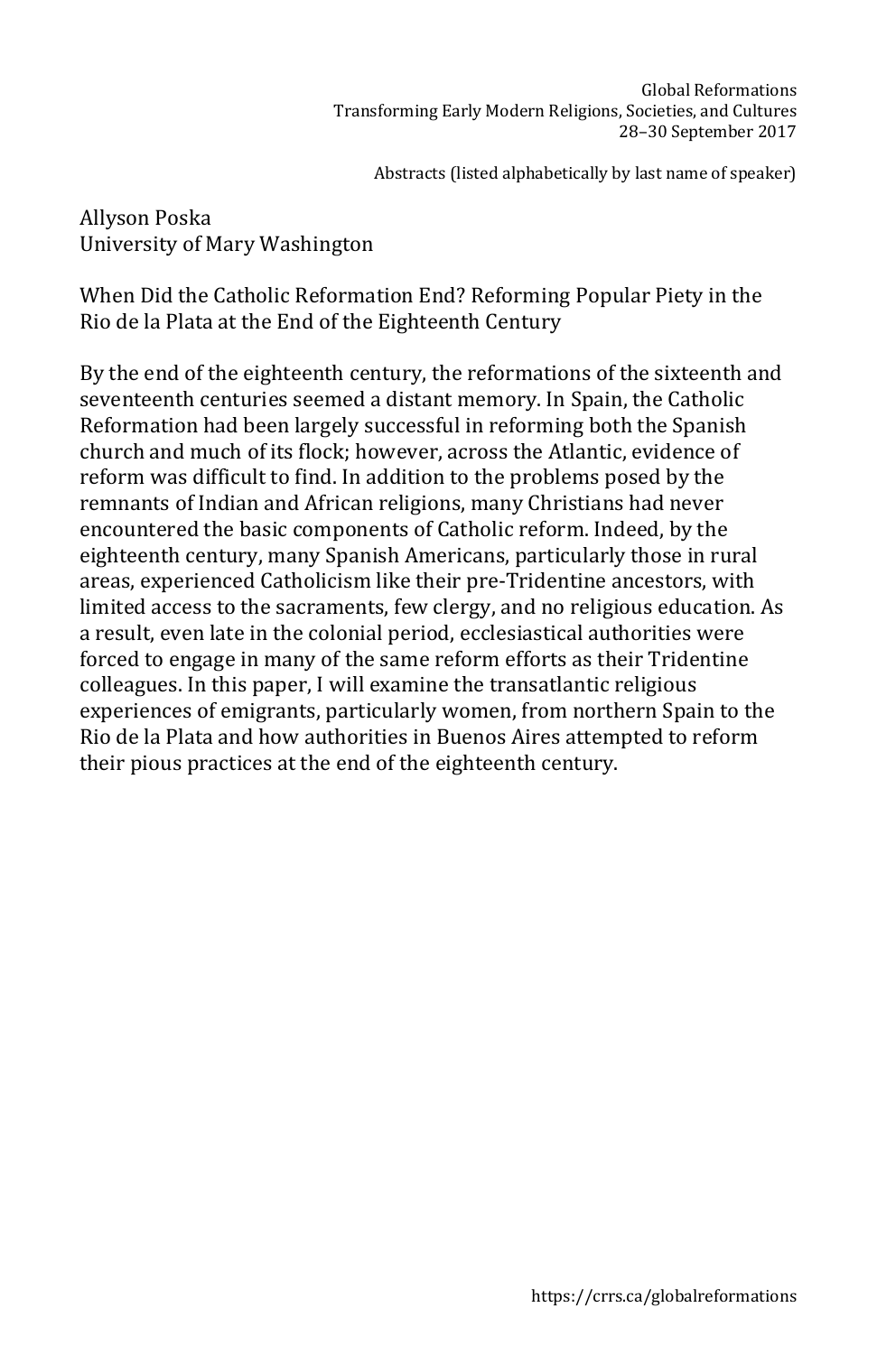Allyson Poska
University of Mary Washington

When Did the Catholic Reformation End? Reforming Popular Piety in the Rio de la Plata at the End of the Eighteenth Century

By the end of the eighteenth century, the reformations of the sixteenth and seventeenth centuries seemed a distant memory. In Spain, the Catholic Reformation had been largely successful in reforming both the Spanish church and much of its flock; however, across the Atlantic, evidence of reform was difficult to find. In addition to the problems posed by the remnants of Indian and African religions, many Christians had never encountered the basic components of Catholic reform. Indeed, by the eighteenth century, many Spanish Americans, particularly those in rural areas, experienced Catholicism like their pre-Tridentine ancestors, with limited access to the sacraments, few clergy, and no religious education. As a result, even late in the colonial period, ecclesiastical authorities were forced to engage in many of the same reform efforts as their Tridentine colleagues. In this paper, I will examine the transatlantic religious experiences of emigrants, particularly women, from northern Spain to the Rio de la Plata and how authorities in Buenos Aires attempted to reform their pious practices at the end of the eighteenth century.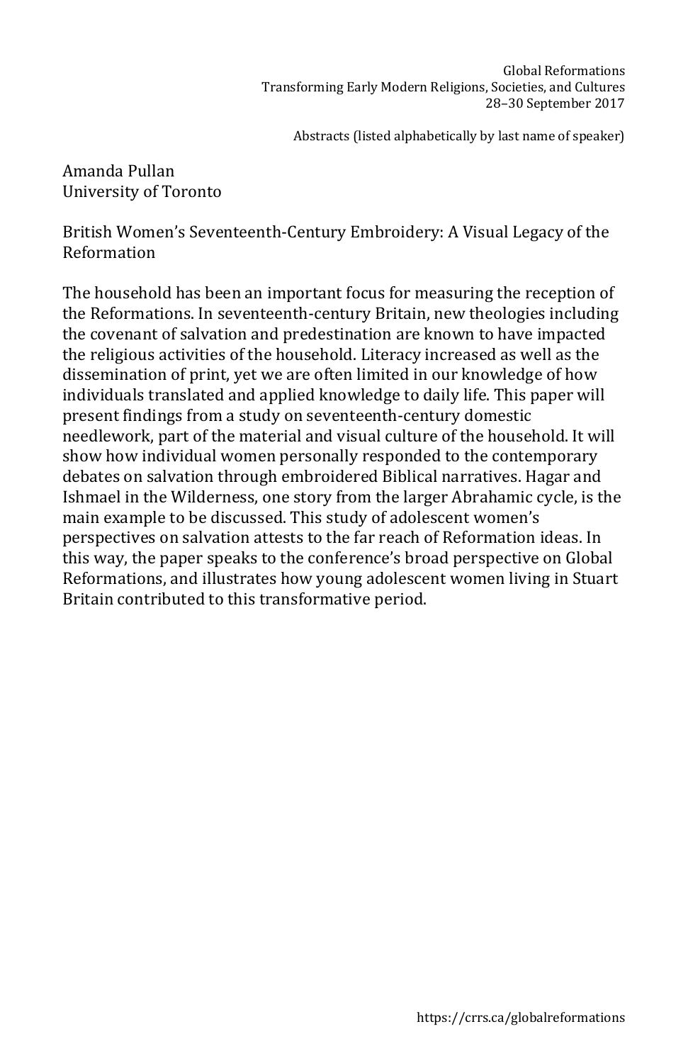Amanda Pullan
University of Toronto

British Women's Seventeenth-Century Embroidery: A Visual Legacy of the Reformation

The household has been an important focus for measuring the reception of the Reformations. In seventeenth-century Britain, new theologies including the covenant of salvation and predestination are known to have impacted the religious activities of the household. Literacy increased as well as the dissemination of print, yet we are often limited in our knowledge of how individuals translated and applied knowledge to daily life. This paper will present findings from a study on seventeenth-century domestic needlework, part of the material and visual culture of the household. It will show how individual women personally responded to the contemporary debates on salvation through embroidered Biblical narratives. Hagar and Ishmael in the Wilderness, one story from the larger Abrahamic cycle, is the main example to be discussed. This study of adolescent women's perspectives on salvation attests to the far reach of Reformation ideas. In this way, the paper speaks to the conference's broad perspective on Global Reformations, and illustrates how young adolescent women living in Stuart Britain contributed to this transformative period.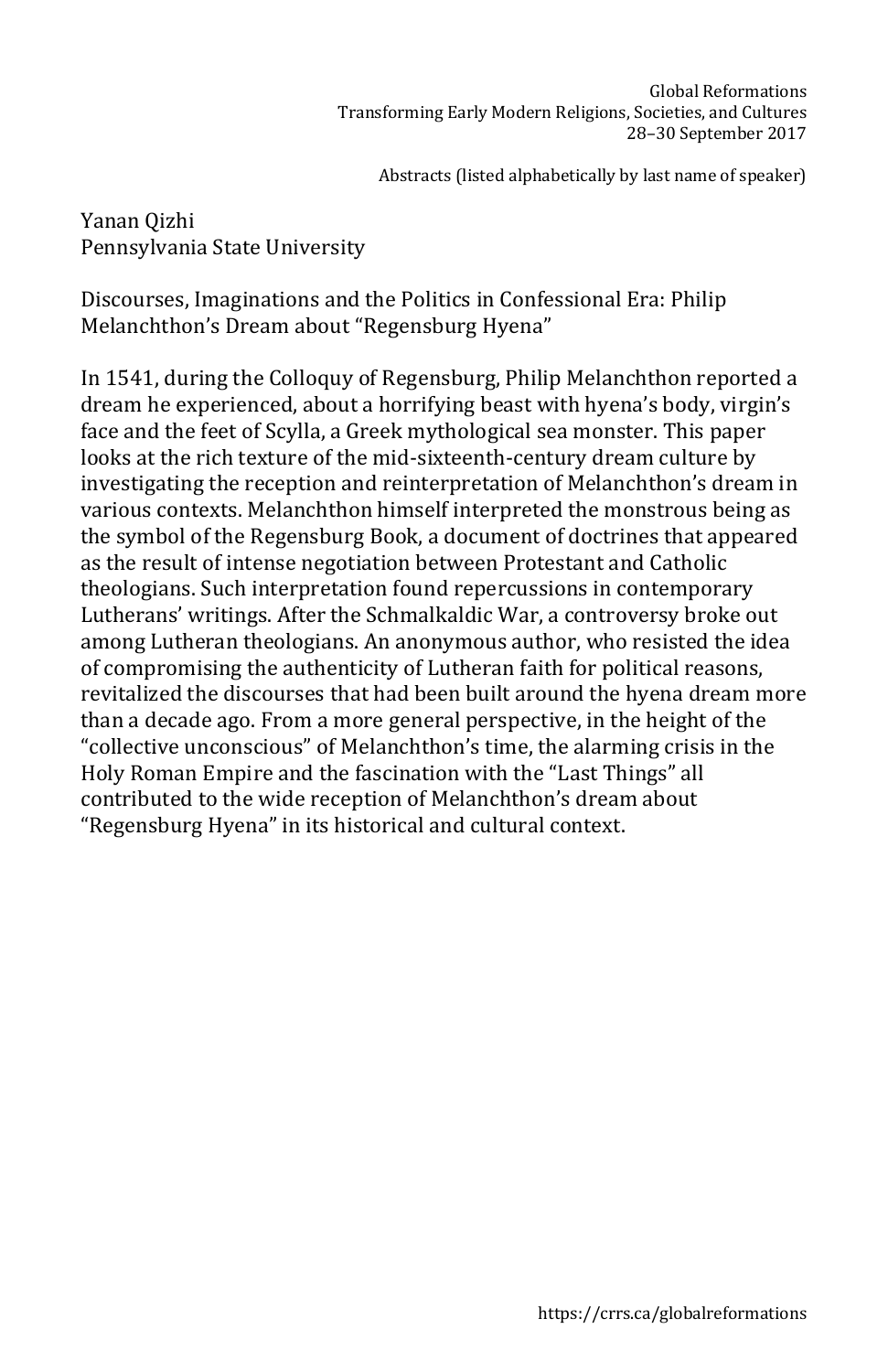Yanan Qizhi
Pennsylvania State University

Discourses, Imaginations and the Politics in Confessional Era: Philip Melanchthon's Dream about "Regensburg Hyena"

In 1541, during the Colloquy of Regensburg, Philip Melanchthon reported a dream he experienced, about a horrifying beast with hyena's body, virgin's face and the feet of Scylla, a Greek mythological sea monster. This paper looks at the rich texture of the mid-sixteenth-century dream culture by investigating the reception and reinterpretation of Melanchthon's dream in various contexts. Melanchthon himself interpreted the monstrous being as the symbol of the Regensburg Book, a document of doctrines that appeared as the result of intense negotiation between Protestant and Catholic theologians. Such interpretation found repercussions in contemporary Lutherans' writings. After the Schmalkaldic War, a controversy broke out among Lutheran theologians. An anonymous author, who resisted the idea of compromising the authenticity of Lutheran faith for political reasons, revitalized the discourses that had been built around the hyena dream more than a decade ago. From a more general perspective, in the height of the "collective unconscious" of Melanchthon's time, the alarming crisis in the Holy Roman Empire and the fascination with the "Last Things" all contributed to the wide reception of Melanchthon's dream about "Regensburg Hyena" in its historical and cultural context.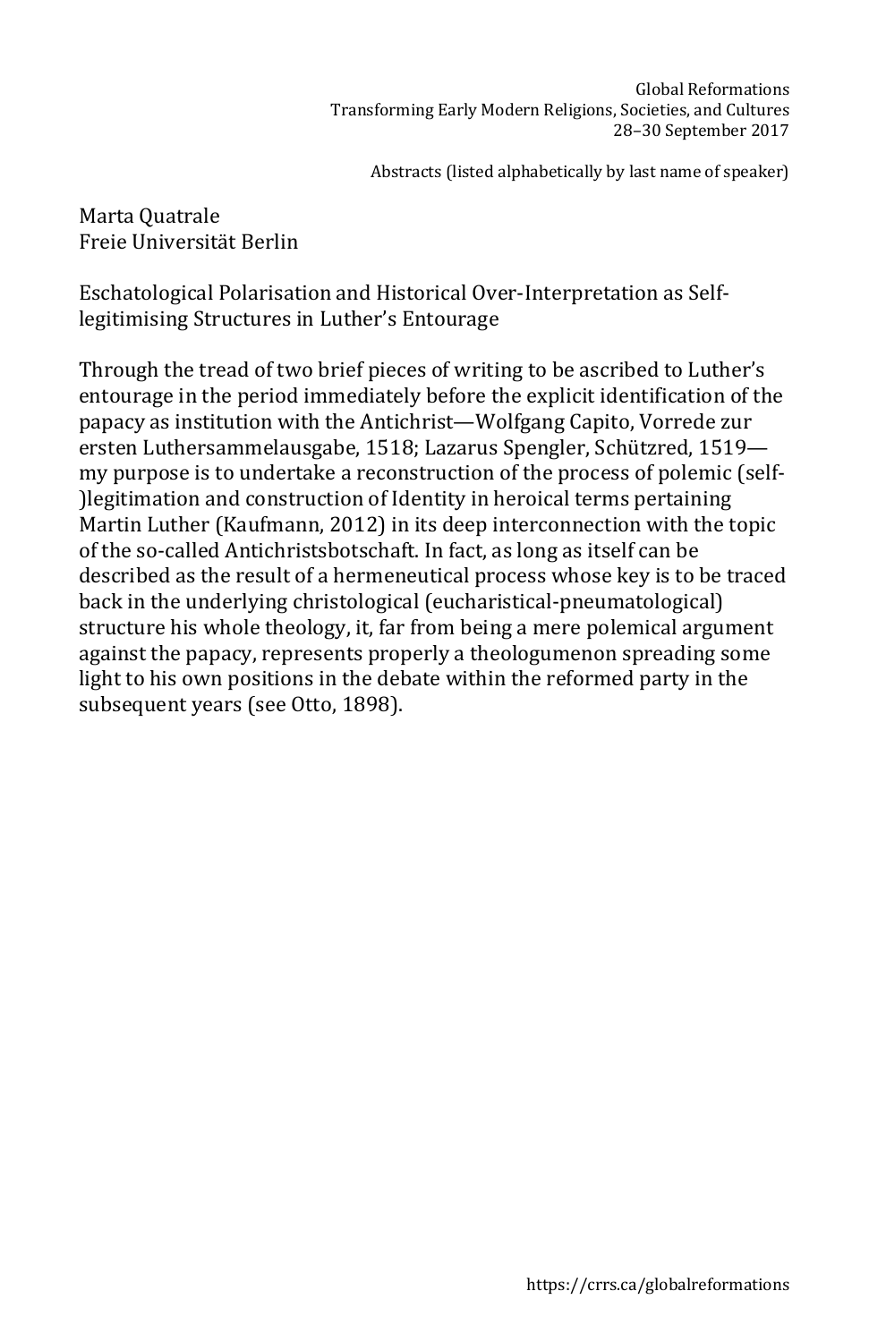Marta Quatrale
Freie Universität Berlin

## Eschatological Polarisation and Historical Over-Interpretation as Self-legitimising Structures in Luther's Entourage

Through the tread of two brief pieces of writing to be ascribed to Luther's entourage in the period immediately before the explicit identification of the papacy as institution with the Antichrist—Wolfgang Capito, Vorrede zur ersten Luthersammelausgabe, 1518; Lazarus Spengler, Schützred, 1519—my purpose is to undertake a reconstruction of the process of polemic (self-)legitimation and construction of Identity in heroical terms pertaining Martin Luther (Kaufmann, 2012) in its deep interconnection with the topic of the so-called Antichristsbotschaft. In fact, as long as itself can be described as the result of a hermeneutical process whose key is to be traced back in the underlying christological (eucharistical-pneumatological) structure his whole theology, it, far from being a mere polemical argument against the papacy, represents properly a theologumenon spreading some light to his own positions in the debate within the reformed party in the subsequent years (see Otto, 1898).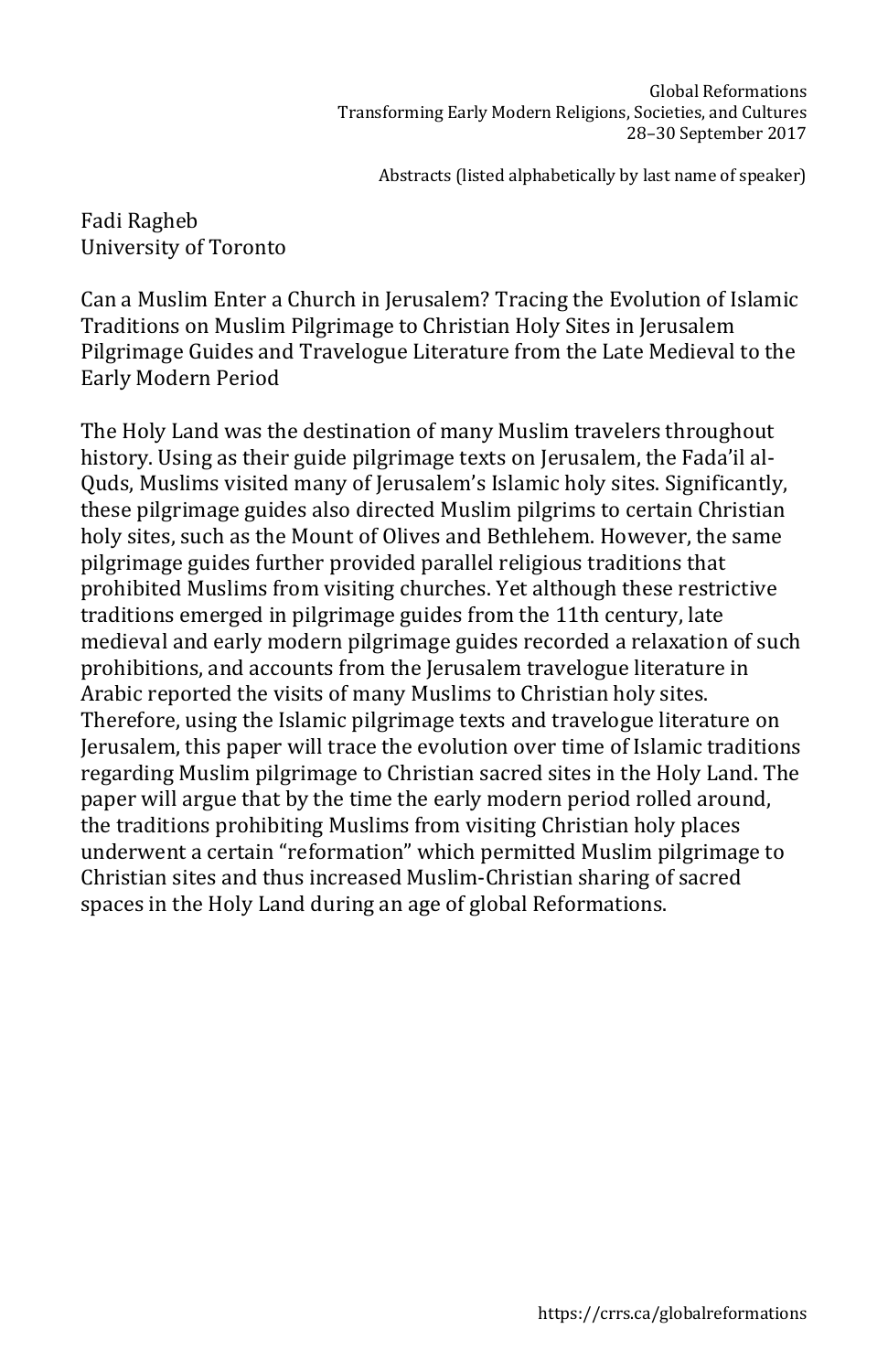Fadi Ragheb
University of Toronto

## Can a Muslim Enter a Church in Jerusalem? Tracing the Evolution of Islamic Traditions on Muslim Pilgrimage to Christian Holy Sites in Jerusalem Pilgrimage Guides and Travelogue Literature from the Late Medieval to the Early Modern Period

The Holy Land was the destination of many Muslim travelers throughout history. Using as their guide pilgrimage texts on Jerusalem, the Fada'il al-Quds, Muslims visited many of Jerusalem's Islamic holy sites. Significantly, these pilgrimage guides also directed Muslim pilgrims to certain Christian holy sites, such as the Mount of Olives and Bethlehem. However, the same pilgrimage guides further provided parallel religious traditions that prohibited Muslims from visiting churches. Yet although these restrictive traditions emerged in pilgrimage guides from the 11th century, late medieval and early modern pilgrimage guides recorded a relaxation of such prohibitions, and accounts from the Jerusalem travelogue literature in Arabic reported the visits of many Muslims to Christian holy sites. Therefore, using the Islamic pilgrimage texts and travelogue literature on Jerusalem, this paper will trace the evolution over time of Islamic traditions regarding Muslim pilgrimage to Christian sacred sites in the Holy Land. The paper will argue that by the time the early modern period rolled around, the traditions prohibiting Muslims from visiting Christian holy places underwent a certain "reformation" which permitted Muslim pilgrimage to Christian sites and thus increased Muslim-Christian sharing of sacred spaces in the Holy Land during an age of global Reformations.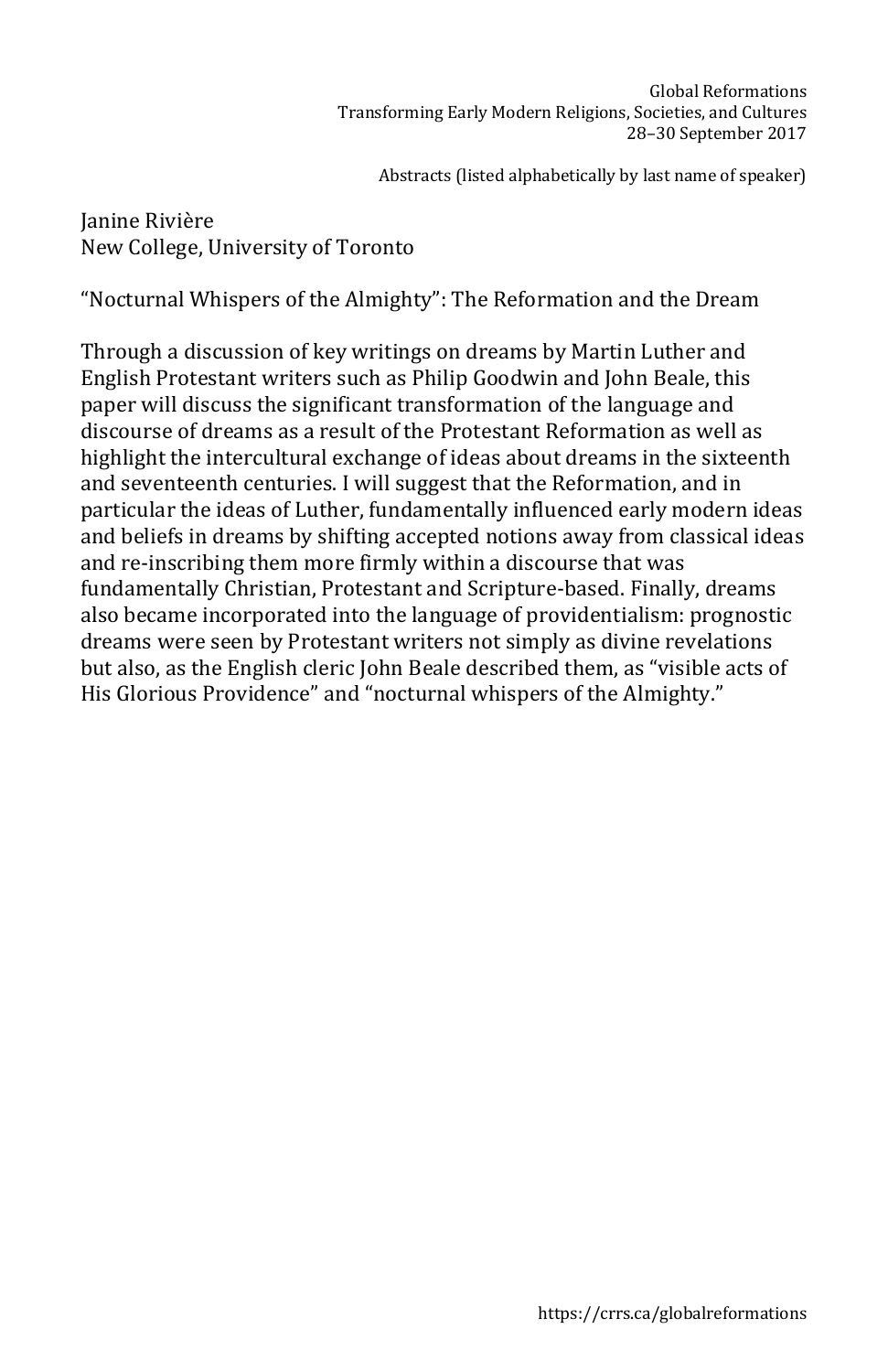Janine Rivière
New College, University of Toronto

"Nocturnal Whispers of the Almighty": The Reformation and the Dream

Through a discussion of key writings on dreams by Martin Luther and English Protestant writers such as Philip Goodwin and John Beale, this paper will discuss the significant transformation of the language and discourse of dreams as a result of the Protestant Reformation as well as highlight the intercultural exchange of ideas about dreams in the sixteenth and seventeenth centuries. I will suggest that the Reformation, and in particular the ideas of Luther, fundamentally influenced early modern ideas and beliefs in dreams by shifting accepted notions away from classical ideas and re-inscribing them more firmly within a discourse that was fundamentally Christian, Protestant and Scripture-based. Finally, dreams also became incorporated into the language of providentialism: prognostic dreams were seen by Protestant writers not simply as divine revelations but also, as the English cleric John Beale described them, as "visible acts of His Glorious Providence" and "nocturnal whispers of the Almighty."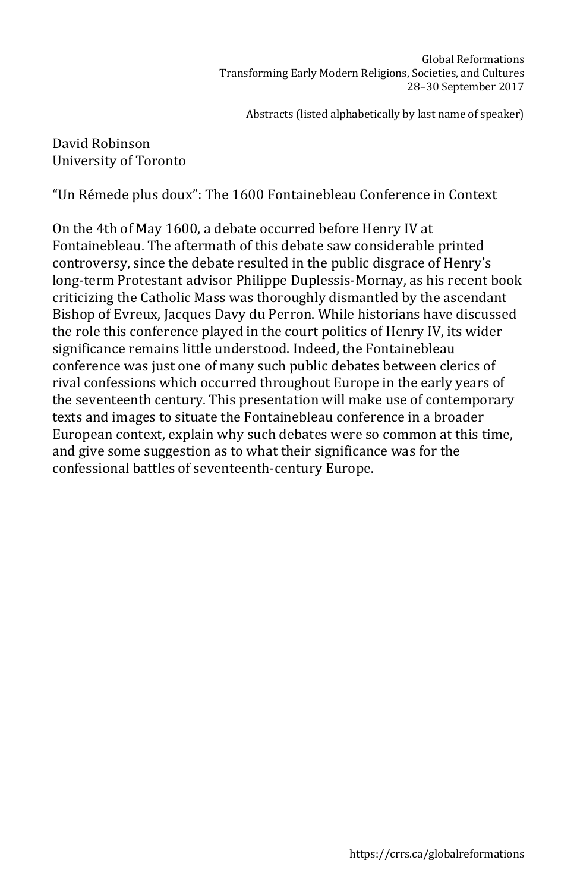David Robinson
University of Toronto

"Un Rémede plus doux": The 1600 Fontainebleau Conference in Context

On the 4th of May 1600, a debate occurred before Henry IV at Fontainebleau. The aftermath of this debate saw considerable printed controversy, since the debate resulted in the public disgrace of Henry's long-term Protestant advisor Philippe Duplessis-Mornay, as his recent book criticizing the Catholic Mass was thoroughly dismantled by the ascendant Bishop of Evreux, Jacques Davy du Perron. While historians have discussed the role this conference played in the court politics of Henry IV, its wider significance remains little understood. Indeed, the Fontainebleau conference was just one of many such public debates between clerics of rival confessions which occurred throughout Europe in the early years of the seventeenth century. This presentation will make use of contemporary texts and images to situate the Fontainebleau conference in a broader European context, explain why such debates were so common at this time, and give some suggestion as to what their significance was for the confessional battles of seventeenth-century Europe.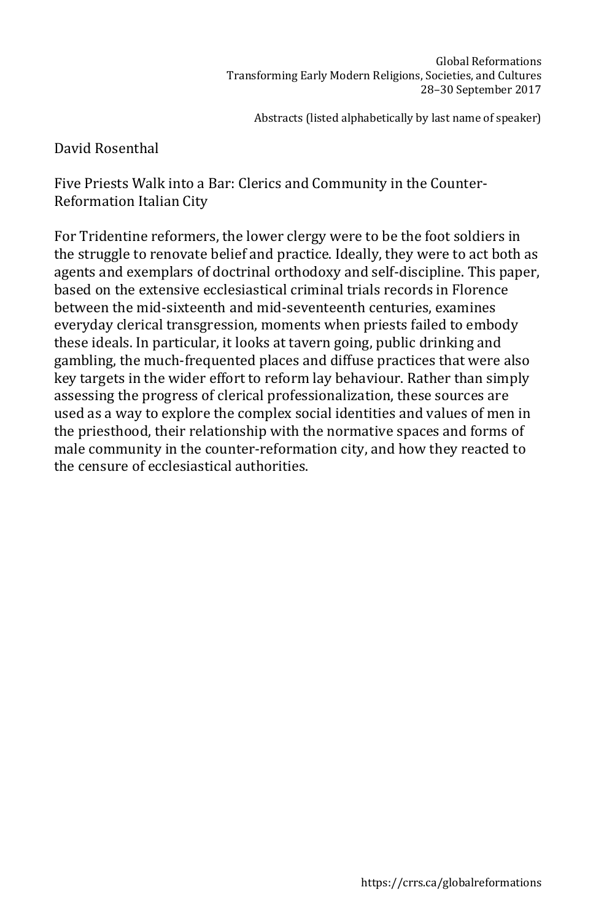David Rosenthal

Five Priests Walk into a Bar: Clerics and Community in the Counter-Reformation Italian City

For Tridentine reformers, the lower clergy were to be the foot soldiers in the struggle to renovate belief and practice. Ideally, they were to act both as agents and exemplars of doctrinal orthodoxy and self-discipline. This paper, based on the extensive ecclesiastical criminal trials records in Florence between the mid-sixteenth and mid-seventeenth centuries, examines everyday clerical transgression, moments when priests failed to embody these ideals. In particular, it looks at tavern going, public drinking and gambling, the much-frequented places and diffuse practices that were also key targets in the wider effort to reform lay behaviour. Rather than simply assessing the progress of clerical professionalization, these sources are used as a way to explore the complex social identities and values of men in the priesthood, their relationship with the normative spaces and forms of male community in the counter-reformation city, and how they reacted to the censure of ecclesiastical authorities.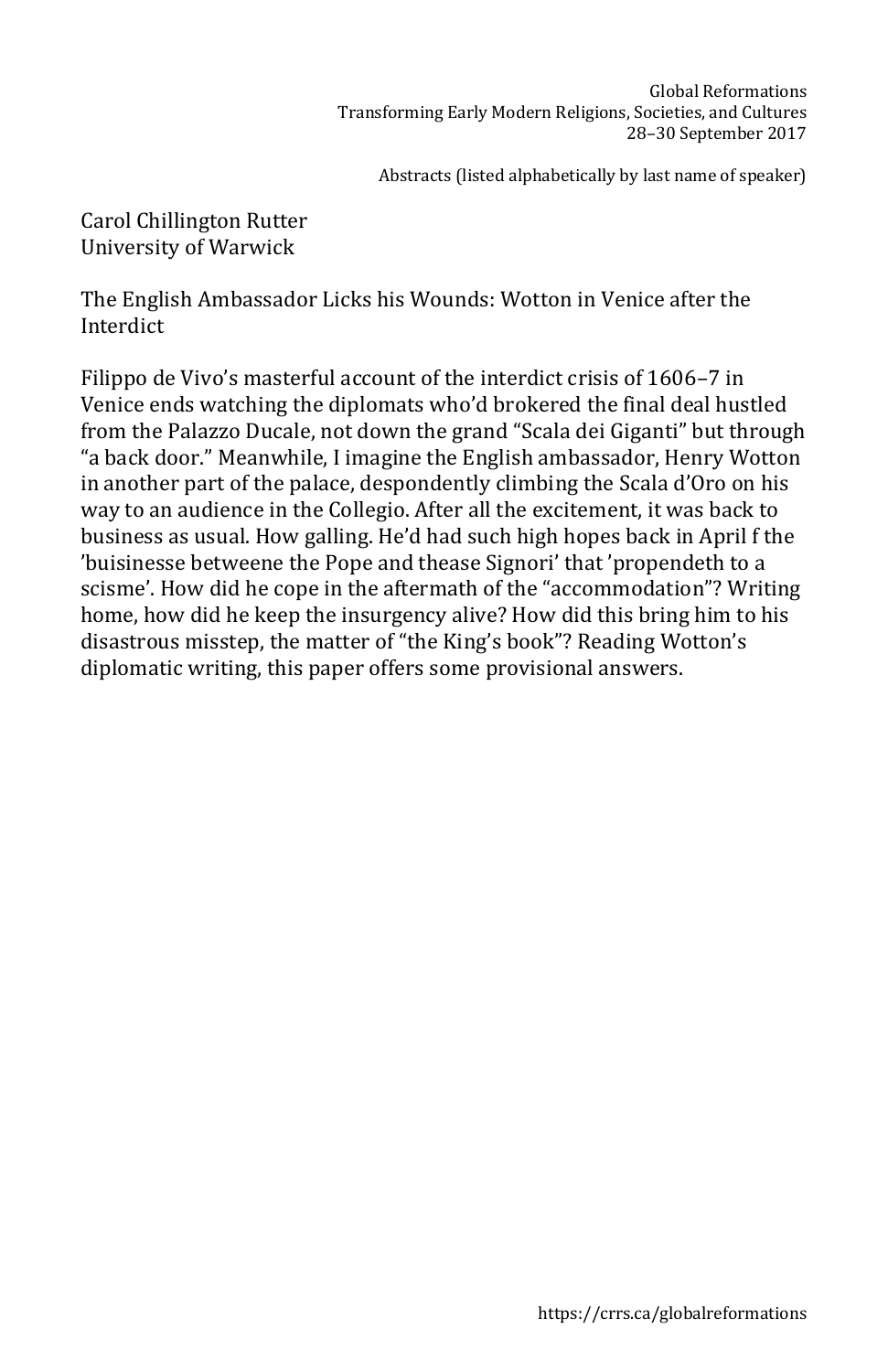Carol Chillington Rutter
University of Warwick

The English Ambassador Licks his Wounds: Wotton in Venice after the Interdict

Filippo de Vivo's masterful account of the interdict crisis of 1606–7 in Venice ends watching the diplomats who'd brokered the final deal hustled from the Palazzo Ducale, not down the grand "Scala dei Giganti" but through "a back door." Meanwhile, I imagine the English ambassador, Henry Wotton in another part of the palace, despondently climbing the Scala d'Oro on his way to an audience in the Collegio. After all the excitement, it was back to business as usual. How galling. He'd had such high hopes back in April f the 'buisinesse betweene the Pope and thease Signori' that 'propendeth to a scisme'. How did he cope in the aftermath of the "accommodation"? Writing home, how did he keep the insurgency alive? How did this bring him to his disastrous misstep, the matter of "the King's book"? Reading Wotton's diplomatic writing, this paper offers some provisional answers.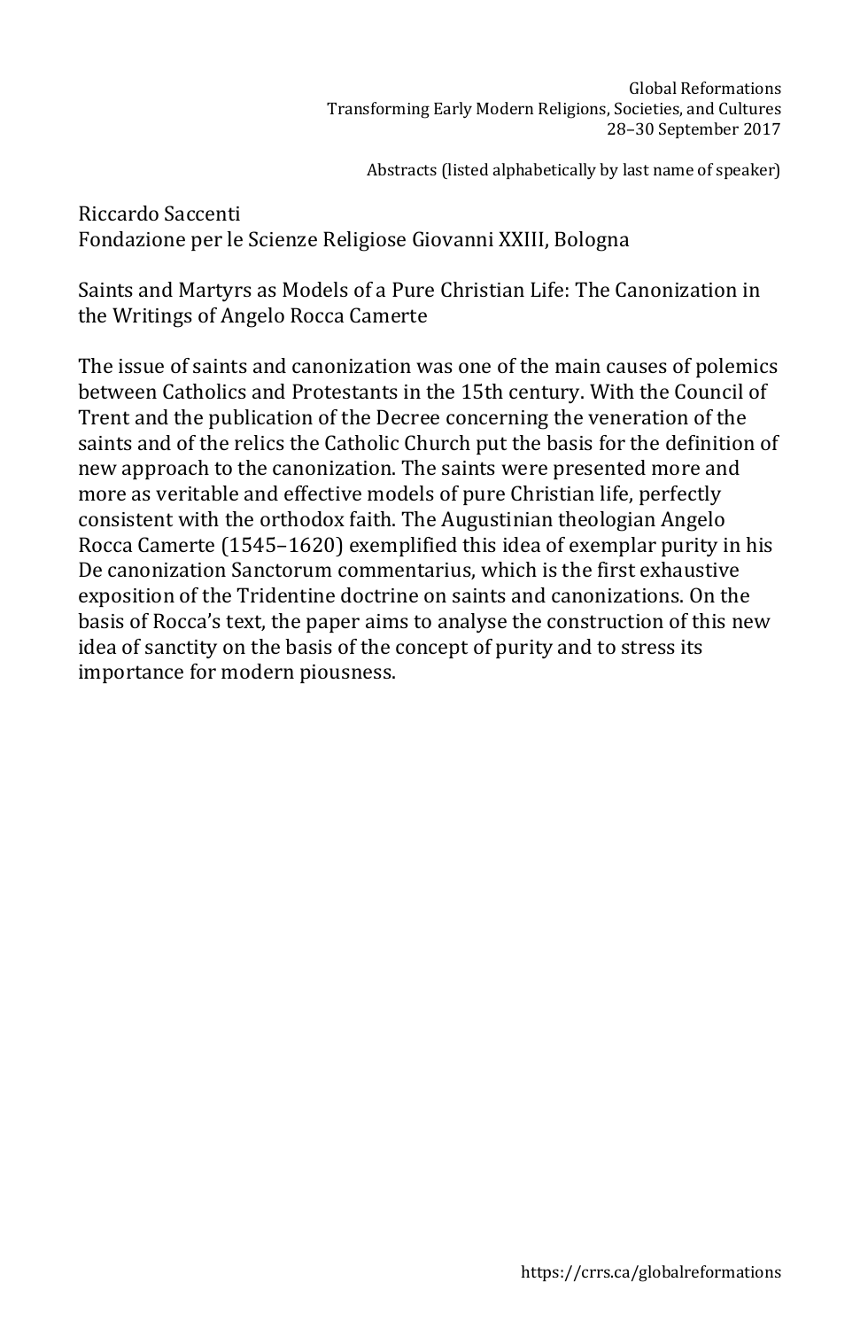Riccardo Saccenti
Fondazione per le Scienze Religiose Giovanni XXIII, Bologna

Saints and Martyrs as Models of a Pure Christian Life: The Canonization in the Writings of Angelo Rocca Camerte

The issue of saints and canonization was one of the main causes of polemics between Catholics and Protestants in the 15th century. With the Council of Trent and the publication of the Decree concerning the veneration of the saints and of the relics the Catholic Church put the basis for the definition of new approach to the canonization. The saints were presented more and more as veritable and effective models of pure Christian life, perfectly consistent with the orthodox faith. The Augustinian theologian Angelo Rocca Camerte (1545–1620) exemplified this idea of exemplar purity in his De canonization Sanctorum commentarius, which is the first exhaustive exposition of the Tridentine doctrine on saints and canonizations. On the basis of Rocca's text, the paper aims to analyse the construction of this new idea of sanctity on the basis of the concept of purity and to stress its importance for modern piousness.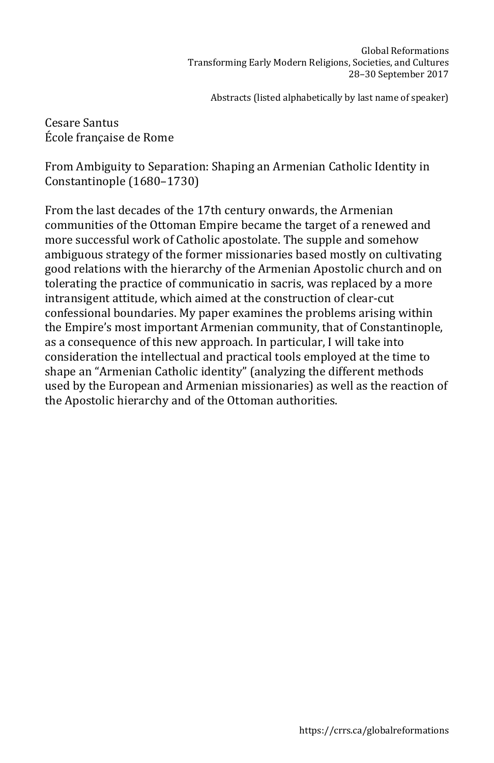Cesare Santus
École française de Rome

## From Ambiguity to Separation: Shaping an Armenian Catholic Identity in Constantinople (1680–1730)

From the last decades of the 17th century onwards, the Armenian communities of the Ottoman Empire became the target of a renewed and more successful work of Catholic apostolate. The supple and somehow ambiguous strategy of the former missionaries based mostly on cultivating good relations with the hierarchy of the Armenian Apostolic church and on tolerating the practice of communicatio in sacris, was replaced by a more intransigent attitude, which aimed at the construction of clear-cut confessional boundaries. My paper examines the problems arising within the Empire's most important Armenian community, that of Constantinople, as a consequence of this new approach. In particular, I will take into consideration the intellectual and practical tools employed at the time to shape an "Armenian Catholic identity" (analyzing the different methods used by the European and Armenian missionaries) as well as the reaction of the Apostolic hierarchy and of the Ottoman authorities.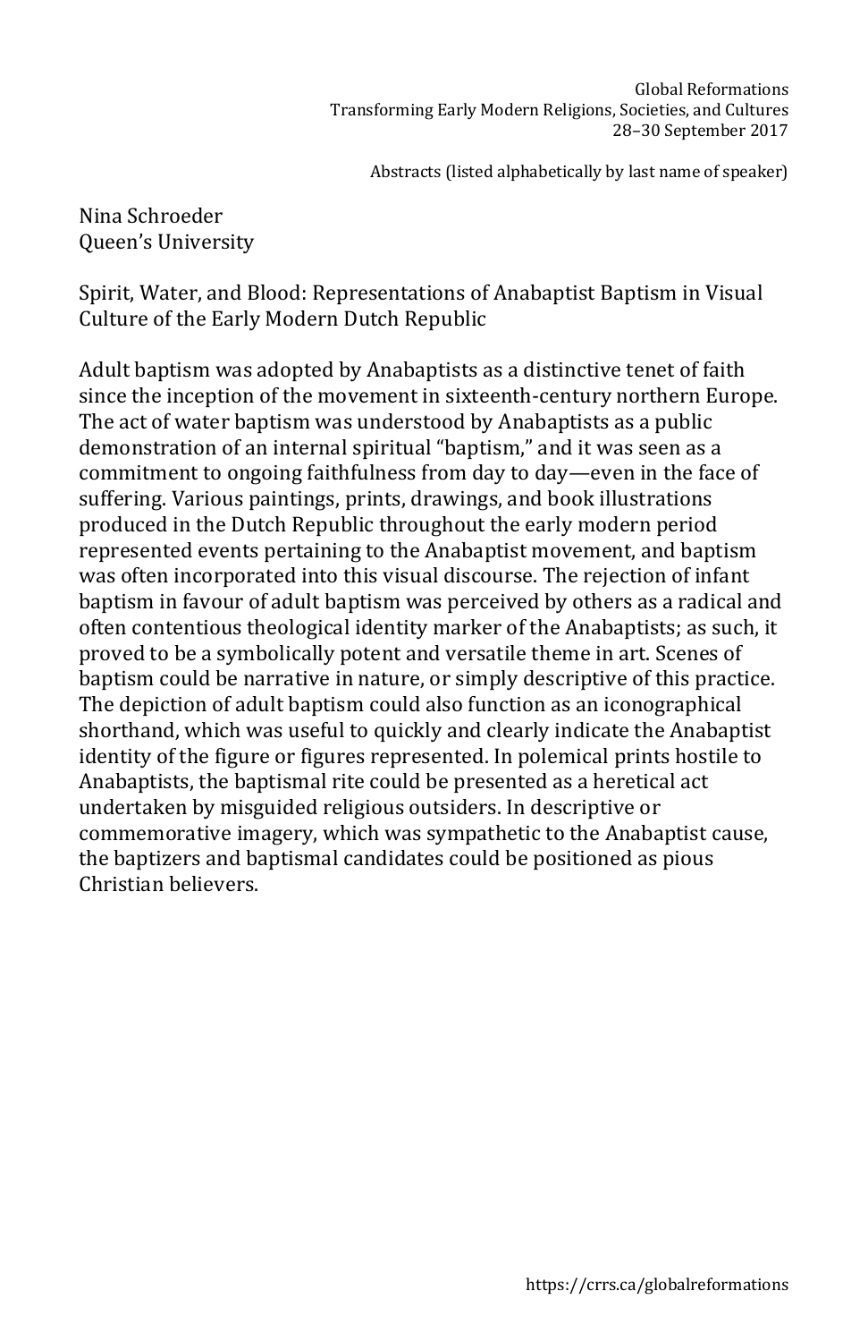Nina Schroeder
Queen's University

Spirit, Water, and Blood: Representations of Anabaptist Baptism in Visual Culture of the Early Modern Dutch Republic

Adult baptism was adopted by Anabaptists as a distinctive tenet of faith since the inception of the movement in sixteenth-century northern Europe. The act of water baptism was understood by Anabaptists as a public demonstration of an internal spiritual "baptism," and it was seen as a commitment to ongoing faithfulness from day to day—even in the face of suffering. Various paintings, prints, drawings, and book illustrations produced in the Dutch Republic throughout the early modern period represented events pertaining to the Anabaptist movement, and baptism was often incorporated into this visual discourse. The rejection of infant baptism in favour of adult baptism was perceived by others as a radical and often contentious theological identity marker of the Anabaptists; as such, it proved to be a symbolically potent and versatile theme in art. Scenes of baptism could be narrative in nature, or simply descriptive of this practice. The depiction of adult baptism could also function as an iconographical shorthand, which was useful to quickly and clearly indicate the Anabaptist identity of the figure or figures represented. In polemical prints hostile to Anabaptists, the baptismal rite could be presented as a heretical act undertaken by misguided religious outsiders. In descriptive or commemorative imagery, which was sympathetic to the Anabaptist cause, the baptizers and baptismal candidates could be positioned as pious Christian believers.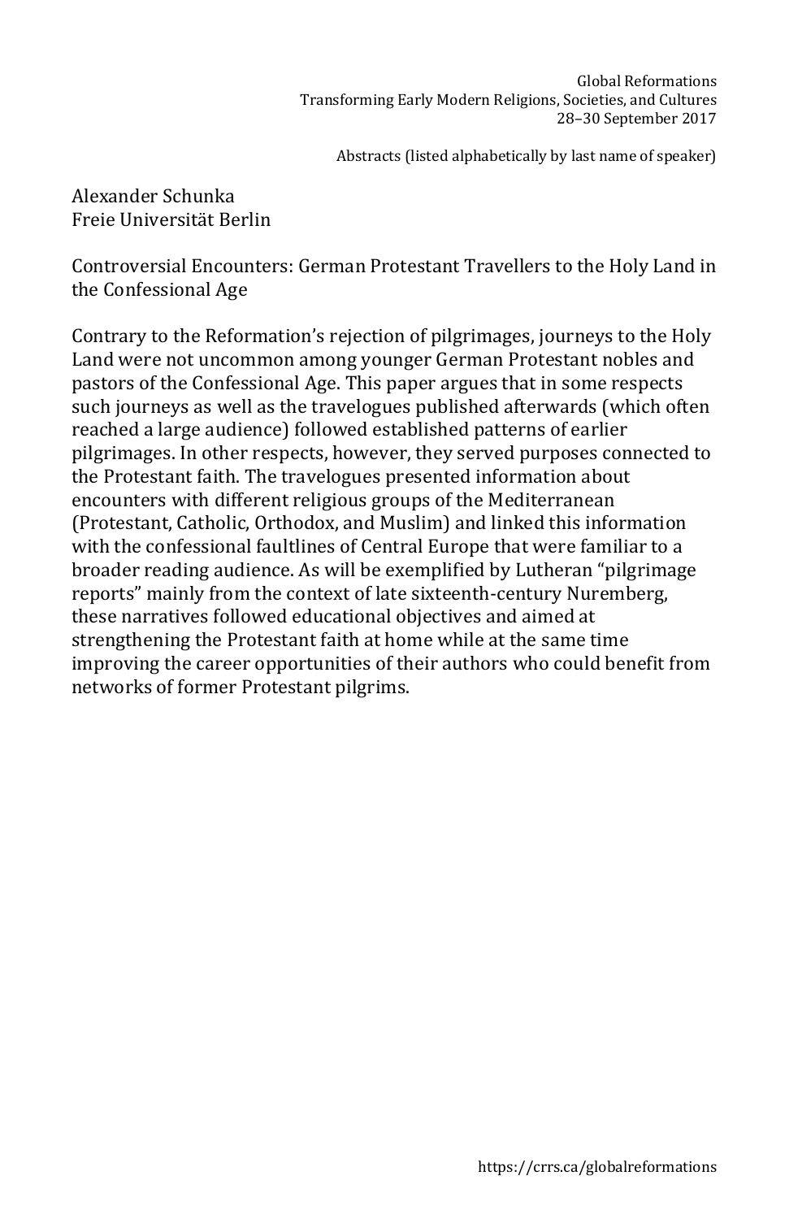Alexander Schunka
Freie Universität Berlin

## Controversial Encounters: German Protestant Travellers to the Holy Land in the Confessional Age

Contrary to the Reformation's rejection of pilgrimages, journeys to the Holy Land were not uncommon among younger German Protestant nobles and pastors of the Confessional Age. This paper argues that in some respects such journeys as well as the travelogues published afterwards (which often reached a large audience) followed established patterns of earlier pilgrimages. In other respects, however, they served purposes connected to the Protestant faith. The travelogues presented information about encounters with different religious groups of the Mediterranean (Protestant, Catholic, Orthodox, and Muslim) and linked this information with the confessional faultlines of Central Europe that were familiar to a broader reading audience. As will be exemplified by Lutheran "pilgrimage reports" mainly from the context of late sixteenth-century Nuremberg, these narratives followed educational objectives and aimed at strengthening the Protestant faith at home while at the same time improving the career opportunities of their authors who could benefit from networks of former Protestant pilgrims.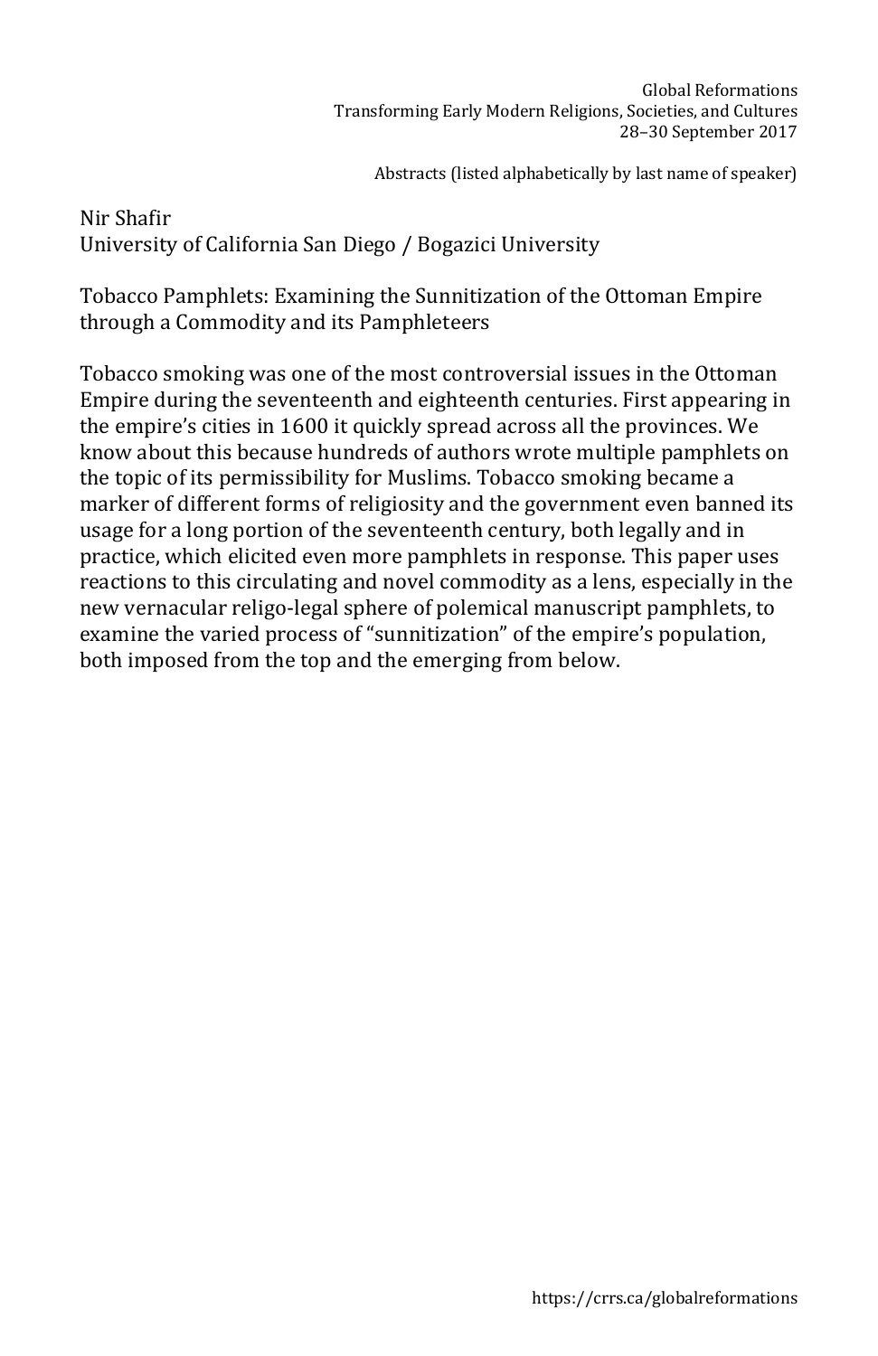Nir Shafir
University of California San Diego / Bogazici University

Tobacco Pamphlets: Examining the Sunnitization of the Ottoman Empire through a Commodity and its Pamphleteers

Tobacco smoking was one of the most controversial issues in the Ottoman Empire during the seventeenth and eighteenth centuries. First appearing in the empire's cities in 1600 it quickly spread across all the provinces. We know about this because hundreds of authors wrote multiple pamphlets on the topic of its permissibility for Muslims. Tobacco smoking became a marker of different forms of religiosity and the government even banned its usage for a long portion of the seventeenth century, both legally and in practice, which elicited even more pamphlets in response. This paper uses reactions to this circulating and novel commodity as a lens, especially in the new vernacular religo-legal sphere of polemical manuscript pamphlets, to examine the varied process of "sunnitization" of the empire's population, both imposed from the top and the emerging from below.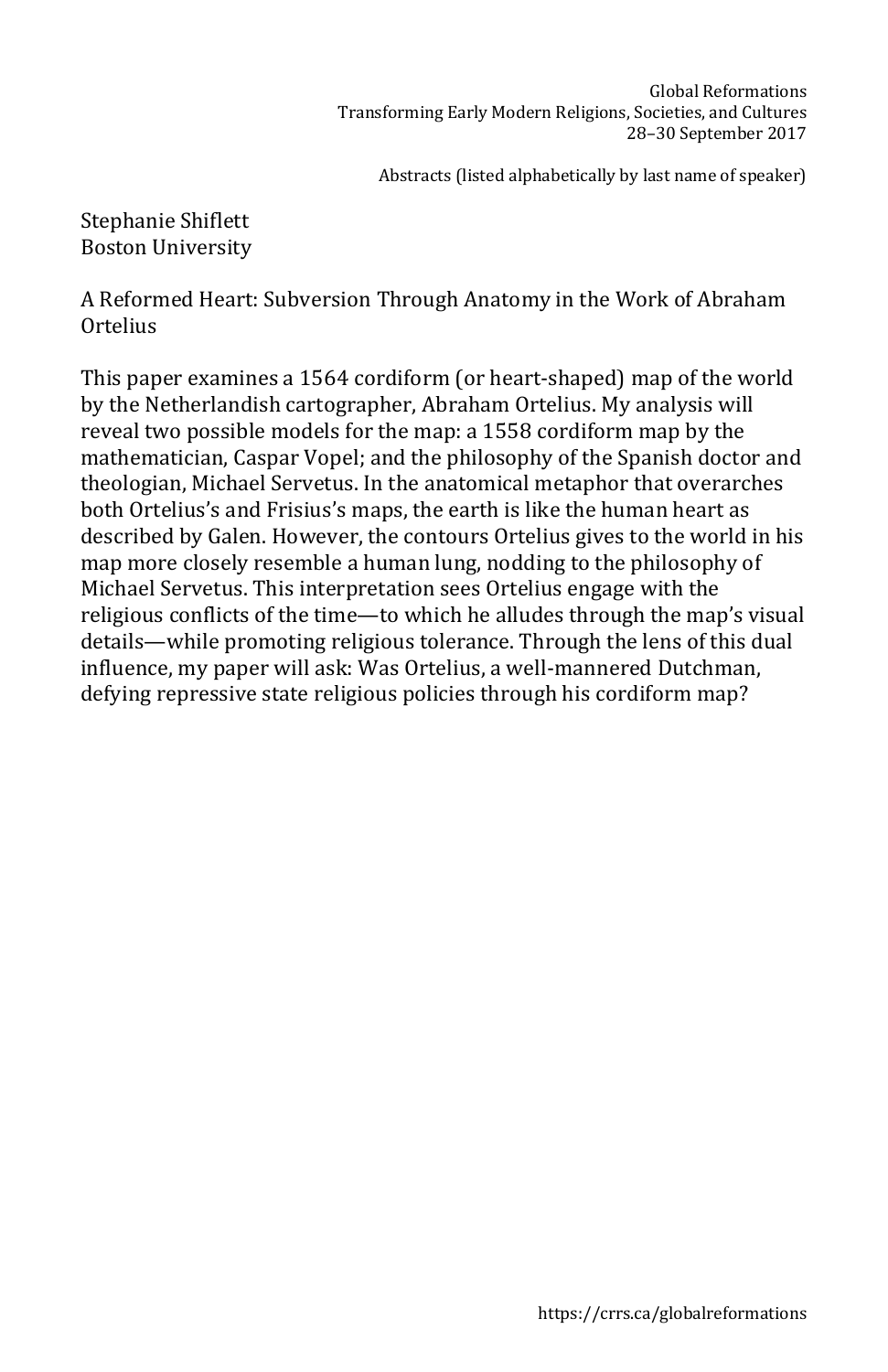Stephanie Shiflett
Boston University

## A Reformed Heart: Subversion Through Anatomy in the Work of Abraham Ortelius

This paper examines a 1564 cordiform (or heart-shaped) map of the world by the Netherlandish cartographer, Abraham Ortelius. My analysis will reveal two possible models for the map: a 1558 cordiform map by the mathematician, Caspar Vopel; and the philosophy of the Spanish doctor and theologian, Michael Servetus. In the anatomical metaphor that overarches both Ortelius's and Frisius's maps, the earth is like the human heart as described by Galen. However, the contours Ortelius gives to the world in his map more closely resemble a human lung, nodding to the philosophy of Michael Servetus. This interpretation sees Ortelius engage with the religious conflicts of the time—to which he alludes through the map's visual details—while promoting religious tolerance. Through the lens of this dual influence, my paper will ask: Was Ortelius, a well-mannered Dutchman, defying repressive state religious policies through his cordiform map?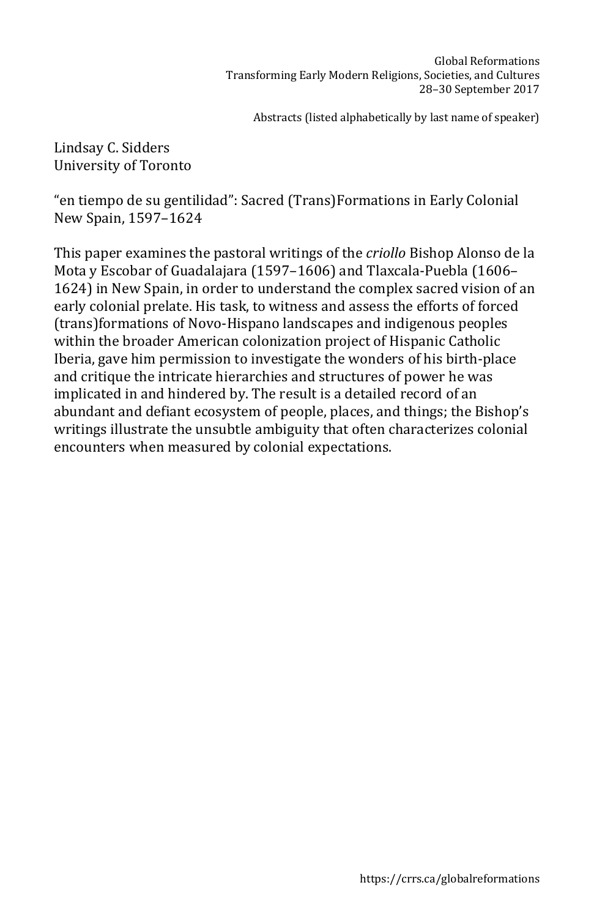Lindsay C. Sidders
University of Toronto

"en tiempo de su gentilidad": Sacred (Trans)Formations in Early Colonial New Spain, 1597–1624

This paper examines the pastoral writings of the *criollo* Bishop Alonso de la Mota y Escobar of Guadalajara (1597–1606) and Tlaxcala-Puebla (1606–1624) in New Spain, in order to understand the complex sacred vision of an early colonial prelate. His task, to witness and assess the efforts of forced (trans)formations of Novo-Hispano landscapes and indigenous peoples within the broader American colonization project of Hispanic Catholic Iberia, gave him permission to investigate the wonders of his birth-place and critique the intricate hierarchies and structures of power he was implicated in and hindered by. The result is a detailed record of an abundant and defiant ecosystem of people, places, and things; the Bishop's writings illustrate the unsubtle ambiguity that often characterizes colonial encounters when measured by colonial expectations.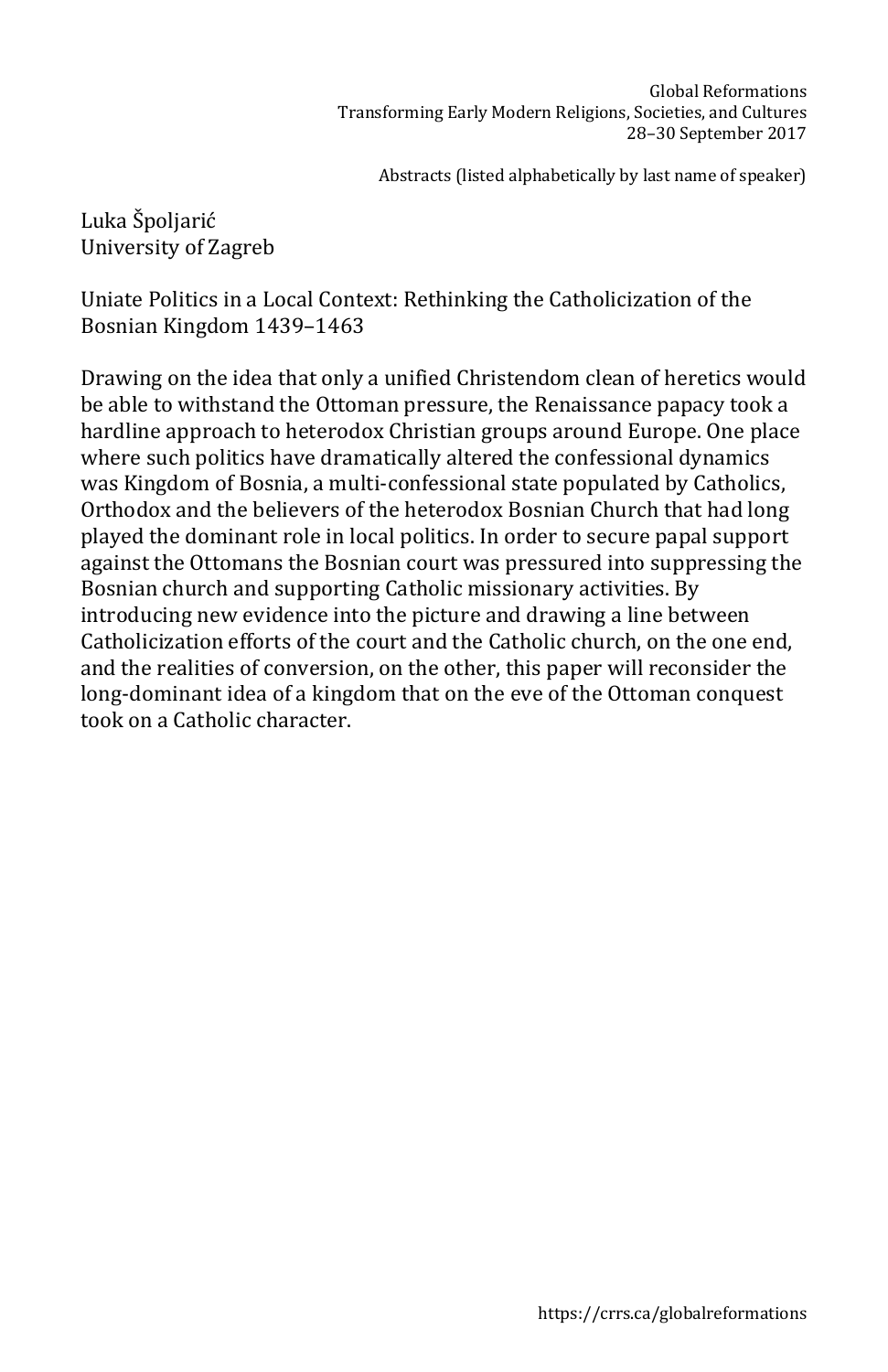Luka Špoljarić
University of Zagreb

Uniate Politics in a Local Context: Rethinking the Catholicization of the Bosnian Kingdom 1439–1463

Drawing on the idea that only a unified Christendom clean of heretics would be able to withstand the Ottoman pressure, the Renaissance papacy took a hardline approach to heterodox Christian groups around Europe. One place where such politics have dramatically altered the confessional dynamics was Kingdom of Bosnia, a multi-confessional state populated by Catholics, Orthodox and the believers of the heterodox Bosnian Church that had long played the dominant role in local politics. In order to secure papal support against the Ottomans the Bosnian court was pressured into suppressing the Bosnian church and supporting Catholic missionary activities. By introducing new evidence into the picture and drawing a line between Catholicization efforts of the court and the Catholic church, on the one end, and the realities of conversion, on the other, this paper will reconsider the long-dominant idea of a kingdom that on the eve of the Ottoman conquest took on a Catholic character.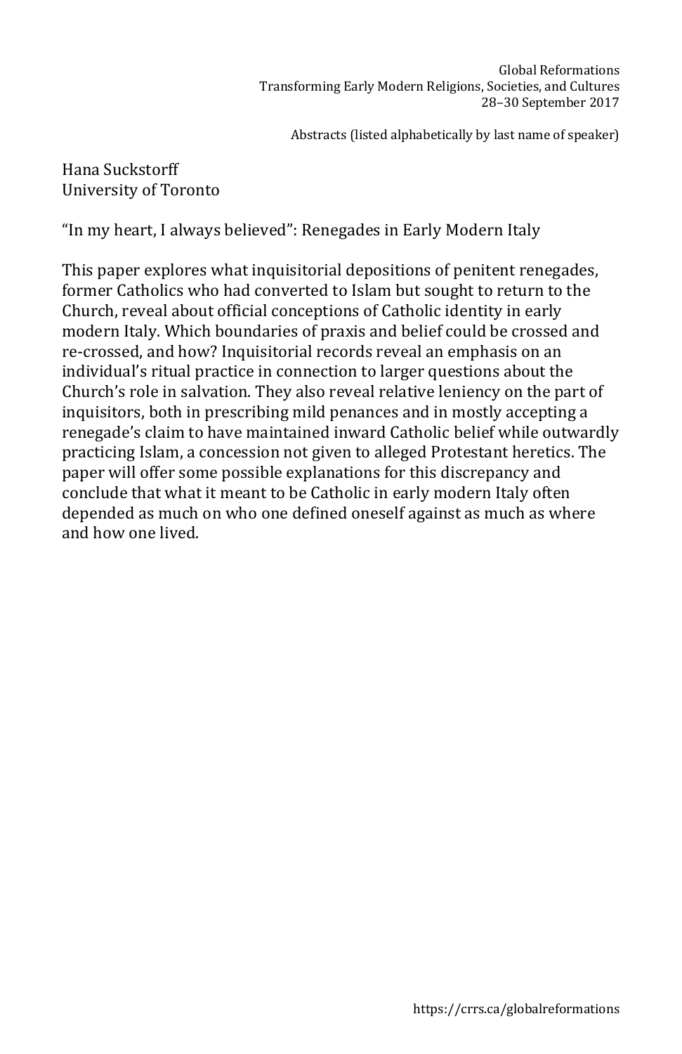Hana Suckstorff
University of Toronto

"In my heart, I always believed": Renegades in Early Modern Italy

This paper explores what inquisitorial depositions of penitent renegades, former Catholics who had converted to Islam but sought to return to the Church, reveal about official conceptions of Catholic identity in early modern Italy. Which boundaries of praxis and belief could be crossed and re-crossed, and how? Inquisitorial records reveal an emphasis on an individual's ritual practice in connection to larger questions about the Church's role in salvation. They also reveal relative leniency on the part of inquisitors, both in prescribing mild penances and in mostly accepting a renegade's claim to have maintained inward Catholic belief while outwardly practicing Islam, a concession not given to alleged Protestant heretics. The paper will offer some possible explanations for this discrepancy and conclude that what it meant to be Catholic in early modern Italy often depended as much on who one defined oneself against as much as where and how one lived.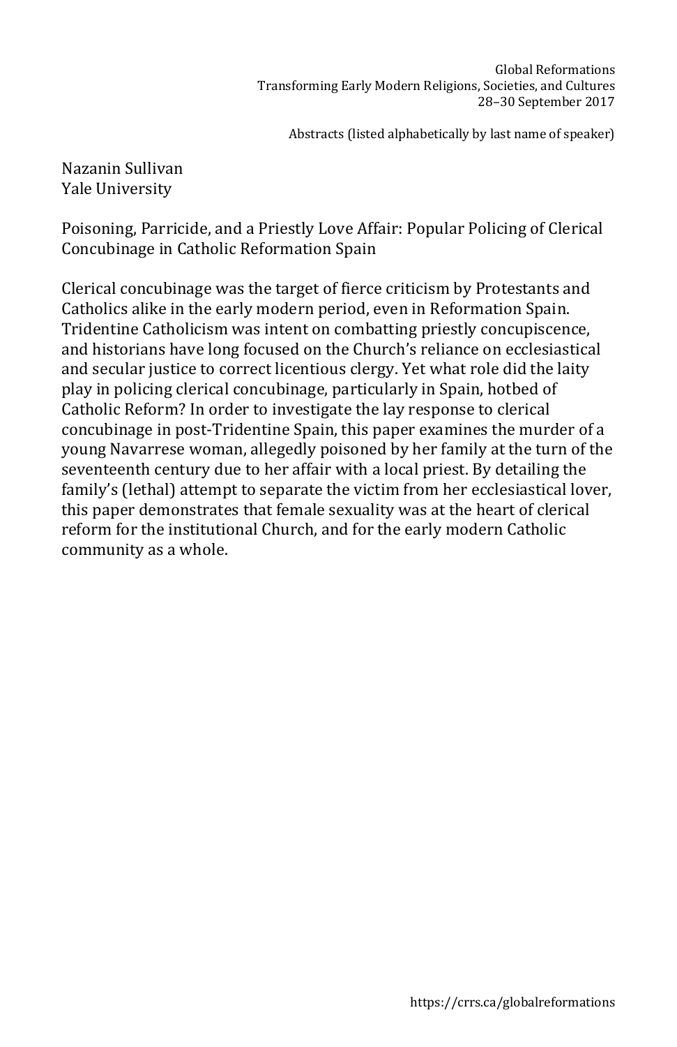Nazanin Sullivan
Yale University

Poisoning, Parricide, and a Priestly Love Affair: Popular Policing of Clerical Concubinage in Catholic Reformation Spain

Clerical concubinage was the target of fierce criticism by Protestants and Catholics alike in the early modern period, even in Reformation Spain. Tridentine Catholicism was intent on combatting priestly concupiscence, and historians have long focused on the Church's reliance on ecclesiastical and secular justice to correct licentious clergy. Yet what role did the laity play in policing clerical concubinage, particularly in Spain, hotbed of Catholic Reform? In order to investigate the lay response to clerical concubinage in post-Tridentine Spain, this paper examines the murder of a young Navarrese woman, allegedly poisoned by her family at the turn of the seventeenth century due to her affair with a local priest. By detailing the family's (lethal) attempt to separate the victim from her ecclesiastical lover, this paper demonstrates that female sexuality was at the heart of clerical reform for the institutional Church, and for the early modern Catholic community as a whole.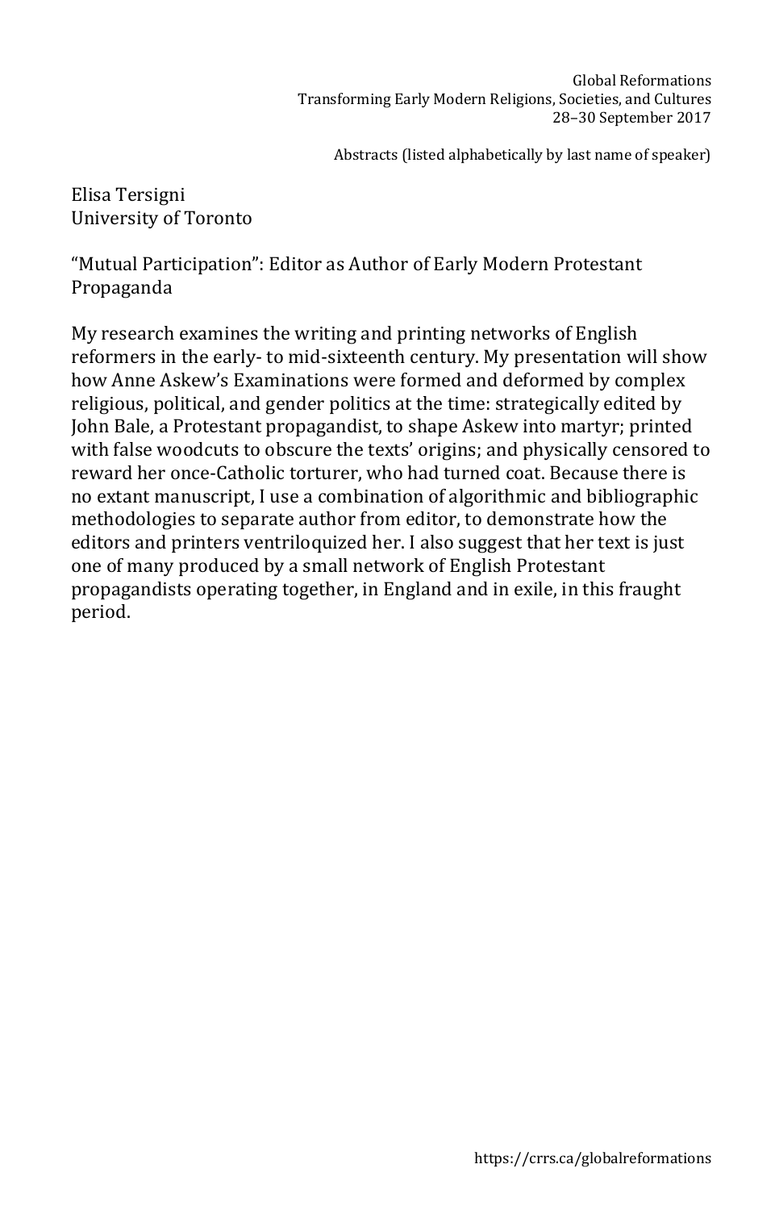Elisa Tersigni
University of Toronto

"Mutual Participation": Editor as Author of Early Modern Protestant Propaganda

My research examines the writing and printing networks of English reformers in the early- to mid-sixteenth century. My presentation will show how Anne Askew's Examinations were formed and deformed by complex religious, political, and gender politics at the time: strategically edited by John Bale, a Protestant propagandist, to shape Askew into martyr; printed with false woodcuts to obscure the texts' origins; and physically censored to reward her once-Catholic torturer, who had turned coat. Because there is no extant manuscript, I use a combination of algorithmic and bibliographic methodologies to separate author from editor, to demonstrate how the editors and printers ventriloquized her. I also suggest that her text is just one of many produced by a small network of English Protestant propagandists operating together, in England and in exile, in this fraught period.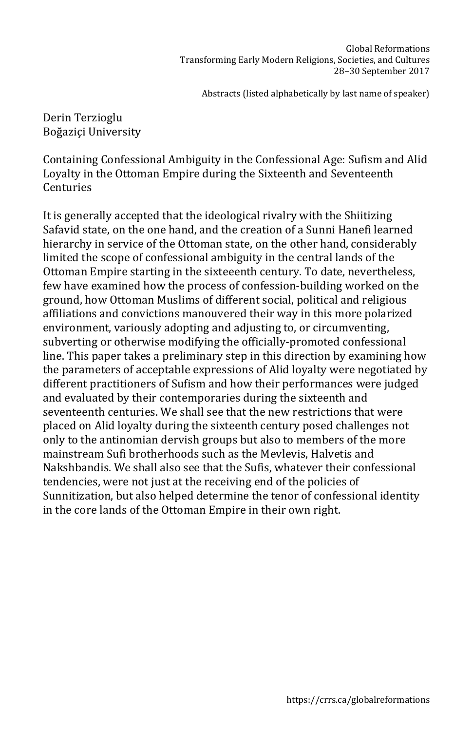Derin Terzioglu
Boğaziçi University

## Containing Confessional Ambiguity in the Confessional Age: Sufism and Alid Loyalty in the Ottoman Empire during the Sixteenth and Seventeenth Centuries

It is generally accepted that the ideological rivalry with the Shiitizing Safavid state, on the one hand, and the creation of a Sunni Hanefi learned hierarchy in service of the Ottoman state, on the other hand, considerably limited the scope of confessional ambiguity in the central lands of the Ottoman Empire starting in the sixteeenth century. To date, nevertheless, few have examined how the process of confession-building worked on the ground, how Ottoman Muslims of different social, political and religious affiliations and convictions manouvered their way in this more polarized environment, variously adopting and adjusting to, or circumventing, subverting or otherwise modifying the officially-promoted confessional line. This paper takes a preliminary step in this direction by examining how the parameters of acceptable expressions of Alid loyalty were negotiated by different practitioners of Sufism and how their performances were judged and evaluated by their contemporaries during the sixteenth and seventeenth centuries. We shall see that the new restrictions that were placed on Alid loyalty during the sixteenth century posed challenges not only to the antinomian dervish groups but also to members of the more mainstream Sufi brotherhoods such as the Mevlevis, Halvetis and Nakshbandis. We shall also see that the Sufis, whatever their confessional tendencies, were not just at the receiving end of the policies of Sunnitization, but also helped determine the tenor of confessional identity in the core lands of the Ottoman Empire in their own right.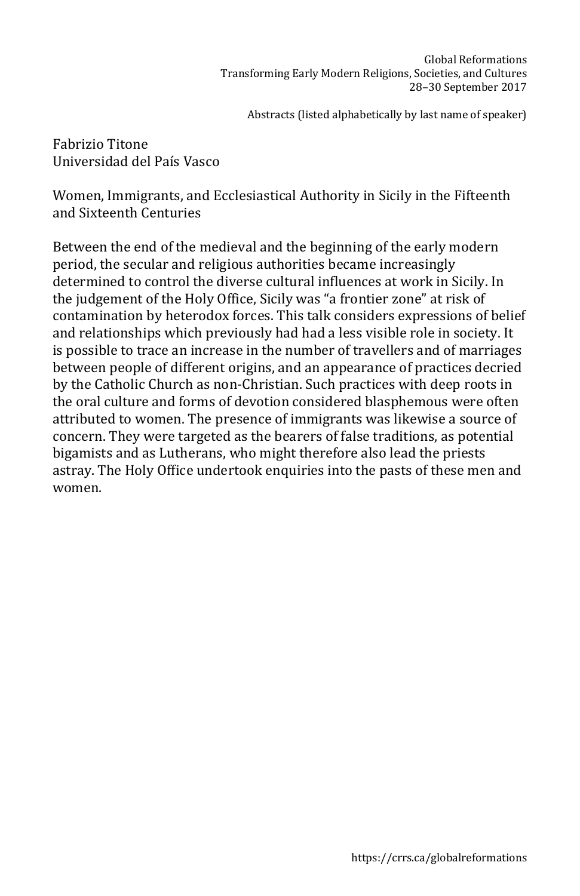Fabrizio Titone
Universidad del País Vasco

Women, Immigrants, and Ecclesiastical Authority in Sicily in the Fifteenth and Sixteenth Centuries

Between the end of the medieval and the beginning of the early modern period, the secular and religious authorities became increasingly determined to control the diverse cultural influences at work in Sicily. In the judgement of the Holy Office, Sicily was "a frontier zone" at risk of contamination by heterodox forces. This talk considers expressions of belief and relationships which previously had had a less visible role in society. It is possible to trace an increase in the number of travellers and of marriages between people of different origins, and an appearance of practices decried by the Catholic Church as non-Christian. Such practices with deep roots in the oral culture and forms of devotion considered blasphemous were often attributed to women. The presence of immigrants was likewise a source of concern. They were targeted as the bearers of false traditions, as potential bigamists and as Lutherans, who might therefore also lead the priests astray. The Holy Office undertook enquiries into the pasts of these men and women.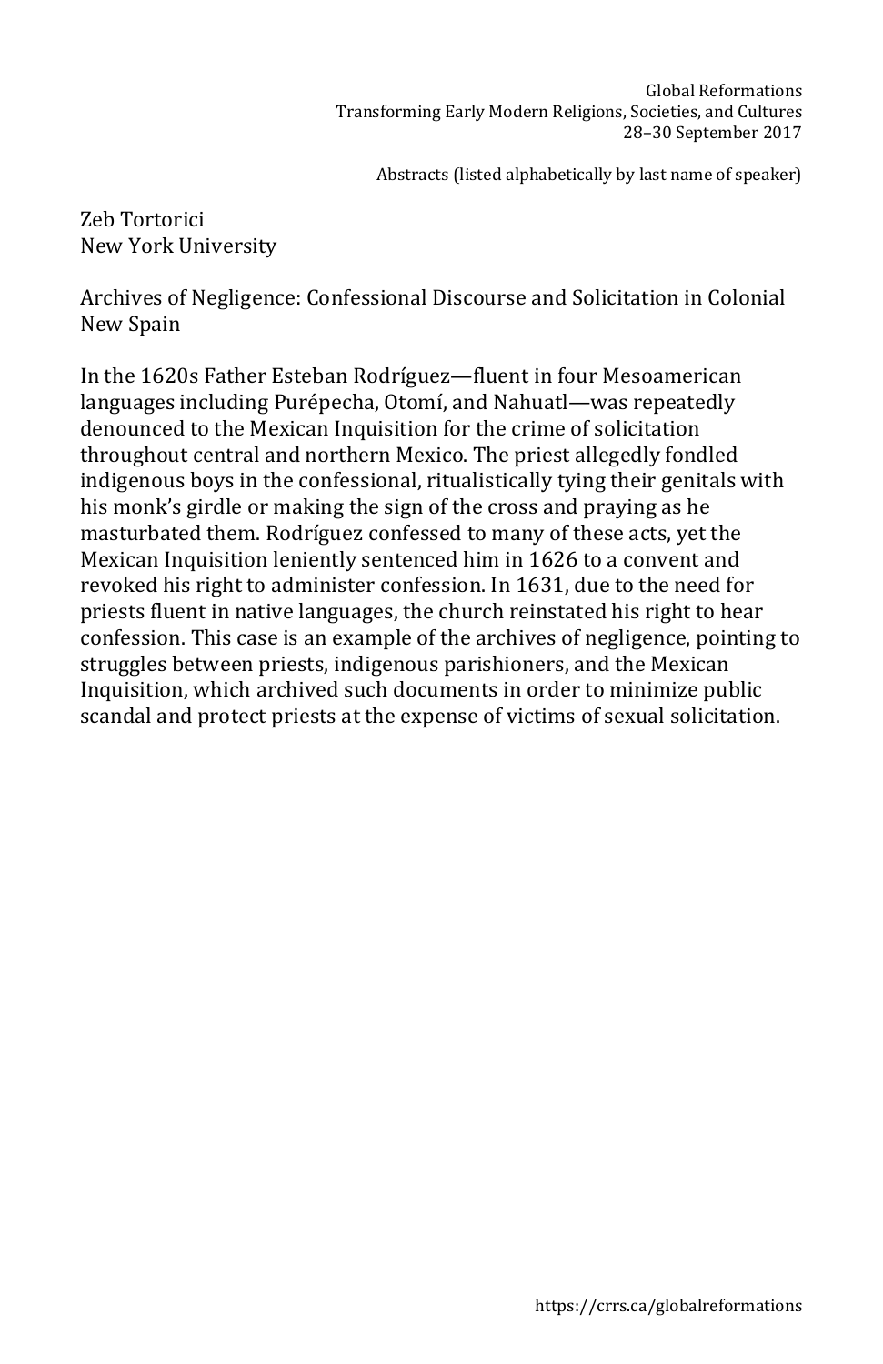Zeb Tortorici
New York University

Archives of Negligence: Confessional Discourse and Solicitation in Colonial New Spain

In the 1620s Father Esteban Rodríguez—fluent in four Mesoamerican languages including Purépecha, Otomí, and Nahuatl—was repeatedly denounced to the Mexican Inquisition for the crime of solicitation throughout central and northern Mexico. The priest allegedly fondled indigenous boys in the confessional, ritualistically tying their genitals with his monk's girdle or making the sign of the cross and praying as he masturbated them. Rodríguez confessed to many of these acts, yet the Mexican Inquisition leniently sentenced him in 1626 to a convent and revoked his right to administer confession. In 1631, due to the need for priests fluent in native languages, the church reinstated his right to hear confession. This case is an example of the archives of negligence, pointing to struggles between priests, indigenous parishioners, and the Mexican Inquisition, which archived such documents in order to minimize public scandal and protect priests at the expense of victims of sexual solicitation.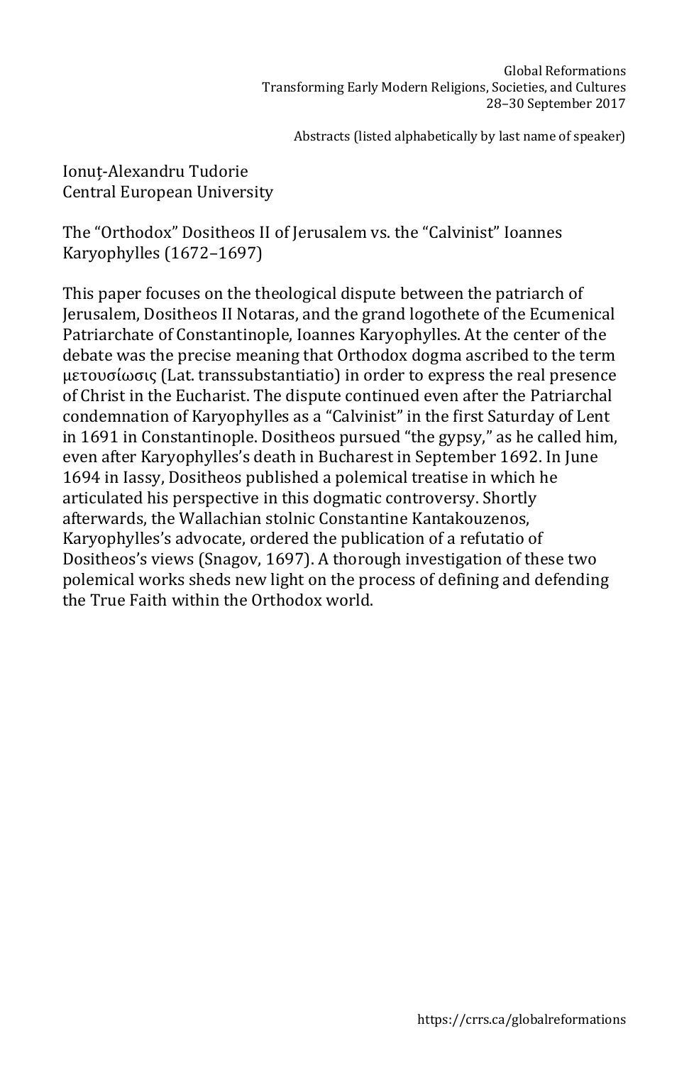Ionuţ-Alexandru Tudorie
Central European University

The "Orthodox" Dositheos II of Jerusalem vs. the "Calvinist" Ioannes Karyophylles (1672–1697)

This paper focuses on the theological dispute between the patriarch of Jerusalem, Dositheos II Notaras, and the grand logothete of the Ecumenical Patriarchate of Constantinople, Ioannes Karyophylles. At the center of the debate was the precise meaning that Orthodox dogma ascribed to the term μετουσίωσις (Lat. transsubstantiatio) in order to express the real presence of Christ in the Eucharist. The dispute continued even after the Patriarchal condemnation of Karyophylles as a "Calvinist" in the first Saturday of Lent in 1691 in Constantinople. Dositheos pursued "the gypsy," as he called him, even after Karyophylles's death in Bucharest in September 1692. In June 1694 in Iassy, Dositheos published a polemical treatise in which he articulated his perspective in this dogmatic controversy. Shortly afterwards, the Wallachian stolnic Constantine Kantakouzenos, Karyophylles's advocate, ordered the publication of a refutatio of Dositheos's views (Snagov, 1697). A thorough investigation of these two polemical works sheds new light on the process of defining and defending the True Faith within the Orthodox world.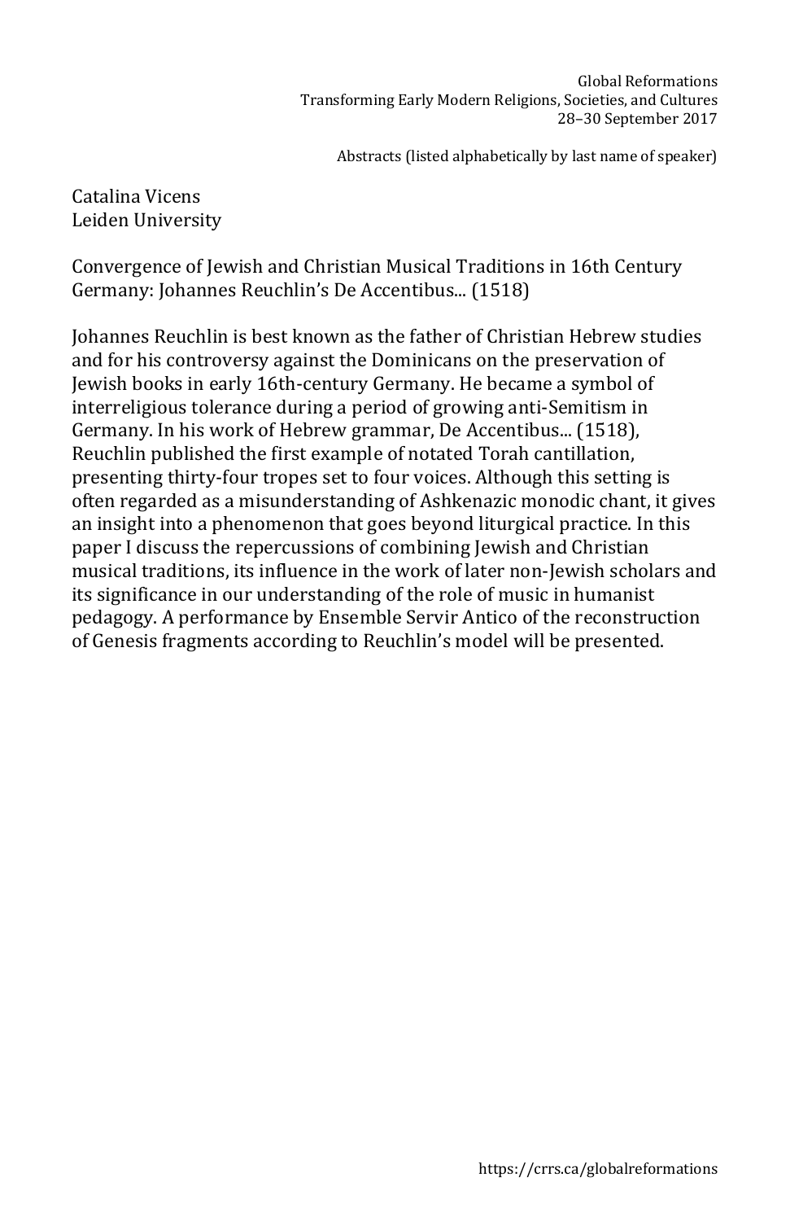Catalina Vicens
Leiden University

Convergence of Jewish and Christian Musical Traditions in 16th Century Germany: Johannes Reuchlin's De Accentibus... (1518)

Johannes Reuchlin is best known as the father of Christian Hebrew studies and for his controversy against the Dominicans on the preservation of Jewish books in early 16th-century Germany. He became a symbol of interreligious tolerance during a period of growing anti-Semitism in Germany. In his work of Hebrew grammar, De Accentibus... (1518), Reuchlin published the first example of notated Torah cantillation, presenting thirty-four tropes set to four voices. Although this setting is often regarded as a misunderstanding of Ashkenazic monodic chant, it gives an insight into a phenomenon that goes beyond liturgical practice. In this paper I discuss the repercussions of combining Jewish and Christian musical traditions, its influence in the work of later non-Jewish scholars and its significance in our understanding of the role of music in humanist pedagogy. A performance by Ensemble Servir Antico of the reconstruction of Genesis fragments according to Reuchlin's model will be presented.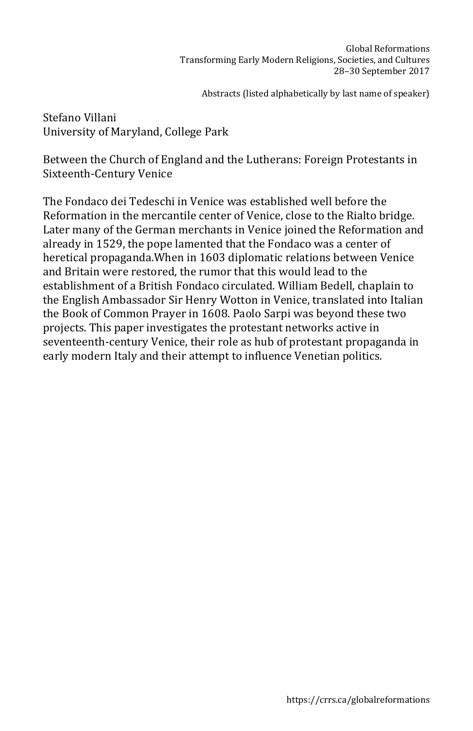Global Reformations
Transforming Early Modern Religions, Societies, and Cultures
28–30 September 2017

Abstracts (listed alphabetically by last name of speaker)

Stefano Villani
University of Maryland, College Park

Between the Church of England and the Lutherans: Foreign Protestants in Sixteenth-Century Venice

The Fondaco dei Tedeschi in Venice was established well before the Reformation in the mercantile center of Venice, close to the Rialto bridge. Later many of the German merchants in Venice joined the Reformation and already in 1529, the pope lamented that the Fondaco was a center of heretical propaganda.When in 1603 diplomatic relations between Venice and Britain were restored, the rumor that this would lead to the establishment of a British Fondaco circulated. William Bedell, chaplain to the English Ambassador Sir Henry Wotton in Venice, translated into Italian the Book of Common Prayer in 1608. Paolo Sarpi was beyond these two projects. This paper investigates the protestant networks active in seventeenth-century Venice, their role as hub of protestant propaganda in early modern Italy and their attempt to influence Venetian politics.

https://crrs.ca/globalreformations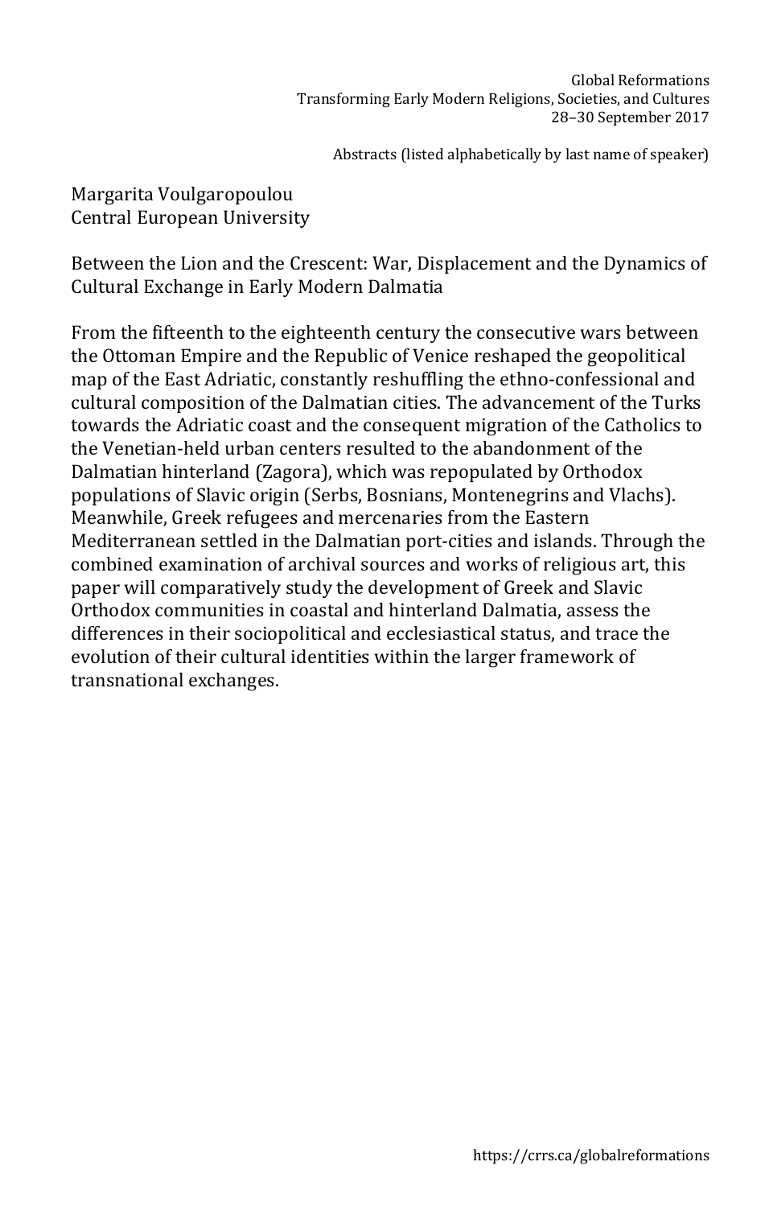Margarita Voulgaropoulou
Central European University

Between the Lion and the Crescent: War, Displacement and the Dynamics of Cultural Exchange in Early Modern Dalmatia

From the fifteenth to the eighteenth century the consecutive wars between the Ottoman Empire and the Republic of Venice reshaped the geopolitical map of the East Adriatic, constantly reshuffling the ethno-confessional and cultural composition of the Dalmatian cities. The advancement of the Turks towards the Adriatic coast and the consequent migration of the Catholics to the Venetian-held urban centers resulted to the abandonment of the Dalmatian hinterland (Zagora), which was repopulated by Orthodox populations of Slavic origin (Serbs, Bosnians, Montenegrins and Vlachs). Meanwhile, Greek refugees and mercenaries from the Eastern Mediterranean settled in the Dalmatian port-cities and islands. Through the combined examination of archival sources and works of religious art, this paper will comparatively study the development of Greek and Slavic Orthodox communities in coastal and hinterland Dalmatia, assess the differences in their sociopolitical and ecclesiastical status, and trace the evolution of their cultural identities within the larger framework of transnational exchanges.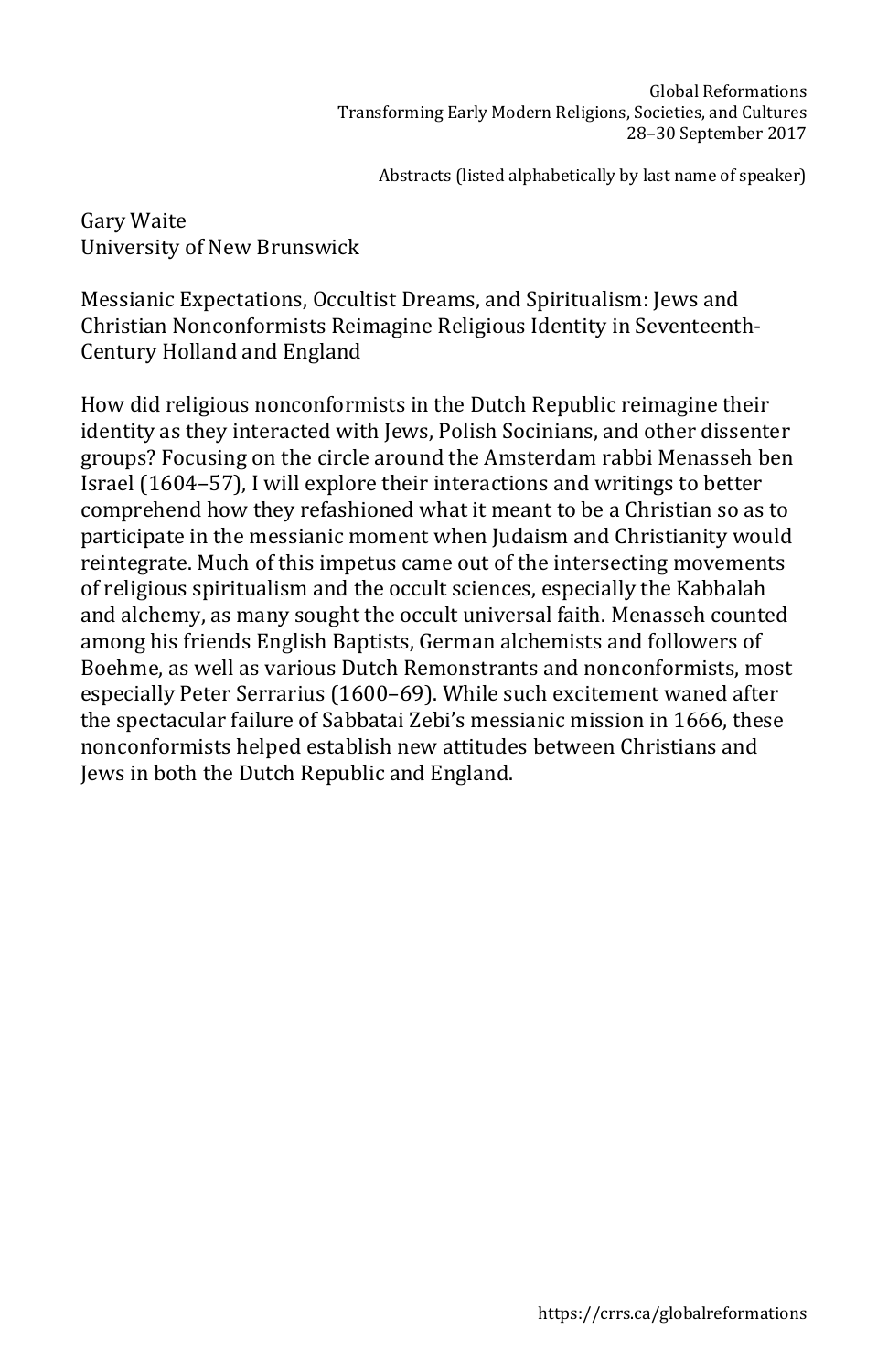Gary Waite
University of New Brunswick

Messianic Expectations, Occultist Dreams, and Spiritualism: Jews and Christian Nonconformists Reimagine Religious Identity in Seventeenth-Century Holland and England

How did religious nonconformists in the Dutch Republic reimagine their identity as they interacted with Jews, Polish Socinians, and other dissenter groups? Focusing on the circle around the Amsterdam rabbi Menasseh ben Israel (1604–57), I will explore their interactions and writings to better comprehend how they refashioned what it meant to be a Christian so as to participate in the messianic moment when Judaism and Christianity would reintegrate. Much of this impetus came out of the intersecting movements of religious spiritualism and the occult sciences, especially the Kabbalah and alchemy, as many sought the occult universal faith. Menasseh counted among his friends English Baptists, German alchemists and followers of Boehme, as well as various Dutch Remonstrants and nonconformists, most especially Peter Serrarius (1600–69). While such excitement waned after the spectacular failure of Sabbatai Zebi's messianic mission in 1666, these nonconformists helped establish new attitudes between Christians and Jews in both the Dutch Republic and England.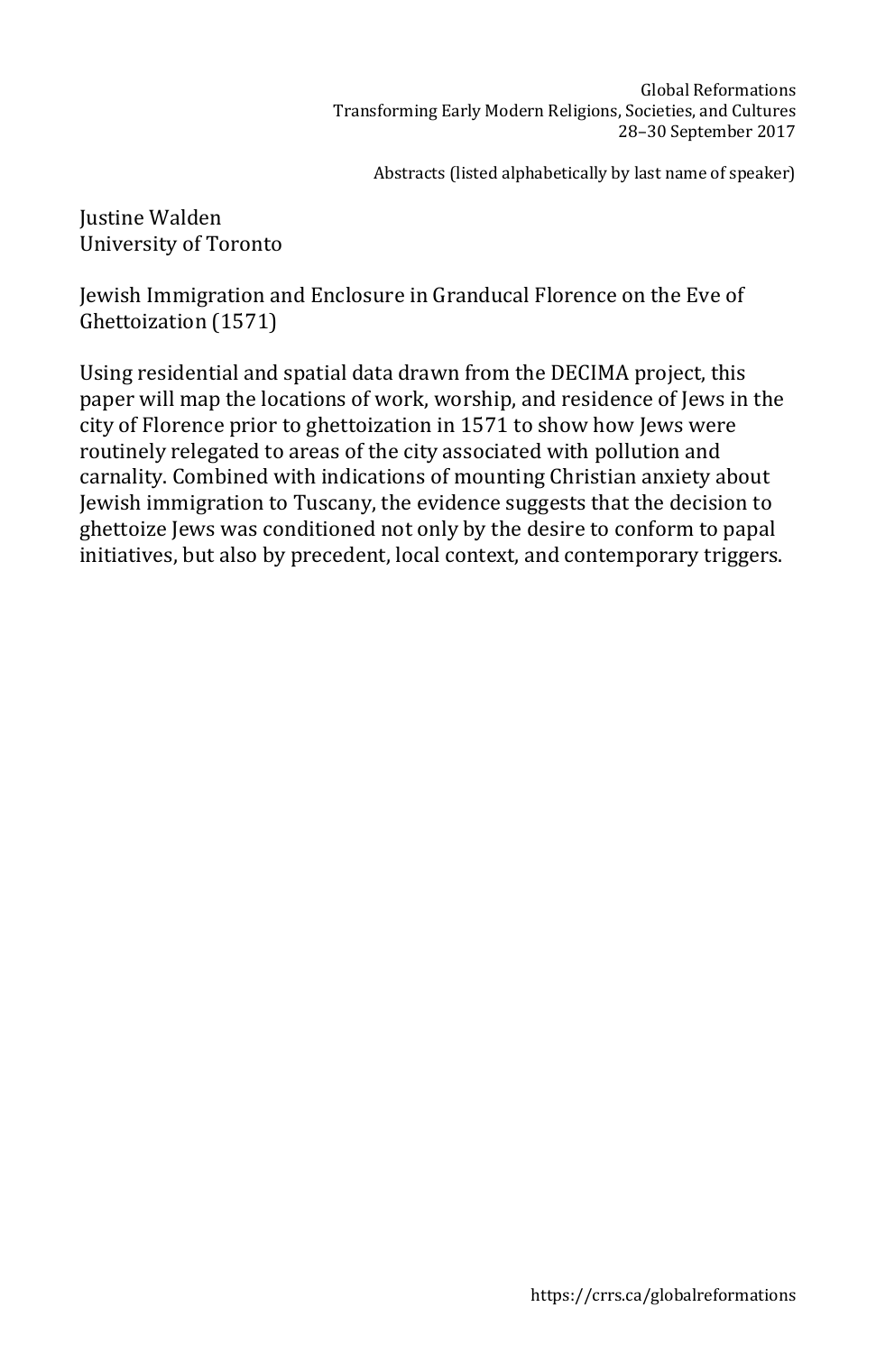Justine Walden
University of Toronto

Jewish Immigration and Enclosure in Granducal Florence on the Eve of Ghettoization (1571)

Using residential and spatial data drawn from the DECIMA project, this paper will map the locations of work, worship, and residence of Jews in the city of Florence prior to ghettoization in 1571 to show how Jews were routinely relegated to areas of the city associated with pollution and carnality. Combined with indications of mounting Christian anxiety about Jewish immigration to Tuscany, the evidence suggests that the decision to ghettoize Jews was conditioned not only by the desire to conform to papal initiatives, but also by precedent, local context, and contemporary triggers.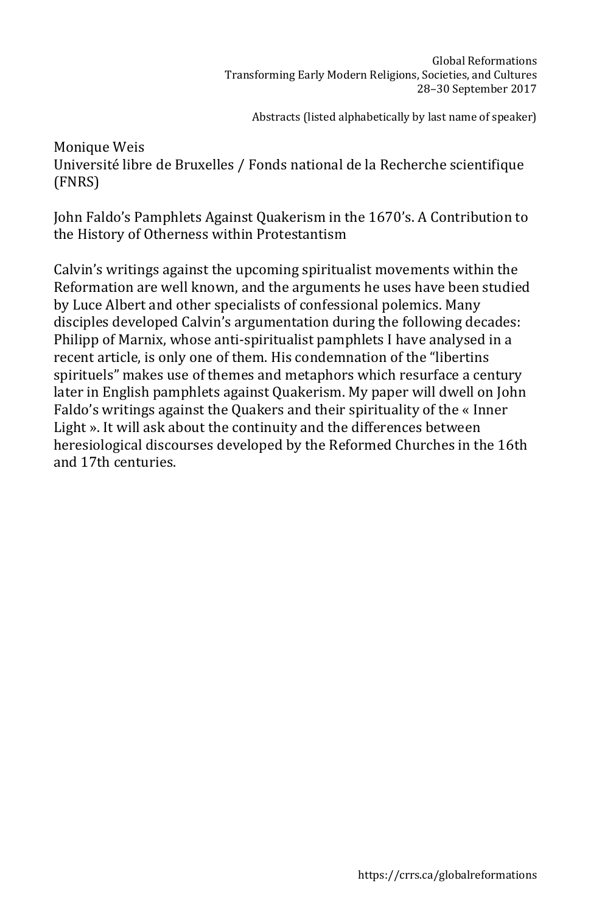Monique Weis
Université libre de Bruxelles / Fonds national de la Recherche scientifique (FNRS)

John Faldo's Pamphlets Against Quakerism in the 1670's. A Contribution to the History of Otherness within Protestantism

Calvin's writings against the upcoming spiritualist movements within the Reformation are well known, and the arguments he uses have been studied by Luce Albert and other specialists of confessional polemics. Many disciples developed Calvin's argumentation during the following decades: Philipp of Marnix, whose anti-spiritualist pamphlets I have analysed in a recent article, is only one of them. His condemnation of the "libertins spirituels" makes use of themes and metaphors which resurface a century later in English pamphlets against Quakerism. My paper will dwell on John Faldo's writings against the Quakers and their spirituality of the « Inner Light ». It will ask about the continuity and the differences between heresiological discourses developed by the Reformed Churches in the 16th and 17th centuries.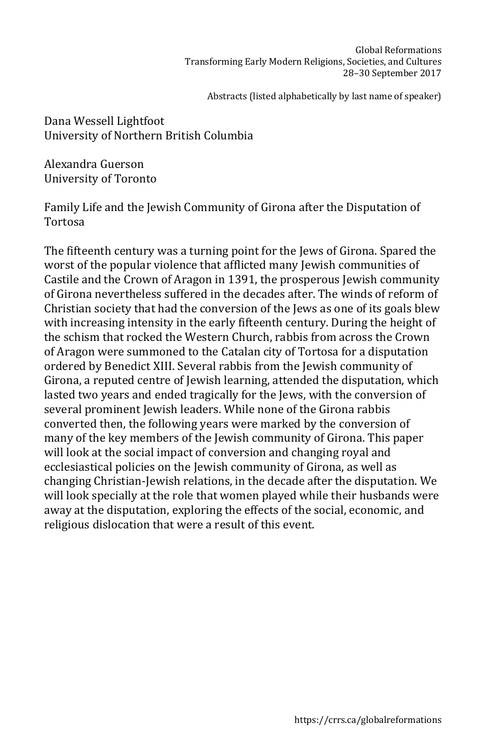Dana Wessell Lightfoot
University of Northern British Columbia

Alexandra Guerson
University of Toronto

## Family Life and the Jewish Community of Girona after the Disputation of Tortosa

The fifteenth century was a turning point for the Jews of Girona. Spared the worst of the popular violence that afflicted many Jewish communities of Castile and the Crown of Aragon in 1391, the prosperous Jewish community of Girona nevertheless suffered in the decades after. The winds of reform of Christian society that had the conversion of the Jews as one of its goals blew with increasing intensity in the early fifteenth century. During the height of the schism that rocked the Western Church, rabbis from across the Crown of Aragon were summoned to the Catalan city of Tortosa for a disputation ordered by Benedict XIII. Several rabbis from the Jewish community of Girona, a reputed centre of Jewish learning, attended the disputation, which lasted two years and ended tragically for the Jews, with the conversion of several prominent Jewish leaders. While none of the Girona rabbis converted then, the following years were marked by the conversion of many of the key members of the Jewish community of Girona. This paper will look at the social impact of conversion and changing royal and ecclesiastical policies on the Jewish community of Girona, as well as changing Christian-Jewish relations, in the decade after the disputation. We will look specially at the role that women played while their husbands were away at the disputation, exploring the effects of the social, economic, and religious dislocation that were a result of this event.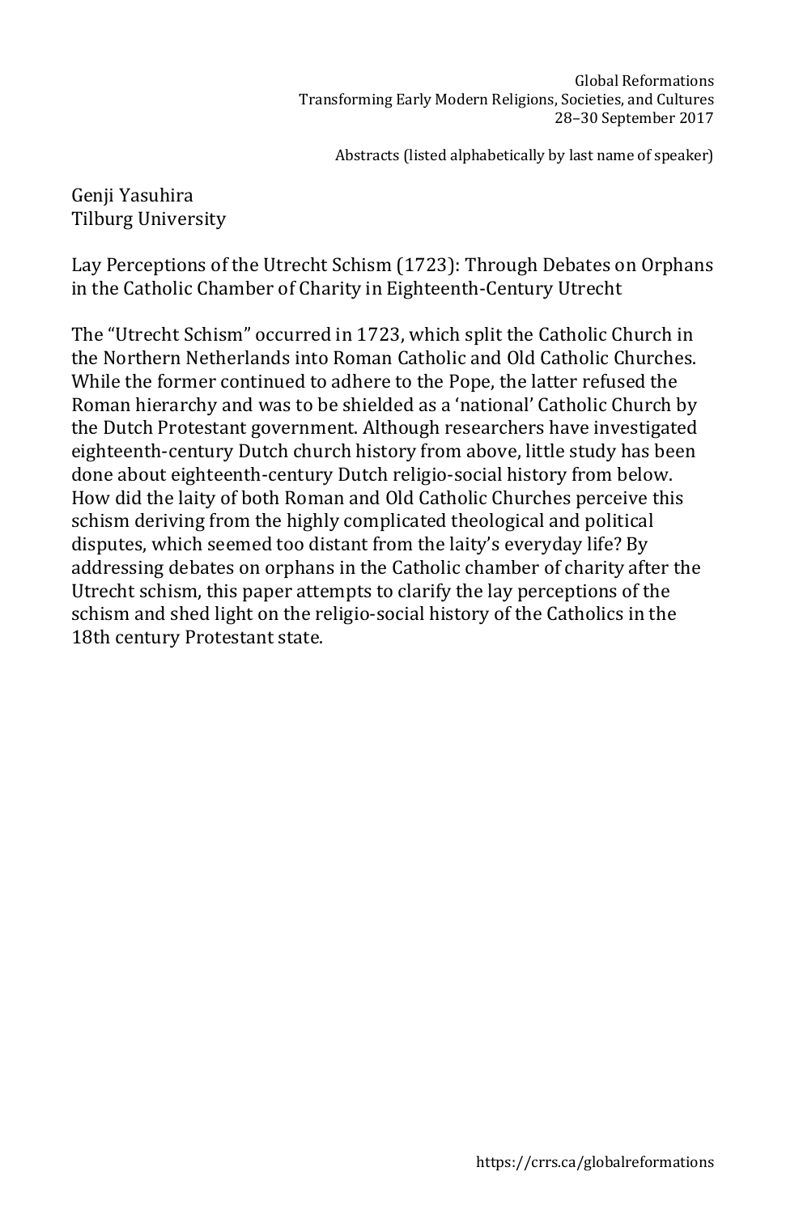Genji Yasuhira
Tilburg University

Lay Perceptions of the Utrecht Schism (1723): Through Debates on Orphans in the Catholic Chamber of Charity in Eighteenth-Century Utrecht

The "Utrecht Schism" occurred in 1723, which split the Catholic Church in the Northern Netherlands into Roman Catholic and Old Catholic Churches. While the former continued to adhere to the Pope, the latter refused the Roman hierarchy and was to be shielded as a 'national' Catholic Church by the Dutch Protestant government. Although researchers have investigated eighteenth-century Dutch church history from above, little study has been done about eighteenth-century Dutch religio-social history from below. How did the laity of both Roman and Old Catholic Churches perceive this schism deriving from the highly complicated theological and political disputes, which seemed too distant from the laity's everyday life? By addressing debates on orphans in the Catholic chamber of charity after the Utrecht schism, this paper attempts to clarify the lay perceptions of the schism and shed light on the religio-social history of the Catholics in the 18th century Protestant state.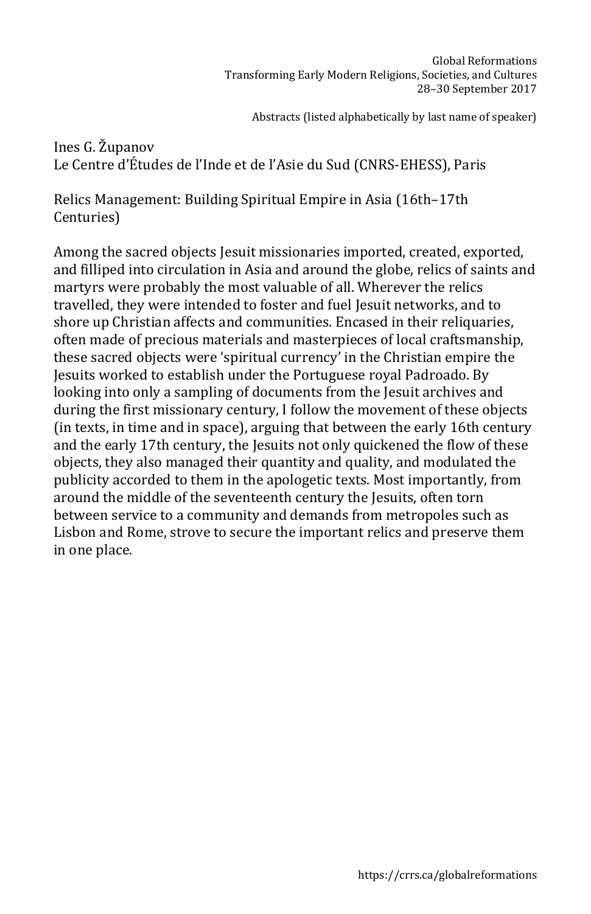Ines G. Županov
Le Centre d'Études de l'Inde et de l'Asie du Sud (CNRS-EHESS), Paris

## Relics Management: Building Spiritual Empire in Asia (16th–17th Centuries)

Among the sacred objects Jesuit missionaries imported, created, exported, and filliped into circulation in Asia and around the globe, relics of saints and martyrs were probably the most valuable of all. Wherever the relics travelled, they were intended to foster and fuel Jesuit networks, and to shore up Christian affects and communities. Encased in their reliquaries, often made of precious materials and masterpieces of local craftsmanship, these sacred objects were 'spiritual currency' in the Christian empire the Jesuits worked to establish under the Portuguese royal Padroado. By looking into only a sampling of documents from the Jesuit archives and during the first missionary century, I follow the movement of these objects (in texts, in time and in space), arguing that between the early 16th century and the early 17th century, the Jesuits not only quickened the flow of these objects, they also managed their quantity and quality, and modulated the publicity accorded to them in the apologetic texts. Most importantly, from around the middle of the seventeenth century the Jesuits, often torn between service to a community and demands from metropoles such as Lisbon and Rome, strove to secure the important relics and preserve them in one place.